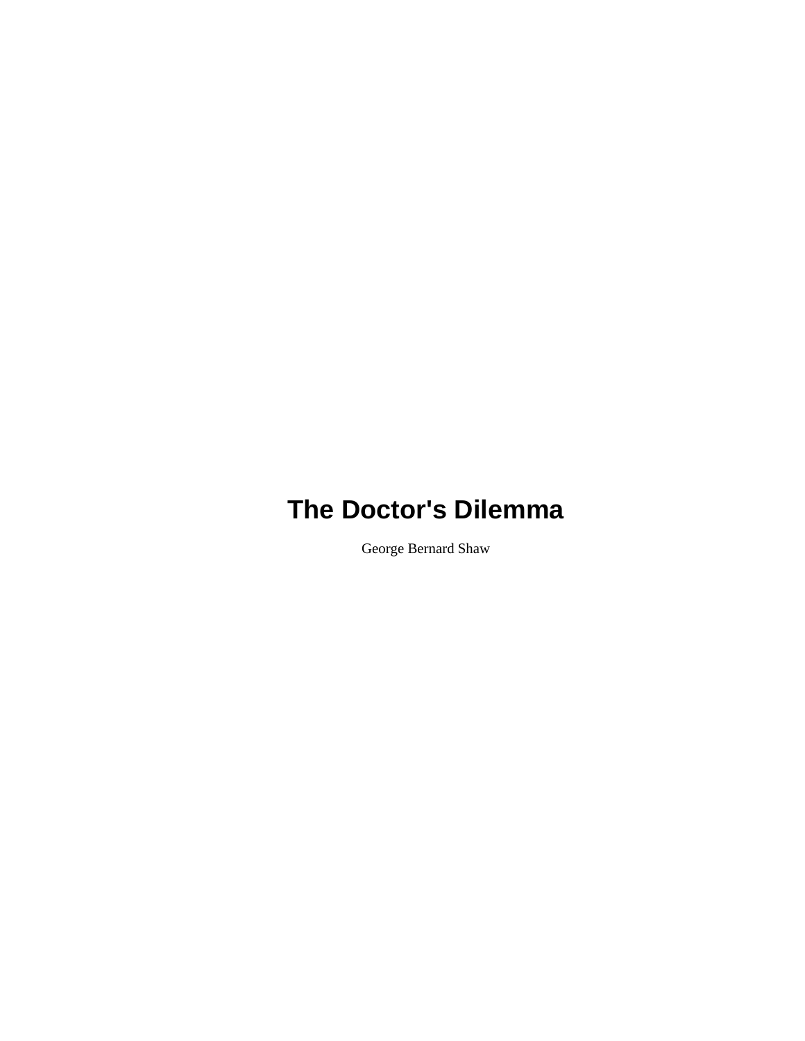# The Doctor's Dilemma

George Bernard Shaw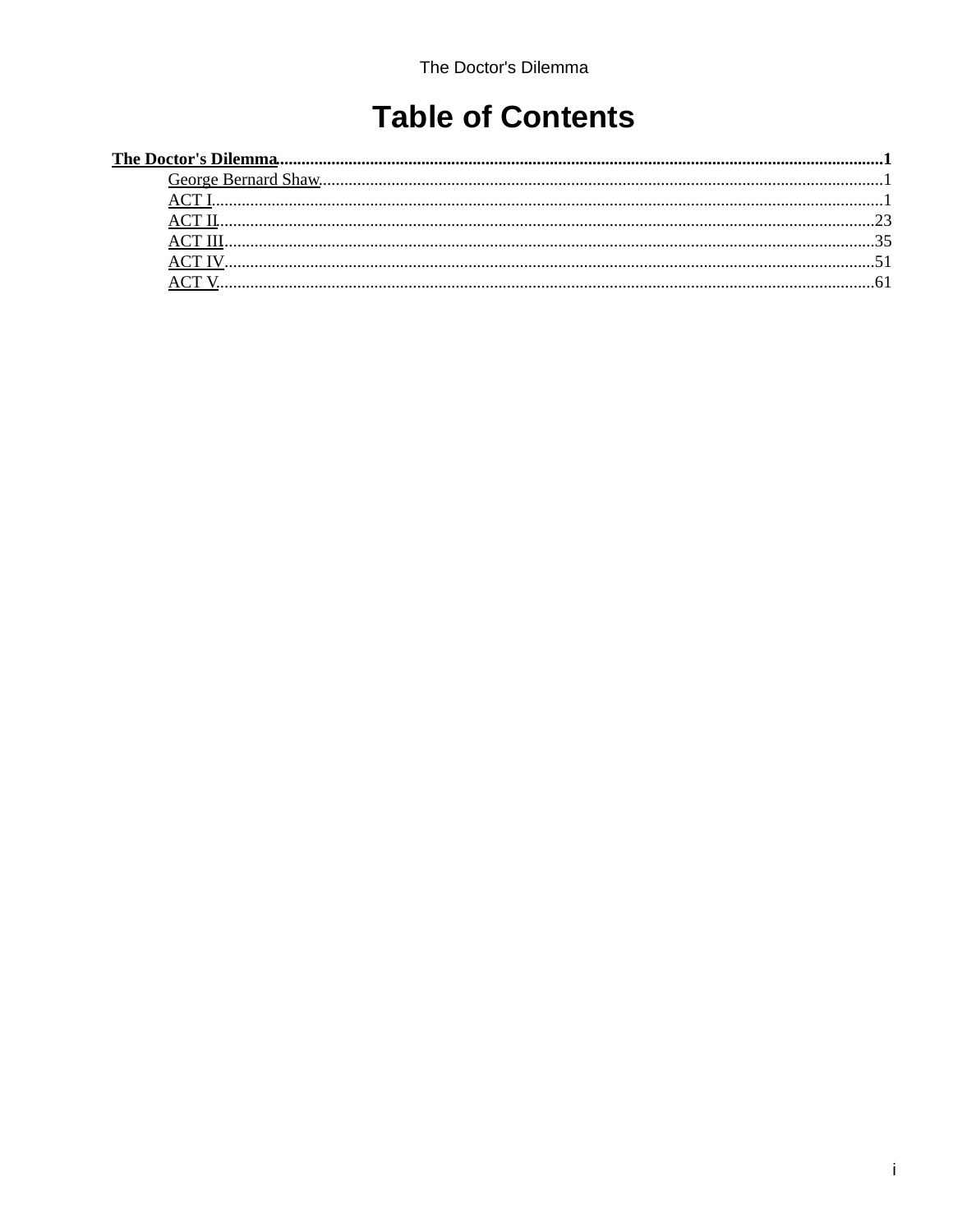# Table of Contents

**The Doctor's Dilemma** ..... 1
- George Bernard Shaw ..... 1
- ACT I ..... 1
- ACT II ..... 23
- ACT III ..... 35
- ACT IV ..... 51
- ACT V ..... 61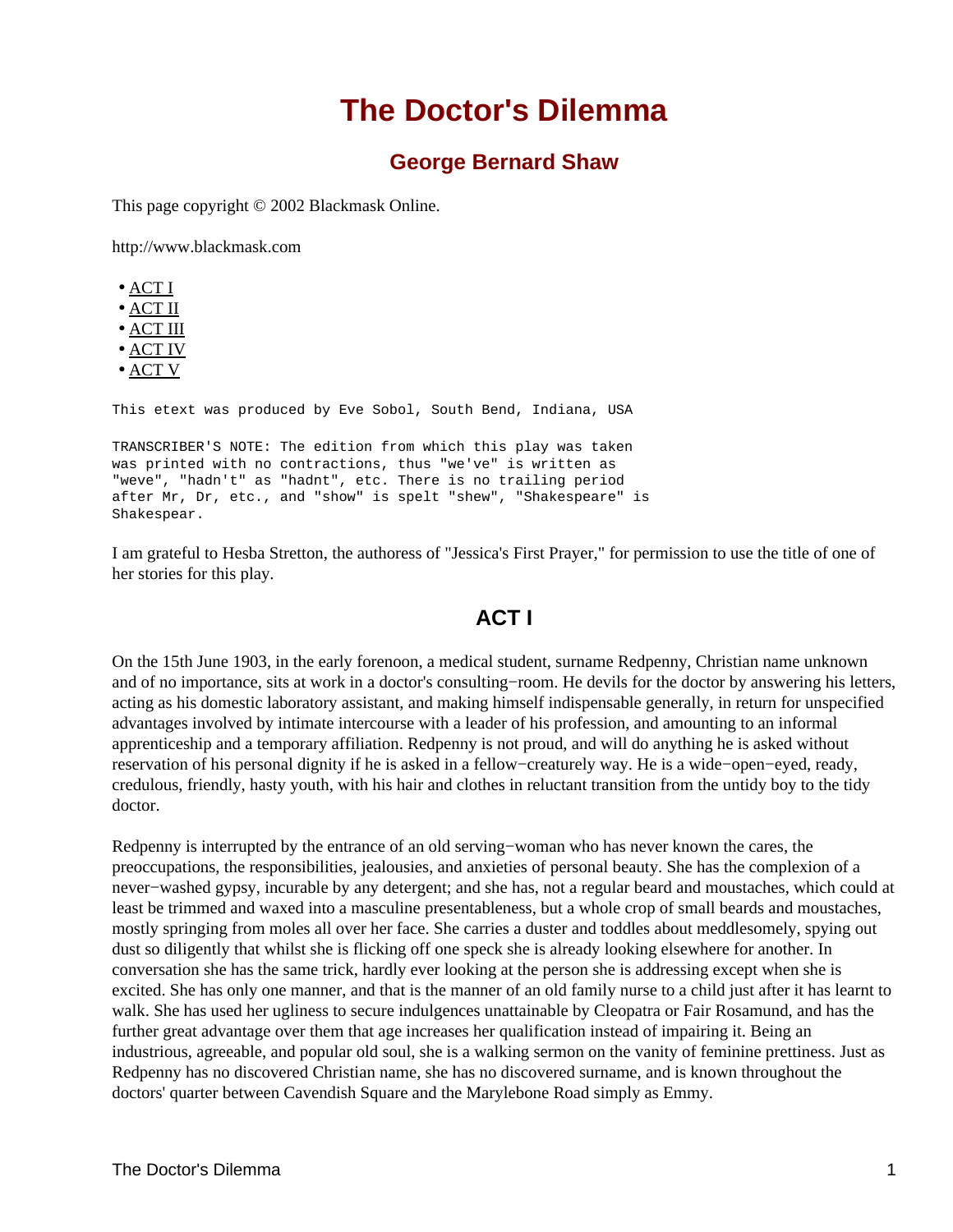# The Doctor's Dilemma

## George Bernard Shaw

This page copyright © 2002 Blackmask Online.

http://www.blackmask.com

- ACT I
- ACT II
- ACT III
- ACT IV
- ACT V

```
This etext was produced by Eve Sobol, South Bend, Indiana, USA

TRANSCRIBER'S NOTE: The edition from which this play was taken
was printed with no contractions, thus "we've" is written as
"weve", "hadn't" as "hadnt", etc. There is no trailing period
after Mr, Dr, etc., and "show" is spelt "shew", "Shakespeare" is
Shakespear.
```

I am grateful to Hesba Stretton, the authoress of "Jessica's First Prayer," for permission to use the title of one of her stories for this play.

## ACT I

On the 15th June 1903, in the early forenoon, a medical student, surname Redpenny, Christian name unknown and of no importance, sits at work in a doctor's consulting−room. He devils for the doctor by answering his letters, acting as his domestic laboratory assistant, and making himself indispensable generally, in return for unspecified advantages involved by intimate intercourse with a leader of his profession, and amounting to an informal apprenticeship and a temporary affiliation. Redpenny is not proud, and will do anything he is asked without reservation of his personal dignity if he is asked in a fellow−creaturely way. He is a wide−open−eyed, ready, credulous, friendly, hasty youth, with his hair and clothes in reluctant transition from the untidy boy to the tidy doctor.

Redpenny is interrupted by the entrance of an old serving−woman who has never known the cares, the preoccupations, the responsibilities, jealousies, and anxieties of personal beauty. She has the complexion of a never−washed gypsy, incurable by any detergent; and she has, not a regular beard and moustaches, which could at least be trimmed and waxed into a masculine presentableness, but a whole crop of small beards and moustaches, mostly springing from moles all over her face. She carries a duster and toddles about meddlesomely, spying out dust so diligently that whilst she is flicking off one speck she is already looking elsewhere for another. In conversation she has the same trick, hardly ever looking at the person she is addressing except when she is excited. She has only one manner, and that is the manner of an old family nurse to a child just after it has learnt to walk. She has used her ugliness to secure indulgences unattainable by Cleopatra or Fair Rosamund, and has the further great advantage over them that age increases her qualification instead of impairing it. Being an industrious, agreeable, and popular old soul, she is a walking sermon on the vanity of feminine prettiness. Just as Redpenny has no discovered Christian name, she has no discovered surname, and is known throughout the doctors' quarter between Cavendish Square and the Marylebone Road simply as Emmy.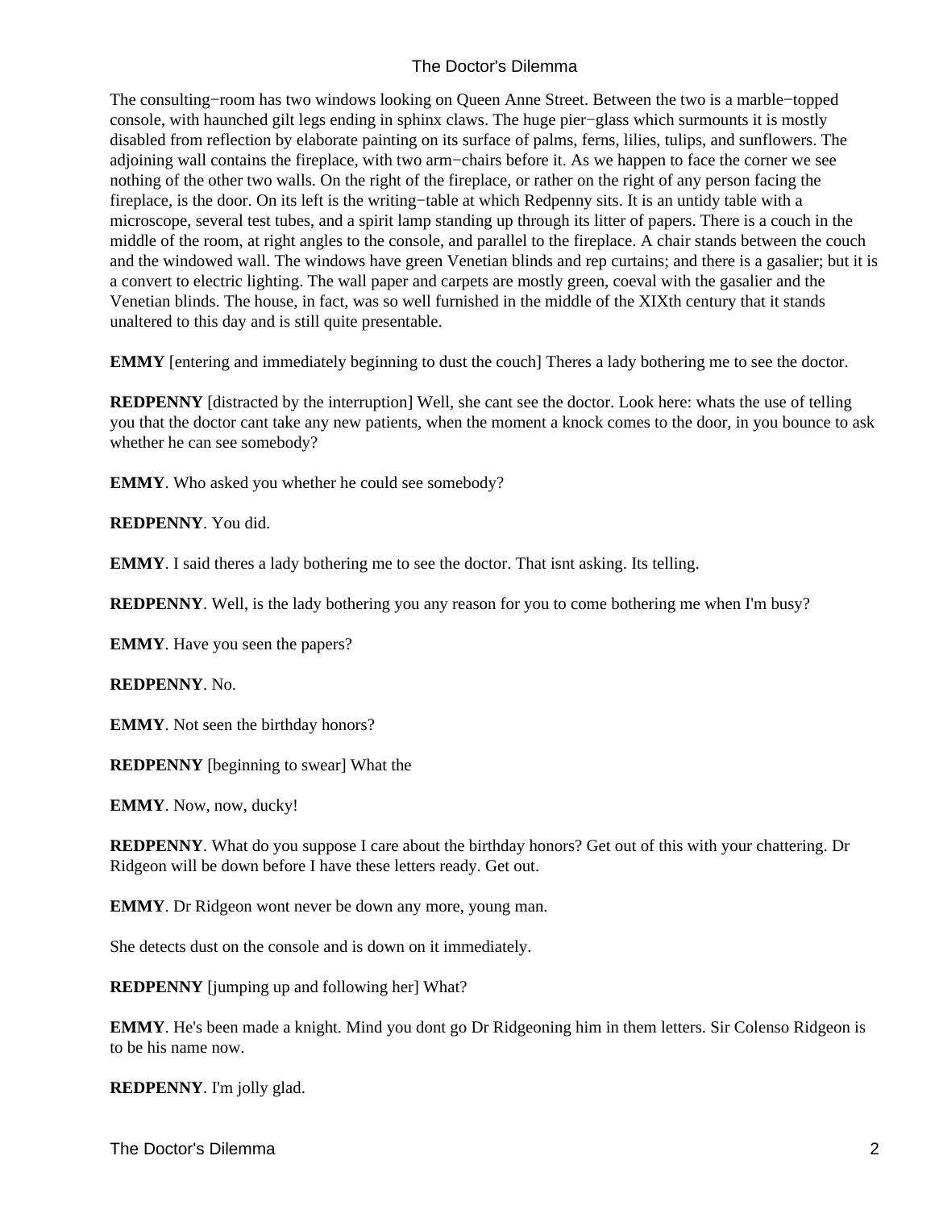The consulting−room has two windows looking on Queen Anne Street. Between the two is a marble−topped console, with haunched gilt legs ending in sphinx claws. The huge pier−glass which surmounts it is mostly disabled from reflection by elaborate painting on its surface of palms, ferns, lilies, tulips, and sunflowers. The adjoining wall contains the fireplace, with two arm−chairs before it. As we happen to face the corner we see nothing of the other two walls. On the right of the fireplace, or rather on the right of any person facing the fireplace, is the door. On its left is the writing−table at which Redpenny sits. It is an untidy table with a microscope, several test tubes, and a spirit lamp standing up through its litter of papers. There is a couch in the middle of the room, at right angles to the console, and parallel to the fireplace. A chair stands between the couch and the windowed wall. The windows have green Venetian blinds and rep curtains; and there is a gasalier; but it is a convert to electric lighting. The wall paper and carpets are mostly green, coeval with the gasalier and the Venetian blinds. The house, in fact, was so well furnished in the middle of the XIXth century that it stands unaltered to this day and is still quite presentable.

**EMMY** [entering and immediately beginning to dust the couch] Theres a lady bothering me to see the doctor.

**REDPENNY** [distracted by the interruption] Well, she cant see the doctor. Look here: whats the use of telling you that the doctor cant take any new patients, when the moment a knock comes to the door, in you bounce to ask whether he can see somebody?

**EMMY**. Who asked you whether he could see somebody?

**REDPENNY**. You did.

**EMMY**. I said theres a lady bothering me to see the doctor. That isnt asking. Its telling.

**REDPENNY**. Well, is the lady bothering you any reason for you to come bothering me when I'm busy?

**EMMY**. Have you seen the papers?

**REDPENNY**. No.

**EMMY**. Not seen the birthday honors?

**REDPENNY** [beginning to swear] What the

**EMMY**. Now, now, ducky!

**REDPENNY**. What do you suppose I care about the birthday honors? Get out of this with your chattering. Dr Ridgeon will be down before I have these letters ready. Get out.

**EMMY**. Dr Ridgeon wont never be down any more, young man.

She detects dust on the console and is down on it immediately.

**REDPENNY** [jumping up and following her] What?

**EMMY**. He's been made a knight. Mind you dont go Dr Ridgeoning him in them letters. Sir Colenso Ridgeon is to be his name now.

**REDPENNY**. I'm jolly glad.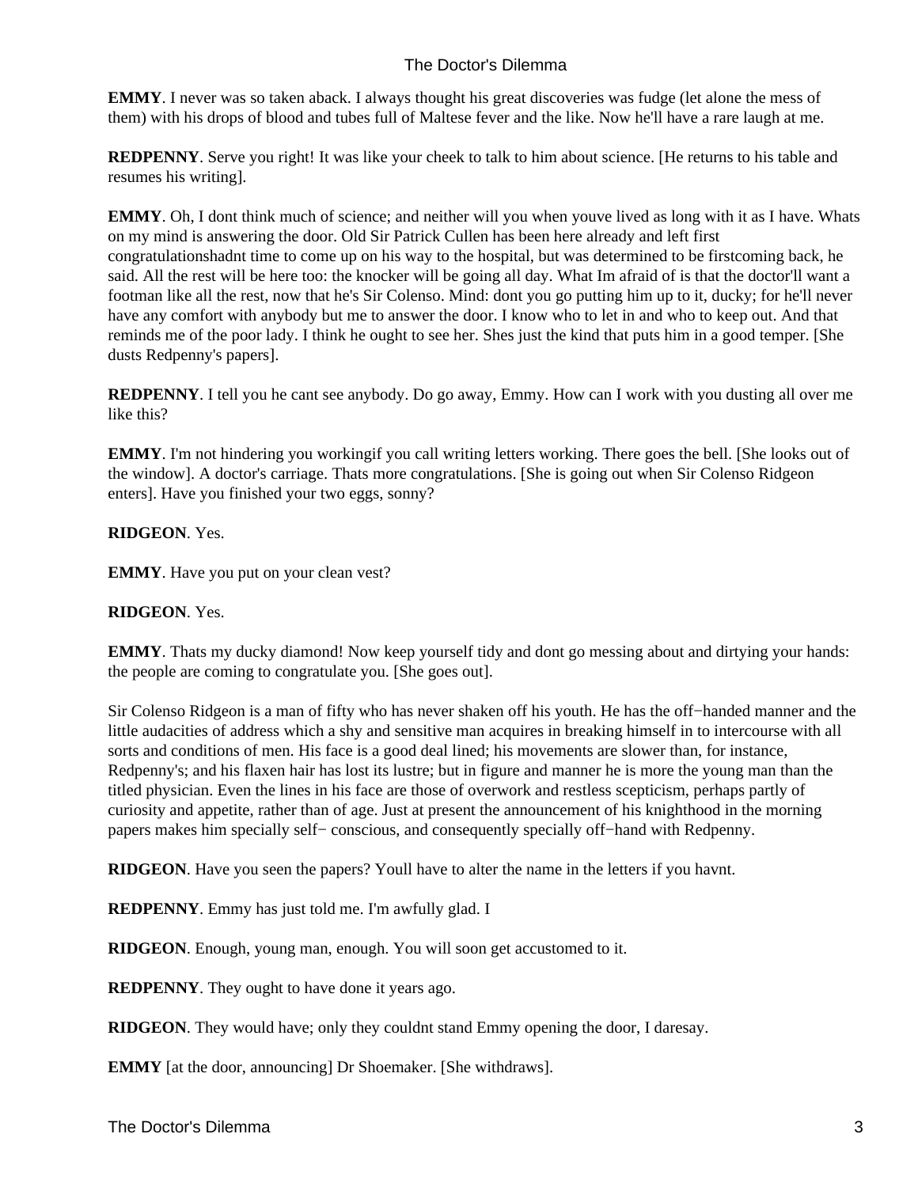**EMMY**. I never was so taken aback. I always thought his great discoveries was fudge (let alone the mess of them) with his drops of blood and tubes full of Maltese fever and the like. Now he'll have a rare laugh at me.

**REDPENNY**. Serve you right! It was like your cheek to talk to him about science. [He returns to his table and resumes his writing].

**EMMY**. Oh, I dont think much of science; and neither will you when youve lived as long with it as I have. Whats on my mind is answering the door. Old Sir Patrick Cullen has been here already and left first congratulationshadnt time to come up on his way to the hospital, but was determined to be firstcoming back, he said. All the rest will be here too: the knocker will be going all day. What Im afraid of is that the doctor'll want a footman like all the rest, now that he's Sir Colenso. Mind: dont you go putting him up to it, ducky; for he'll never have any comfort with anybody but me to answer the door. I know who to let in and who to keep out. And that reminds me of the poor lady. I think he ought to see her. Shes just the kind that puts him in a good temper. [She dusts Redpenny's papers].

**REDPENNY**. I tell you he cant see anybody. Do go away, Emmy. How can I work with you dusting all over me like this?

**EMMY**. I'm not hindering you workingif you call writing letters working. There goes the bell. [She looks out of the window]. A doctor's carriage. Thats more congratulations. [She is going out when Sir Colenso Ridgeon enters]. Have you finished your two eggs, sonny?

**RIDGEON**. Yes.

**EMMY**. Have you put on your clean vest?

**RIDGEON**. Yes.

**EMMY**. Thats my ducky diamond! Now keep yourself tidy and dont go messing about and dirtying your hands: the people are coming to congratulate you. [She goes out].

Sir Colenso Ridgeon is a man of fifty who has never shaken off his youth. He has the off−handed manner and the little audacities of address which a shy and sensitive man acquires in breaking himself in to intercourse with all sorts and conditions of men. His face is a good deal lined; his movements are slower than, for instance, Redpenny's; and his flaxen hair has lost its lustre; but in figure and manner he is more the young man than the titled physician. Even the lines in his face are those of overwork and restless scepticism, perhaps partly of curiosity and appetite, rather than of age. Just at present the announcement of his knighthood in the morning papers makes him specially self− conscious, and consequently specially off−hand with Redpenny.

**RIDGEON**. Have you seen the papers? Youll have to alter the name in the letters if you havnt.

**REDPENNY**. Emmy has just told me. I'm awfully glad. I

**RIDGEON**. Enough, young man, enough. You will soon get accustomed to it.

**REDPENNY**. They ought to have done it years ago.

**RIDGEON**. They would have; only they couldnt stand Emmy opening the door, I daresay.

**EMMY** [at the door, announcing] Dr Shoemaker. [She withdraws].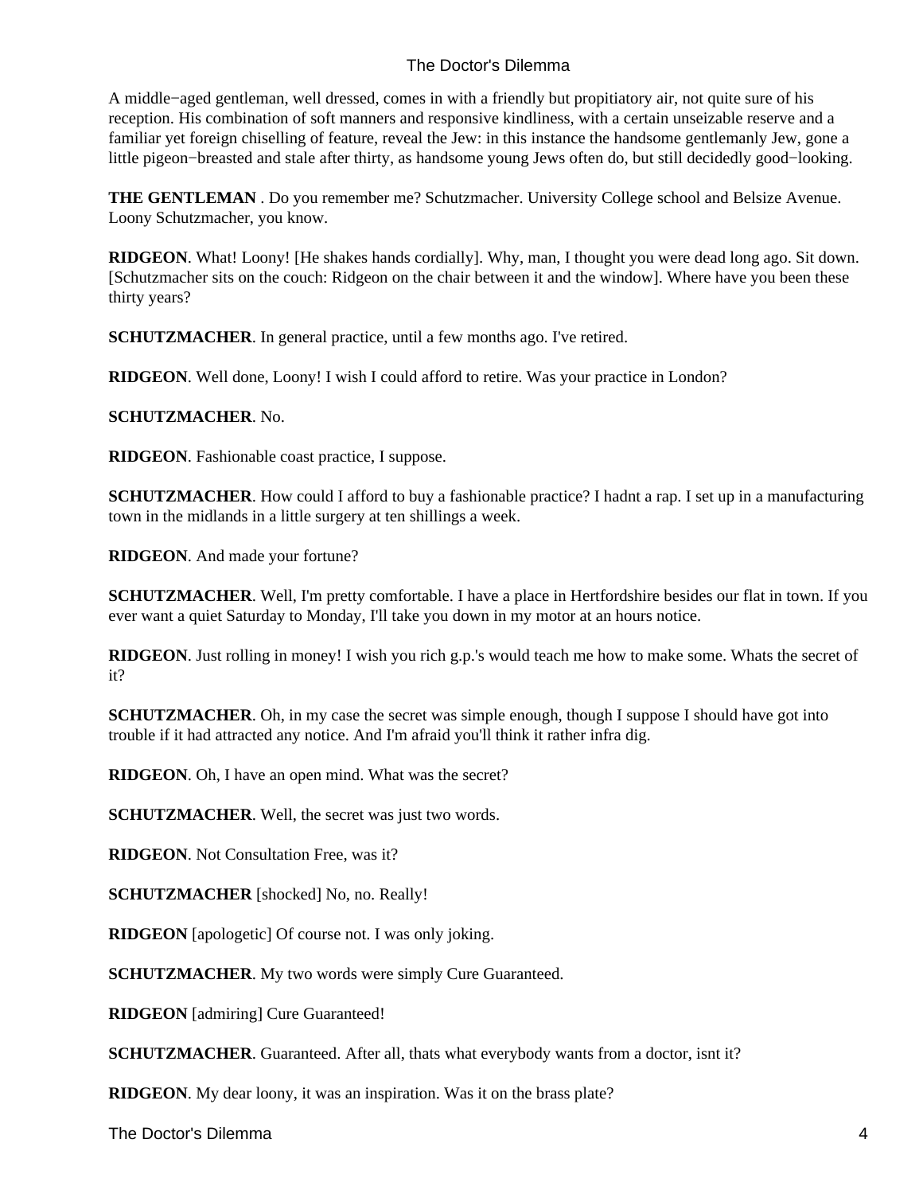A middle−aged gentleman, well dressed, comes in with a friendly but propitiatory air, not quite sure of his reception. His combination of soft manners and responsive kindliness, with a certain unseizable reserve and a familiar yet foreign chiselling of feature, reveal the Jew: in this instance the handsome gentlemanly Jew, gone a little pigeon−breasted and stale after thirty, as handsome young Jews often do, but still decidedly good−looking.

**THE GENTLEMAN** . Do you remember me? Schutzmacher. University College school and Belsize Avenue. Loony Schutzmacher, you know.

**RIDGEON**. What! Loony! [He shakes hands cordially]. Why, man, I thought you were dead long ago. Sit down. [Schutzmacher sits on the couch: Ridgeon on the chair between it and the window]. Where have you been these thirty years?

**SCHUTZMACHER**. In general practice, until a few months ago. I've retired.

**RIDGEON**. Well done, Loony! I wish I could afford to retire. Was your practice in London?

**SCHUTZMACHER**. No.

**RIDGEON**. Fashionable coast practice, I suppose.

**SCHUTZMACHER**. How could I afford to buy a fashionable practice? I hadnt a rap. I set up in a manufacturing town in the midlands in a little surgery at ten shillings a week.

**RIDGEON**. And made your fortune?

**SCHUTZMACHER**. Well, I'm pretty comfortable. I have a place in Hertfordshire besides our flat in town. If you ever want a quiet Saturday to Monday, I'll take you down in my motor at an hours notice.

**RIDGEON**. Just rolling in money! I wish you rich g.p.'s would teach me how to make some. Whats the secret of it?

**SCHUTZMACHER**. Oh, in my case the secret was simple enough, though I suppose I should have got into trouble if it had attracted any notice. And I'm afraid you'll think it rather infra dig.

**RIDGEON**. Oh, I have an open mind. What was the secret?

**SCHUTZMACHER**. Well, the secret was just two words.

**RIDGEON**. Not Consultation Free, was it?

**SCHUTZMACHER** [shocked] No, no. Really!

**RIDGEON** [apologetic] Of course not. I was only joking.

**SCHUTZMACHER**. My two words were simply Cure Guaranteed.

**RIDGEON** [admiring] Cure Guaranteed!

**SCHUTZMACHER**. Guaranteed. After all, thats what everybody wants from a doctor, isnt it?

**RIDGEON**. My dear loony, it was an inspiration. Was it on the brass plate?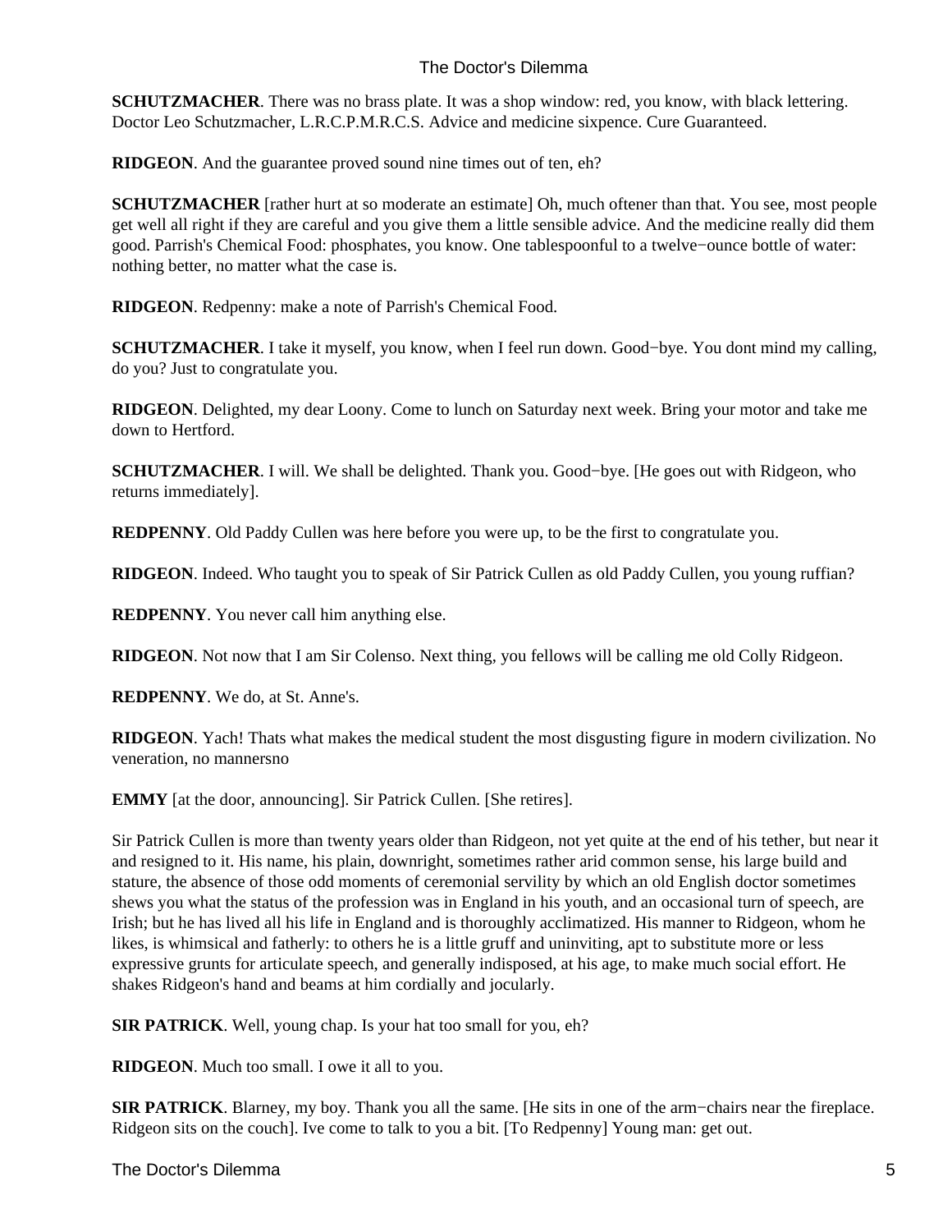**SCHUTZMACHER**. There was no brass plate. It was a shop window: red, you know, with black lettering. Doctor Leo Schutzmacher, L.R.C.P.M.R.C.S. Advice and medicine sixpence. Cure Guaranteed.

**RIDGEON**. And the guarantee proved sound nine times out of ten, eh?

**SCHUTZMACHER** [rather hurt at so moderate an estimate] Oh, much oftener than that. You see, most people get well all right if they are careful and you give them a little sensible advice. And the medicine really did them good. Parrish's Chemical Food: phosphates, you know. One tablespoonful to a twelve−ounce bottle of water: nothing better, no matter what the case is.

**RIDGEON**. Redpenny: make a note of Parrish's Chemical Food.

**SCHUTZMACHER**. I take it myself, you know, when I feel run down. Good−bye. You dont mind my calling, do you? Just to congratulate you.

**RIDGEON**. Delighted, my dear Loony. Come to lunch on Saturday next week. Bring your motor and take me down to Hertford.

**SCHUTZMACHER**. I will. We shall be delighted. Thank you. Good−bye. [He goes out with Ridgeon, who returns immediately].

**REDPENNY**. Old Paddy Cullen was here before you were up, to be the first to congratulate you.

**RIDGEON**. Indeed. Who taught you to speak of Sir Patrick Cullen as old Paddy Cullen, you young ruffian?

**REDPENNY**. You never call him anything else.

**RIDGEON**. Not now that I am Sir Colenso. Next thing, you fellows will be calling me old Colly Ridgeon.

**REDPENNY**. We do, at St. Anne's.

**RIDGEON**. Yach! Thats what makes the medical student the most disgusting figure in modern civilization. No veneration, no mannersno

**EMMY** [at the door, announcing]. Sir Patrick Cullen. [She retires].

Sir Patrick Cullen is more than twenty years older than Ridgeon, not yet quite at the end of his tether, but near it and resigned to it. His name, his plain, downright, sometimes rather arid common sense, his large build and stature, the absence of those odd moments of ceremonial servility by which an old English doctor sometimes shews you what the status of the profession was in England in his youth, and an occasional turn of speech, are Irish; but he has lived all his life in England and is thoroughly acclimatized. His manner to Ridgeon, whom he likes, is whimsical and fatherly: to others he is a little gruff and uninviting, apt to substitute more or less expressive grunts for articulate speech, and generally indisposed, at his age, to make much social effort. He shakes Ridgeon's hand and beams at him cordially and jocularly.

**SIR PATRICK**. Well, young chap. Is your hat too small for you, eh?

**RIDGEON**. Much too small. I owe it all to you.

**SIR PATRICK**. Blarney, my boy. Thank you all the same. [He sits in one of the arm−chairs near the fireplace. Ridgeon sits on the couch]. Ive come to talk to you a bit. [To Redpenny] Young man: get out.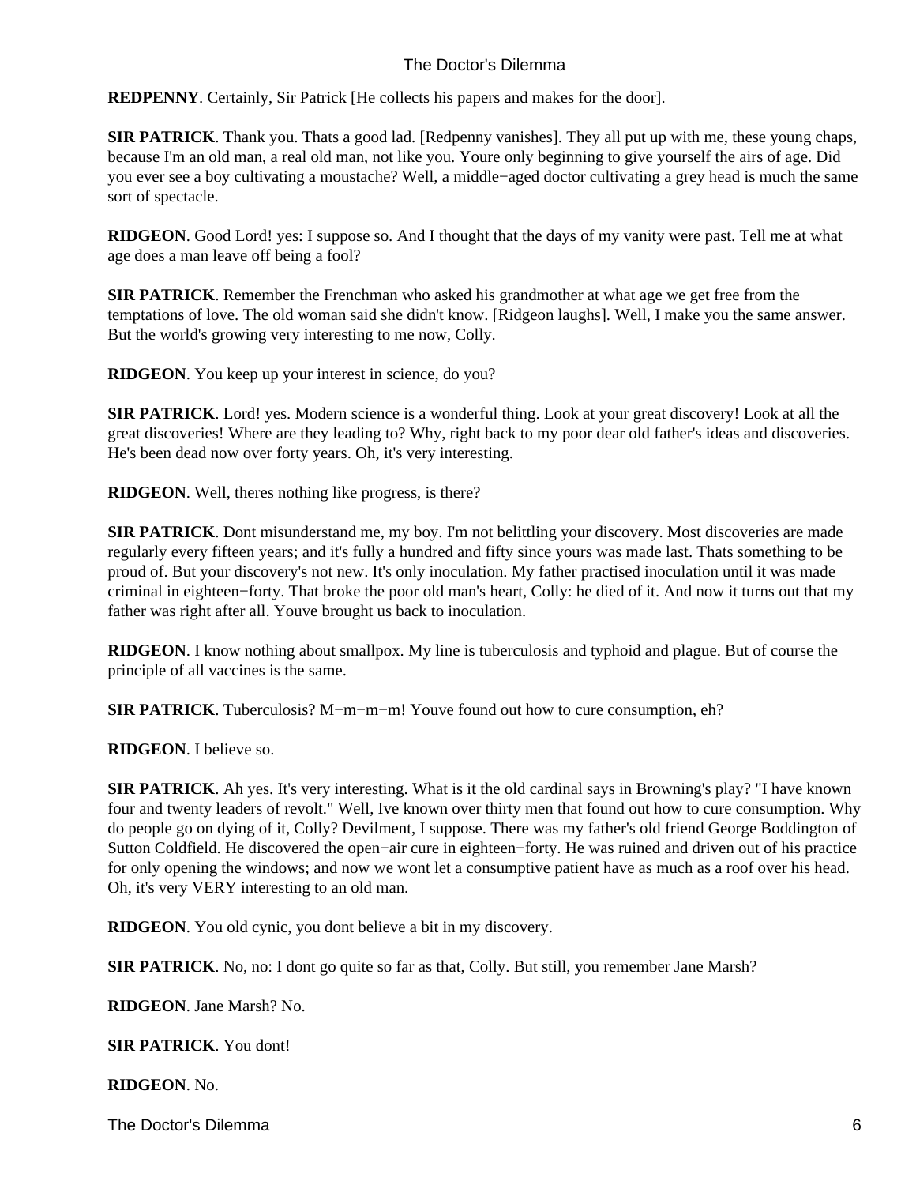**REDPENNY**. Certainly, Sir Patrick [He collects his papers and makes for the door].

**SIR PATRICK**. Thank you. Thats a good lad. [Redpenny vanishes]. They all put up with me, these young chaps, because I'm an old man, a real old man, not like you. Youre only beginning to give yourself the airs of age. Did you ever see a boy cultivating a moustache? Well, a middle−aged doctor cultivating a grey head is much the same sort of spectacle.

**RIDGEON**. Good Lord! yes: I suppose so. And I thought that the days of my vanity were past. Tell me at what age does a man leave off being a fool?

**SIR PATRICK**. Remember the Frenchman who asked his grandmother at what age we get free from the temptations of love. The old woman said she didn't know. [Ridgeon laughs]. Well, I make you the same answer. But the world's growing very interesting to me now, Colly.

**RIDGEON**. You keep up your interest in science, do you?

**SIR PATRICK**. Lord! yes. Modern science is a wonderful thing. Look at your great discovery! Look at all the great discoveries! Where are they leading to? Why, right back to my poor dear old father's ideas and discoveries. He's been dead now over forty years. Oh, it's very interesting.

**RIDGEON**. Well, theres nothing like progress, is there?

**SIR PATRICK**. Dont misunderstand me, my boy. I'm not belittling your discovery. Most discoveries are made regularly every fifteen years; and it's fully a hundred and fifty since yours was made last. Thats something to be proud of. But your discovery's not new. It's only inoculation. My father practised inoculation until it was made criminal in eighteen−forty. That broke the poor old man's heart, Colly: he died of it. And now it turns out that my father was right after all. Youve brought us back to inoculation.

**RIDGEON**. I know nothing about smallpox. My line is tuberculosis and typhoid and plague. But of course the principle of all vaccines is the same.

**SIR PATRICK**. Tuberculosis? M−m−m−m! Youve found out how to cure consumption, eh?

**RIDGEON**. I believe so.

**SIR PATRICK**. Ah yes. It's very interesting. What is it the old cardinal says in Browning's play? "I have known four and twenty leaders of revolt." Well, Ive known over thirty men that found out how to cure consumption. Why do people go on dying of it, Colly? Devilment, I suppose. There was my father's old friend George Boddington of Sutton Coldfield. He discovered the open−air cure in eighteen−forty. He was ruined and driven out of his practice for only opening the windows; and now we wont let a consumptive patient have as much as a roof over his head. Oh, it's very VERY interesting to an old man.

**RIDGEON**. You old cynic, you dont believe a bit in my discovery.

**SIR PATRICK**. No, no: I dont go quite so far as that, Colly. But still, you remember Jane Marsh?

**RIDGEON**. Jane Marsh? No.

**SIR PATRICK**. You dont!

**RIDGEON**. No.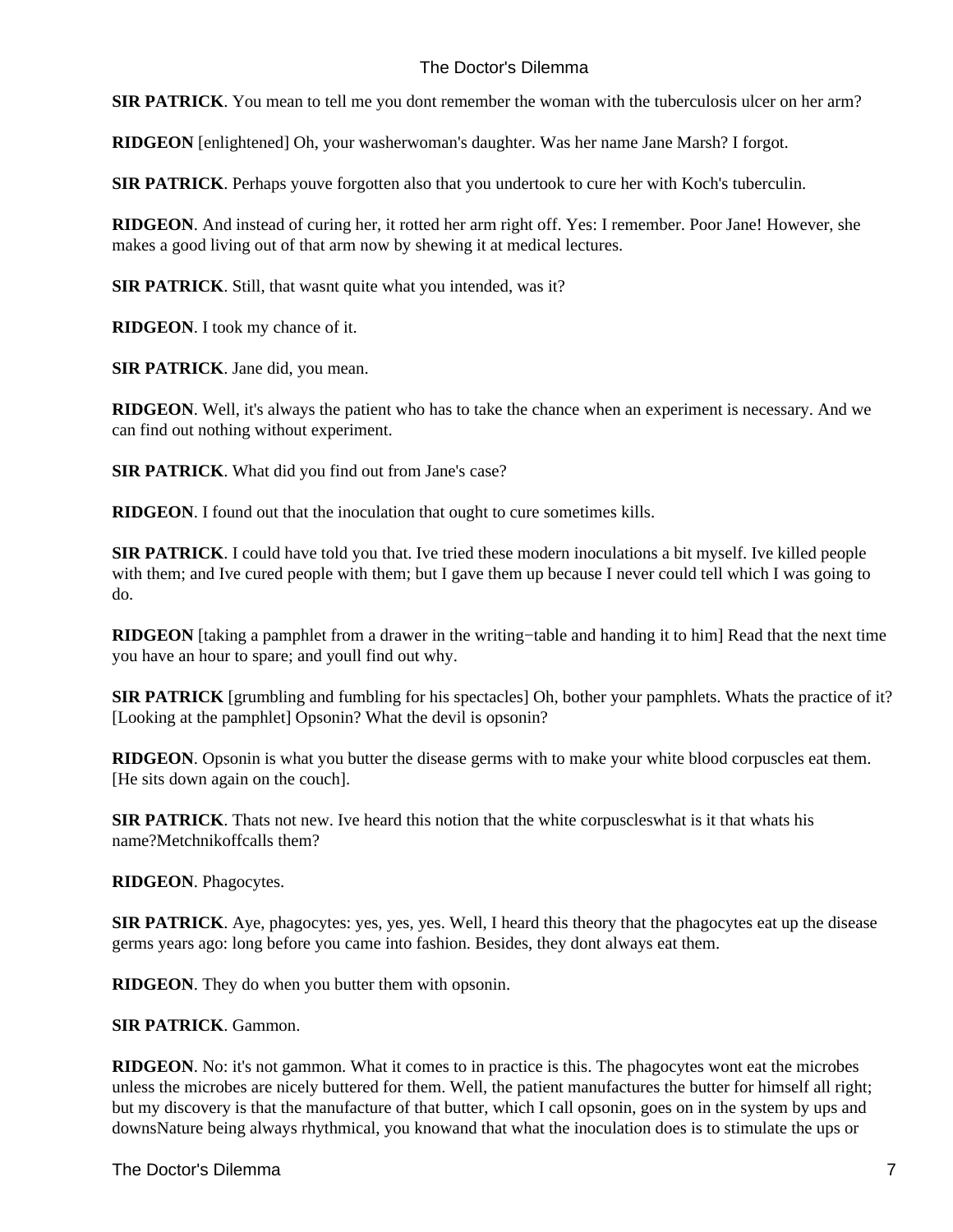**SIR PATRICK**. You mean to tell me you dont remember the woman with the tuberculosis ulcer on her arm?

**RIDGEON** [enlightened] Oh, your washerwoman's daughter. Was her name Jane Marsh? I forgot.

**SIR PATRICK**. Perhaps youve forgotten also that you undertook to cure her with Koch's tuberculin.

**RIDGEON**. And instead of curing her, it rotted her arm right off. Yes: I remember. Poor Jane! However, she makes a good living out of that arm now by shewing it at medical lectures.

**SIR PATRICK**. Still, that wasnt quite what you intended, was it?

**RIDGEON**. I took my chance of it.

**SIR PATRICK**. Jane did, you mean.

**RIDGEON**. Well, it's always the patient who has to take the chance when an experiment is necessary. And we can find out nothing without experiment.

**SIR PATRICK**. What did you find out from Jane's case?

**RIDGEON**. I found out that the inoculation that ought to cure sometimes kills.

**SIR PATRICK**. I could have told you that. Ive tried these modern inoculations a bit myself. Ive killed people with them; and Ive cured people with them; but I gave them up because I never could tell which I was going to do.

**RIDGEON** [taking a pamphlet from a drawer in the writing−table and handing it to him] Read that the next time you have an hour to spare; and youll find out why.

**SIR PATRICK** [grumbling and fumbling for his spectacles] Oh, bother your pamphlets. Whats the practice of it? [Looking at the pamphlet] Opsonin? What the devil is opsonin?

**RIDGEON**. Opsonin is what you butter the disease germs with to make your white blood corpuscles eat them. [He sits down again on the couch].

**SIR PATRICK**. Thats not new. Ive heard this notion that the white corpusclescwhat is it that whats his name?Metchnikoffcalls them?

**RIDGEON**. Phagocytes.

**SIR PATRICK**. Aye, phagocytes: yes, yes, yes. Well, I heard this theory that the phagocytes eat up the disease germs years ago: long before you came into fashion. Besides, they dont always eat them.

**RIDGEON**. They do when you butter them with opsonin.

**SIR PATRICK**. Gammon.

**RIDGEON**. No: it's not gammon. What it comes to in practice is this. The phagocytes wont eat the microbes unless the microbes are nicely buttered for them. Well, the patient manufactures the butter for himself all right; but my discovery is that the manufacture of that butter, which I call opsonin, goes on in the system by ups and downsNature being always rhythmical, you knowand that what the inoculation does is to stimulate the ups or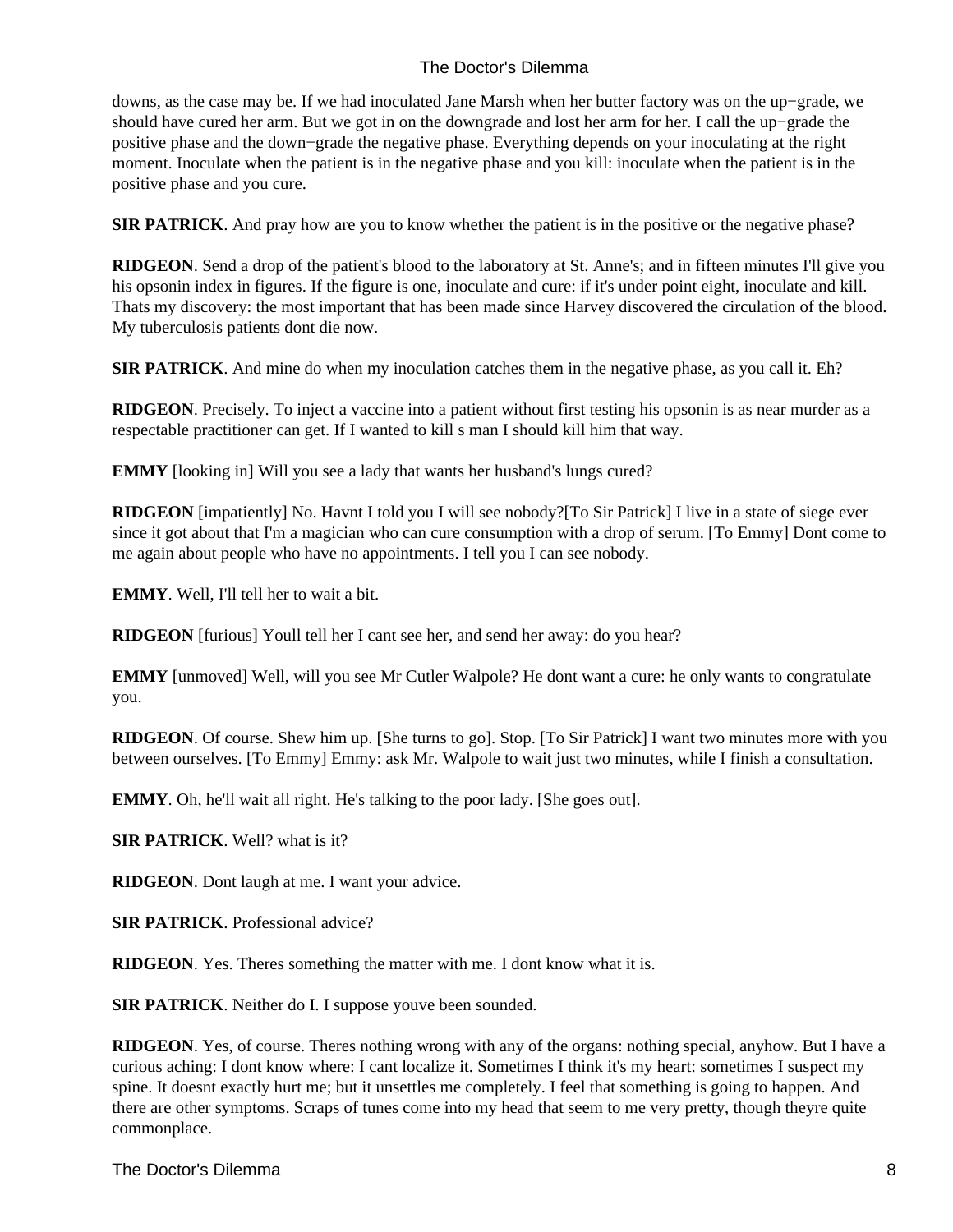downs, as the case may be. If we had inoculated Jane Marsh when her butter factory was on the up−grade, we should have cured her arm. But we got in on the downgrade and lost her arm for her. I call the up−grade the positive phase and the down−grade the negative phase. Everything depends on your inoculating at the right moment. Inoculate when the patient is in the negative phase and you kill: inoculate when the patient is in the positive phase and you cure.

**SIR PATRICK**. And pray how are you to know whether the patient is in the positive or the negative phase?

**RIDGEON**. Send a drop of the patient's blood to the laboratory at St. Anne's; and in fifteen minutes I'll give you his opsonin index in figures. If the figure is one, inoculate and cure: if it's under point eight, inoculate and kill. Thats my discovery: the most important that has been made since Harvey discovered the circulation of the blood. My tuberculosis patients dont die now.

**SIR PATRICK**. And mine do when my inoculation catches them in the negative phase, as you call it. Eh?

**RIDGEON**. Precisely. To inject a vaccine into a patient without first testing his opsonin is as near murder as a respectable practitioner can get. If I wanted to kill s man I should kill him that way.

**EMMY** [looking in] Will you see a lady that wants her husband's lungs cured?

**RIDGEON** [impatiently] No. Havnt I told you I will see nobody?[To Sir Patrick] I live in a state of siege ever since it got about that I'm a magician who can cure consumption with a drop of serum. [To Emmy] Dont come to me again about people who have no appointments. I tell you I can see nobody.

**EMMY**. Well, I'll tell her to wait a bit.

**RIDGEON** [furious] Youll tell her I cant see her, and send her away: do you hear?

**EMMY** [unmoved] Well, will you see Mr Cutler Walpole? He dont want a cure: he only wants to congratulate you.

**RIDGEON**. Of course. Shew him up. [She turns to go]. Stop. [To Sir Patrick] I want two minutes more with you between ourselves. [To Emmy] Emmy: ask Mr. Walpole to wait just two minutes, while I finish a consultation.

**EMMY**. Oh, he'll wait all right. He's talking to the poor lady. [She goes out].

**SIR PATRICK**. Well? what is it?

**RIDGEON**. Dont laugh at me. I want your advice.

**SIR PATRICK**. Professional advice?

**RIDGEON**. Yes. Theres something the matter with me. I dont know what it is.

**SIR PATRICK**. Neither do I. I suppose youve been sounded.

**RIDGEON**. Yes, of course. Theres nothing wrong with any of the organs: nothing special, anyhow. But I have a curious aching: I dont know where: I cant localize it. Sometimes I think it's my heart: sometimes I suspect my spine. It doesnt exactly hurt me; but it unsettles me completely. I feel that something is going to happen. And there are other symptoms. Scraps of tunes come into my head that seem to me very pretty, though theyre quite commonplace.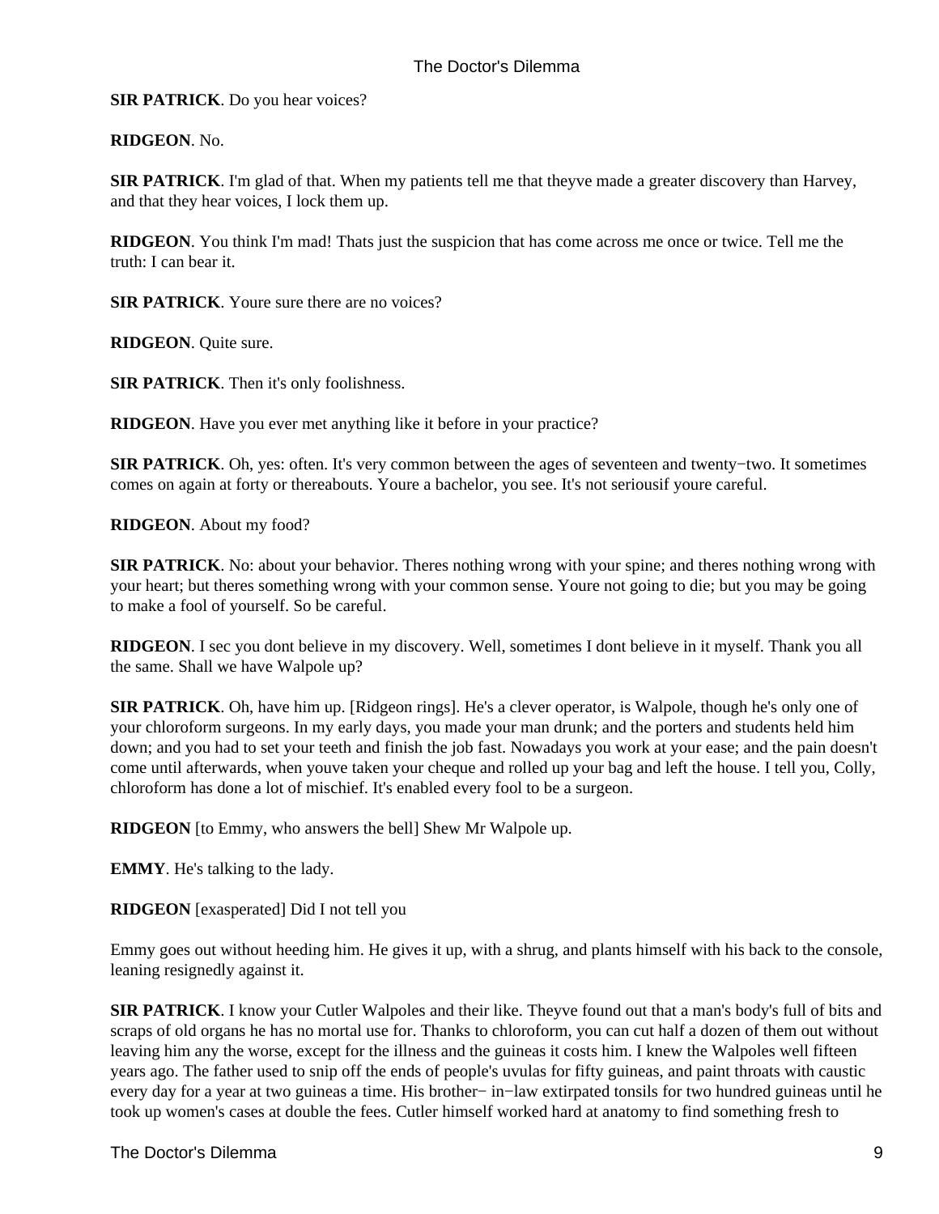**SIR PATRICK**. Do you hear voices?

**RIDGEON**. No.

**SIR PATRICK**. I'm glad of that. When my patients tell me that theyve made a greater discovery than Harvey, and that they hear voices, I lock them up.

**RIDGEON**. You think I'm mad! Thats just the suspicion that has come across me once or twice. Tell me the truth: I can bear it.

**SIR PATRICK**. Youre sure there are no voices?

**RIDGEON**. Quite sure.

**SIR PATRICK**. Then it's only foolishness.

**RIDGEON**. Have you ever met anything like it before in your practice?

**SIR PATRICK**. Oh, yes: often. It's very common between the ages of seventeen and twenty−two. It sometimes comes on again at forty or thereabouts. Youre a bachelor, you see. It's not seriousif youre careful.

**RIDGEON**. About my food?

**SIR PATRICK**. No: about your behavior. Theres nothing wrong with your spine; and theres nothing wrong with your heart; but theres something wrong with your common sense. Youre not going to die; but you may be going to make a fool of yourself. So be careful.

**RIDGEON**. I sec you dont believe in my discovery. Well, sometimes I dont believe in it myself. Thank you all the same. Shall we have Walpole up?

**SIR PATRICK**. Oh, have him up. [Ridgeon rings]. He's a clever operator, is Walpole, though he's only one of your chloroform surgeons. In my early days, you made your man drunk; and the porters and students held him down; and you had to set your teeth and finish the job fast. Nowadays you work at your ease; and the pain doesn't come until afterwards, when youve taken your cheque and rolled up your bag and left the house. I tell you, Colly, chloroform has done a lot of mischief. It's enabled every fool to be a surgeon.

**RIDGEON** [to Emmy, who answers the bell] Shew Mr Walpole up.

**EMMY**. He's talking to the lady.

**RIDGEON** [exasperated] Did I not tell you

Emmy goes out without heeding him. He gives it up, with a shrug, and plants himself with his back to the console, leaning resignedly against it.

**SIR PATRICK**. I know your Cutler Walpoles and their like. Theyve found out that a man's body's full of bits and scraps of old organs he has no mortal use for. Thanks to chloroform, you can cut half a dozen of them out without leaving him any the worse, except for the illness and the guineas it costs him. I knew the Walpoles well fifteen years ago. The father used to snip off the ends of people's uvulas for fifty guineas, and paint throats with caustic every day for a year at two guineas a time. His brother− in−law extirpated tonsils for two hundred guineas until he took up women's cases at double the fees. Cutler himself worked hard at anatomy to find something fresh to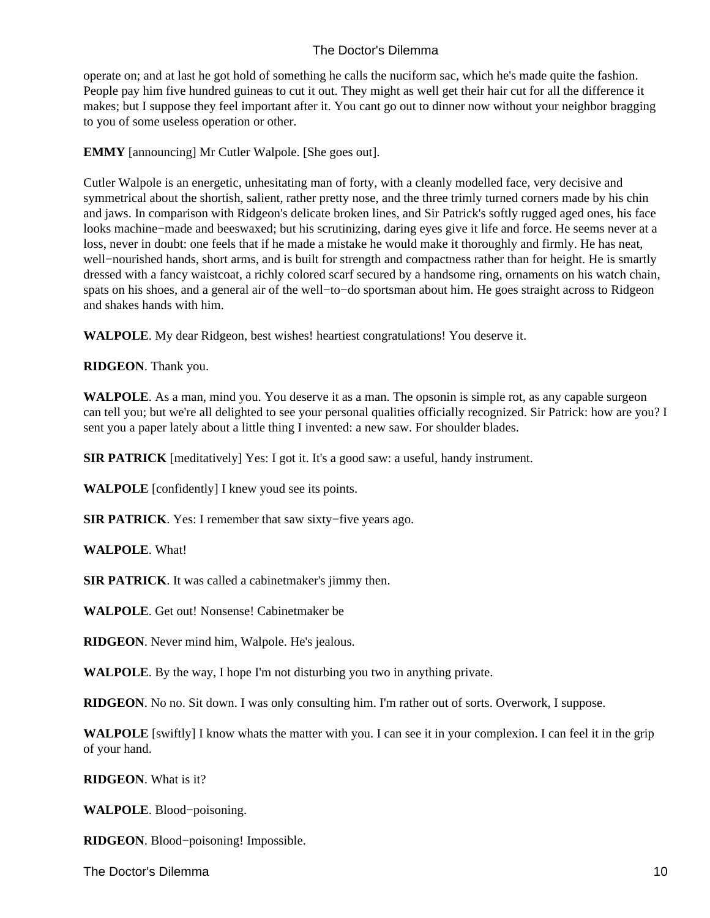operate on; and at last he got hold of something he calls the nuciform sac, which he's made quite the fashion. People pay him five hundred guineas to cut it out. They might as well get their hair cut for all the difference it makes; but I suppose they feel important after it. You cant go out to dinner now without your neighbor bragging to you of some useless operation or other.

**EMMY** [announcing] Mr Cutler Walpole. [She goes out].

Cutler Walpole is an energetic, unhesitating man of forty, with a cleanly modelled face, very decisive and symmetrical about the shortish, salient, rather pretty nose, and the three trimly turned corners made by his chin and jaws. In comparison with Ridgeon's delicate broken lines, and Sir Patrick's softly rugged aged ones, his face looks machine−made and beeswaxed; but his scrutinizing, daring eyes give it life and force. He seems never at a loss, never in doubt: one feels that if he made a mistake he would make it thoroughly and firmly. He has neat, well−nourished hands, short arms, and is built for strength and compactness rather than for height. He is smartly dressed with a fancy waistcoat, a richly colored scarf secured by a handsome ring, ornaments on his watch chain, spats on his shoes, and a general air of the well−to−do sportsman about him. He goes straight across to Ridgeon and shakes hands with him.

**WALPOLE**. My dear Ridgeon, best wishes! heartiest congratulations! You deserve it.

**RIDGEON**. Thank you.

**WALPOLE**. As a man, mind you. You deserve it as a man. The opsonin is simple rot, as any capable surgeon can tell you; but we're all delighted to see your personal qualities officially recognized. Sir Patrick: how are you? I sent you a paper lately about a little thing I invented: a new saw. For shoulder blades.

**SIR PATRICK** [meditatively] Yes: I got it. It's a good saw: a useful, handy instrument.

**WALPOLE** [confidently] I knew youd see its points.

**SIR PATRICK**. Yes: I remember that saw sixty−five years ago.

**WALPOLE**. What!

**SIR PATRICK**. It was called a cabinetmaker's jimmy then.

**WALPOLE**. Get out! Nonsense! Cabinetmaker be

**RIDGEON**. Never mind him, Walpole. He's jealous.

**WALPOLE**. By the way, I hope I'm not disturbing you two in anything private.

**RIDGEON**. No no. Sit down. I was only consulting him. I'm rather out of sorts. Overwork, I suppose.

**WALPOLE** [swiftly] I know whats the matter with you. I can see it in your complexion. I can feel it in the grip of your hand.

**RIDGEON**. What is it?

**WALPOLE**. Blood−poisoning.

**RIDGEON**. Blood−poisoning! Impossible.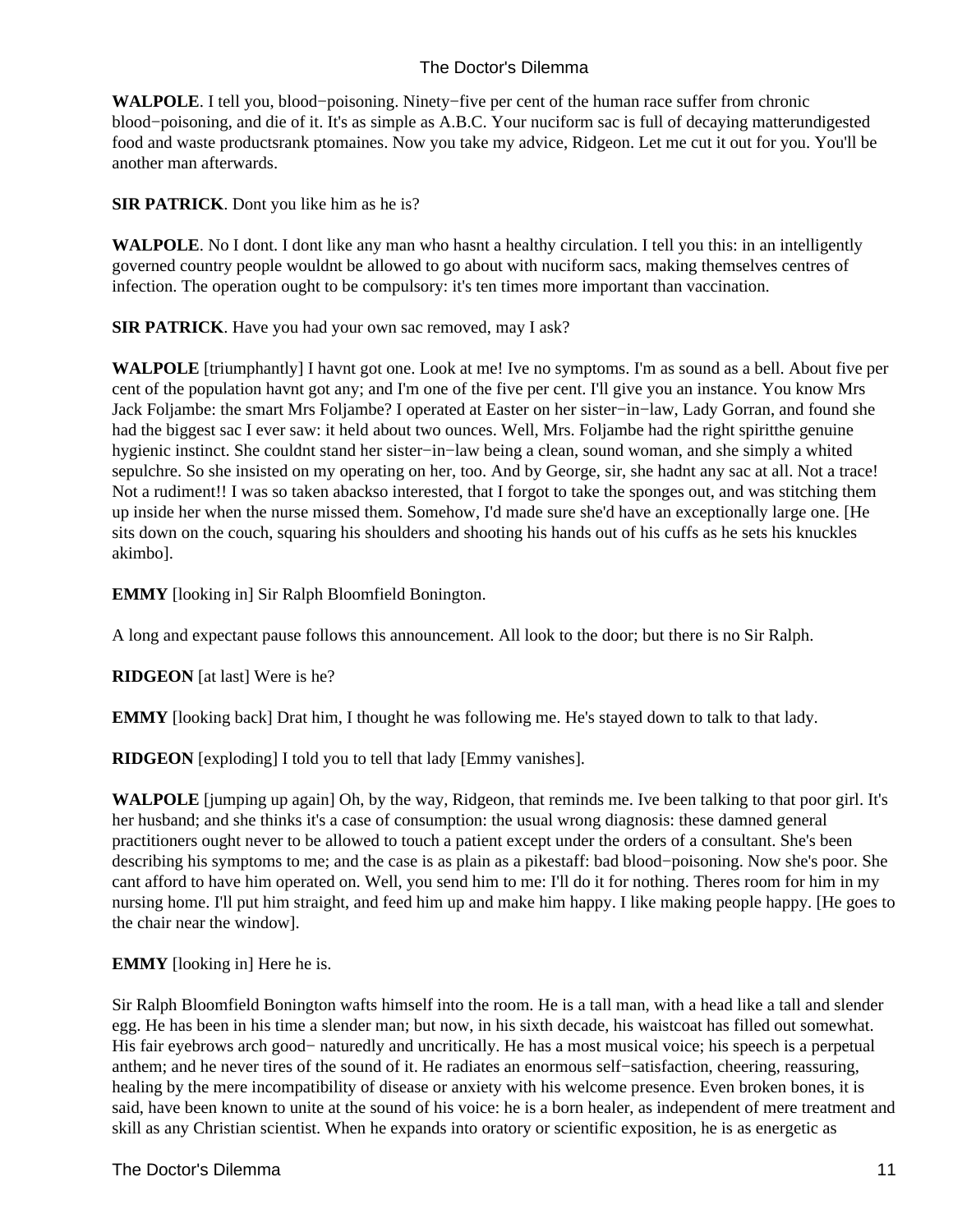**WALPOLE**. I tell you, blood−poisoning. Ninety−five per cent of the human race suffer from chronic blood−poisoning, and die of it. It's as simple as A.B.C. Your nuciform sac is full of decaying matterundigested food and waste productsrank ptomaines. Now you take my advice, Ridgeon. Let me cut it out for you. You'll be another man afterwards.

**SIR PATRICK**. Dont you like him as he is?

**WALPOLE**. No I dont. I dont like any man who hasnt a healthy circulation. I tell you this: in an intelligently governed country people wouldnt be allowed to go about with nuciform sacs, making themselves centres of infection. The operation ought to be compulsory: it's ten times more important than vaccination.

**SIR PATRICK**. Have you had your own sac removed, may I ask?

**WALPOLE** [triumphantly] I havnt got one. Look at me! Ive no symptoms. I'm as sound as a bell. About five per cent of the population havnt got any; and I'm one of the five per cent. I'll give you an instance. You know Mrs Jack Foljambe: the smart Mrs Foljambe? I operated at Easter on her sister−in−law, Lady Gorran, and found she had the biggest sac I ever saw: it held about two ounces. Well, Mrs. Foljambe had the right spiritthe genuine hygienic instinct. She couldnt stand her sister−in−law being a clean, sound woman, and she simply a whited sepulchre. So she insisted on my operating on her, too. And by George, sir, she hadnt any sac at all. Not a trace! Not a rudiment!! I was so taken abackso interested, that I forgot to take the sponges out, and was stitching them up inside her when the nurse missed them. Somehow, I'd made sure she'd have an exceptionally large one. [He sits down on the couch, squaring his shoulders and shooting his hands out of his cuffs as he sets his knuckles akimbo].

**EMMY** [looking in] Sir Ralph Bloomfield Bonington.

A long and expectant pause follows this announcement. All look to the door; but there is no Sir Ralph.

**RIDGEON** [at last] Were is he?

**EMMY** [looking back] Drat him, I thought he was following me. He's stayed down to talk to that lady.

**RIDGEON** [exploding] I told you to tell that lady [Emmy vanishes].

**WALPOLE** [jumping up again] Oh, by the way, Ridgeon, that reminds me. Ive been talking to that poor girl. It's her husband; and she thinks it's a case of consumption: the usual wrong diagnosis: these damned general practitioners ought never to be allowed to touch a patient except under the orders of a consultant. She's been describing his symptoms to me; and the case is as plain as a pikestaff: bad blood−poisoning. Now she's poor. She cant afford to have him operated on. Well, you send him to me: I'll do it for nothing. Theres room for him in my nursing home. I'll put him straight, and feed him up and make him happy. I like making people happy. [He goes to the chair near the window].

**EMMY** [looking in] Here he is.

Sir Ralph Bloomfield Bonington wafts himself into the room. He is a tall man, with a head like a tall and slender egg. He has been in his time a slender man; but now, in his sixth decade, his waistcoat has filled out somewhat. His fair eyebrows arch good− naturedly and uncritically. He has a most musical voice; his speech is a perpetual anthem; and he never tires of the sound of it. He radiates an enormous self−satisfaction, cheering, reassuring, healing by the mere incompatibility of disease or anxiety with his welcome presence. Even broken bones, it is said, have been known to unite at the sound of his voice: he is a born healer, as independent of mere treatment and skill as any Christian scientist. When he expands into oratory or scientific exposition, he is as energetic as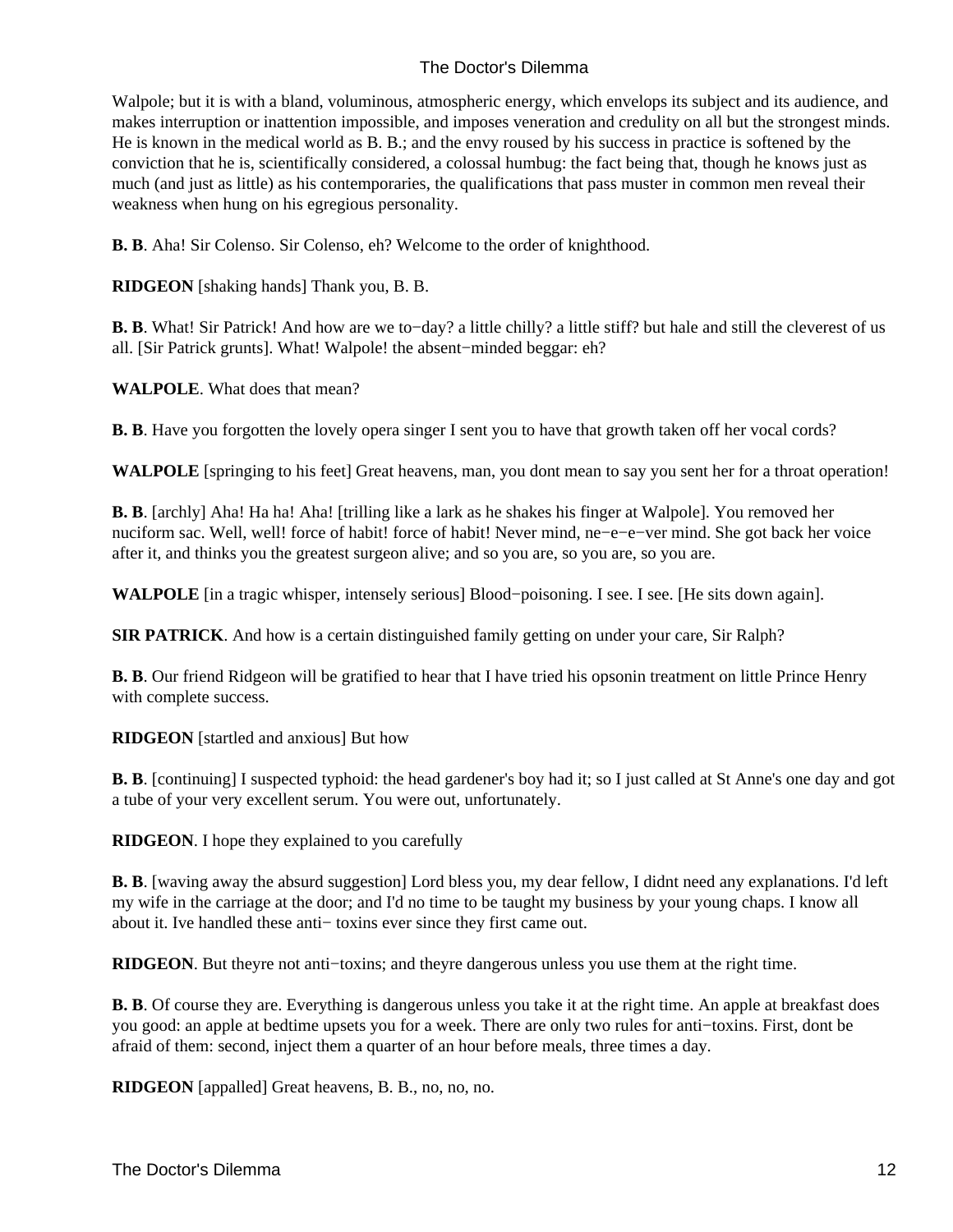Walpole; but it is with a bland, voluminous, atmospheric energy, which envelops its subject and its audience, and makes interruption or inattention impossible, and imposes veneration and credulity on all but the strongest minds. He is known in the medical world as B. B.; and the envy roused by his success in practice is softened by the conviction that he is, scientifically considered, a colossal humbug: the fact being that, though he knows just as much (and just as little) as his contemporaries, the qualifications that pass muster in common men reveal their weakness when hung on his egregious personality.

**B. B**. Aha! Sir Colenso. Sir Colenso, eh? Welcome to the order of knighthood.

**RIDGEON** [shaking hands] Thank you, B. B.

**B. B**. What! Sir Patrick! And how are we to−day? a little chilly? a little stiff? but hale and still the cleverest of us all. [Sir Patrick grunts]. What! Walpole! the absent−minded beggar: eh?

**WALPOLE**. What does that mean?

**B. B**. Have you forgotten the lovely opera singer I sent you to have that growth taken off her vocal cords?

**WALPOLE** [springing to his feet] Great heavens, man, you dont mean to say you sent her for a throat operation!

**B. B**. [archly] Aha! Ha ha! Aha! [trilling like a lark as he shakes his finger at Walpole]. You removed her nuciform sac. Well, well! force of habit! force of habit! Never mind, ne−e−e−ver mind. She got back her voice after it, and thinks you the greatest surgeon alive; and so you are, so you are, so you are.

**WALPOLE** [in a tragic whisper, intensely serious] Blood−poisoning. I see. I see. [He sits down again].

**SIR PATRICK**. And how is a certain distinguished family getting on under your care, Sir Ralph?

**B. B**. Our friend Ridgeon will be gratified to hear that I have tried his opsonin treatment on little Prince Henry with complete success.

**RIDGEON** [startled and anxious] But how

**B. B**. [continuing] I suspected typhoid: the head gardener's boy had it; so I just called at St Anne's one day and got a tube of your very excellent serum. You were out, unfortunately.

**RIDGEON**. I hope they explained to you carefully

**B. B**. [waving away the absurd suggestion] Lord bless you, my dear fellow, I didnt need any explanations. I'd left my wife in the carriage at the door; and I'd no time to be taught my business by your young chaps. I know all about it. Ive handled these anti− toxins ever since they first came out.

**RIDGEON**. But theyre not anti−toxins; and theyre dangerous unless you use them at the right time.

**B. B**. Of course they are. Everything is dangerous unless you take it at the right time. An apple at breakfast does you good: an apple at bedtime upsets you for a week. There are only two rules for anti−toxins. First, dont be afraid of them: second, inject them a quarter of an hour before meals, three times a day.

**RIDGEON** [appalled] Great heavens, B. B., no, no, no.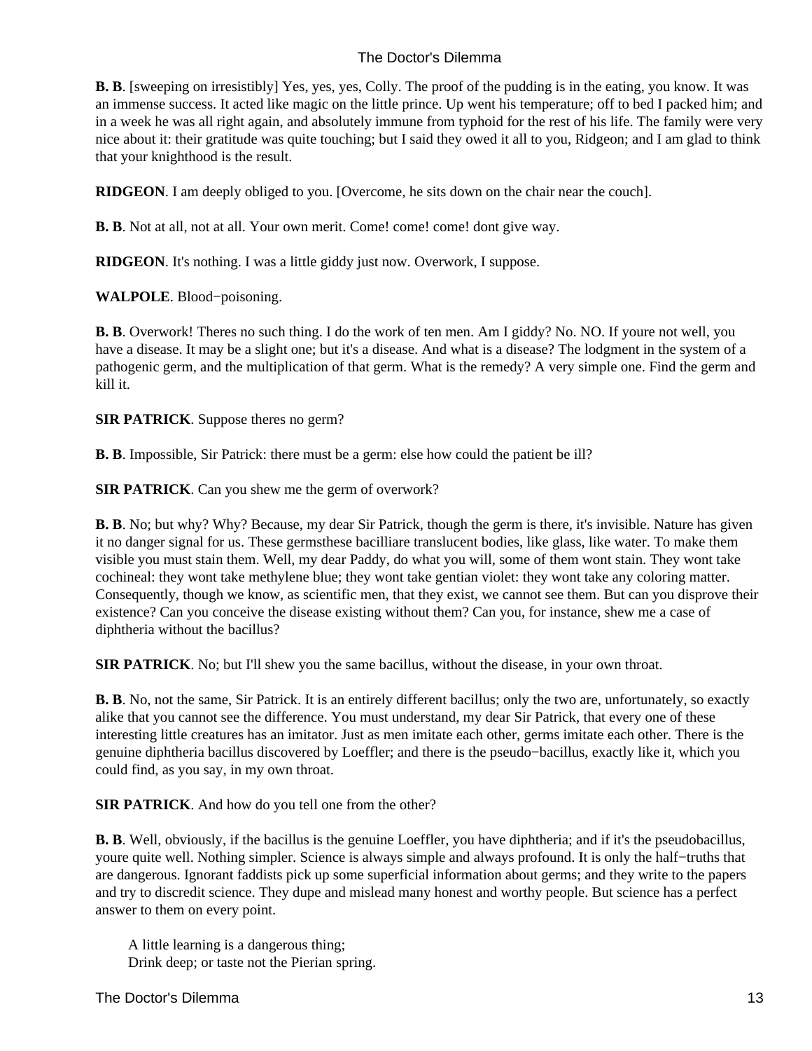**B. B**. [sweeping on irresistibly] Yes, yes, yes, Colly. The proof of the pudding is in the eating, you know. It was an immense success. It acted like magic on the little prince. Up went his temperature; off to bed I packed him; and in a week he was all right again, and absolutely immune from typhoid for the rest of his life. The family were very nice about it: their gratitude was quite touching; but I said they owed it all to you, Ridgeon; and I am glad to think that your knighthood is the result.

**RIDGEON**. I am deeply obliged to you. [Overcome, he sits down on the chair near the couch].

**B. B**. Not at all, not at all. Your own merit. Come! come! come! dont give way.

**RIDGEON**. It's nothing. I was a little giddy just now. Overwork, I suppose.

**WALPOLE**. Blood−poisoning.

**B. B**. Overwork! Theres no such thing. I do the work of ten men. Am I giddy? No. NO. If youre not well, you have a disease. It may be a slight one; but it's a disease. And what is a disease? The lodgment in the system of a pathogenic germ, and the multiplication of that germ. What is the remedy? A very simple one. Find the germ and kill it.

**SIR PATRICK**. Suppose theres no germ?

**B. B**. Impossible, Sir Patrick: there must be a germ: else how could the patient be ill?

**SIR PATRICK**. Can you shew me the germ of overwork?

**B. B**. No; but why? Why? Because, my dear Sir Patrick, though the germ is there, it's invisible. Nature has given it no danger signal for us. These germsthese bacilliare translucent bodies, like glass, like water. To make them visible you must stain them. Well, my dear Paddy, do what you will, some of them wont stain. They wont take cochineal: they wont take methylene blue; they wont take gentian violet: they wont take any coloring matter. Consequently, though we know, as scientific men, that they exist, we cannot see them. But can you disprove their existence? Can you conceive the disease existing without them? Can you, for instance, shew me a case of diphtheria without the bacillus?

**SIR PATRICK**. No; but I'll shew you the same bacillus, without the disease, in your own throat.

**B. B**. No, not the same, Sir Patrick. It is an entirely different bacillus; only the two are, unfortunately, so exactly alike that you cannot see the difference. You must understand, my dear Sir Patrick, that every one of these interesting little creatures has an imitator. Just as men imitate each other, germs imitate each other. There is the genuine diphtheria bacillus discovered by Loeffler; and there is the pseudo−bacillus, exactly like it, which you could find, as you say, in my own throat.

**SIR PATRICK**. And how do you tell one from the other?

**B. B**. Well, obviously, if the bacillus is the genuine Loeffler, you have diphtheria; and if it's the pseudobacillus, youre quite well. Nothing simpler. Science is always simple and always profound. It is only the half−truths that are dangerous. Ignorant faddists pick up some superficial information about germs; and they write to the papers and try to discredit science. They dupe and mislead many honest and worthy people. But science has a perfect answer to them on every point.

> A little learning is a dangerous thing;
> Drink deep; or taste not the Pierian spring.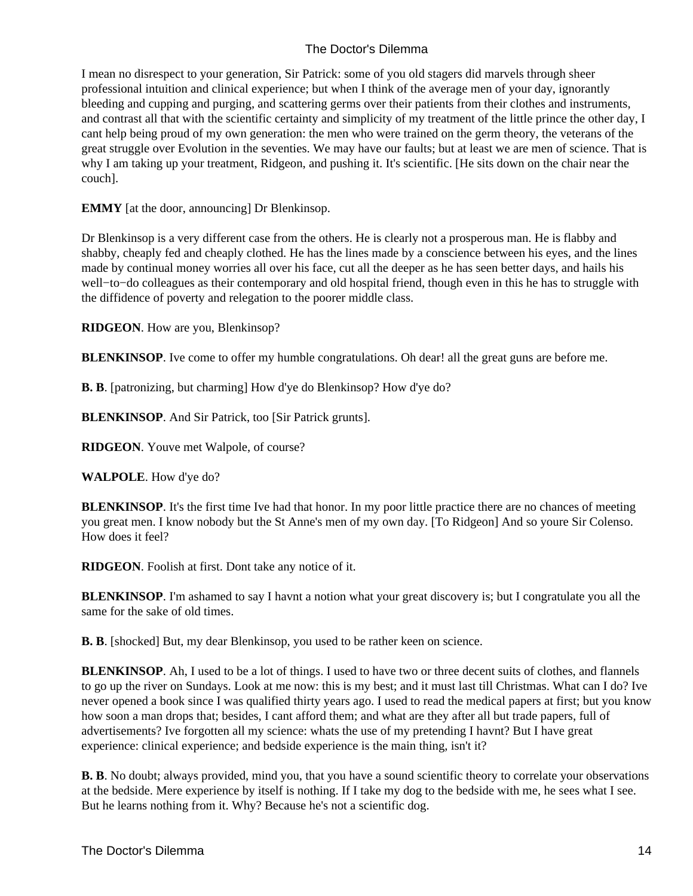I mean no disrespect to your generation, Sir Patrick: some of you old stagers did marvels through sheer professional intuition and clinical experience; but when I think of the average men of your day, ignorantly bleeding and cupping and purging, and scattering germs over their patients from their clothes and instruments, and contrast all that with the scientific certainty and simplicity of my treatment of the little prince the other day, I cant help being proud of my own generation: the men who were trained on the germ theory, the veterans of the great struggle over Evolution in the seventies. We may have our faults; but at least we are men of science. That is why I am taking up your treatment, Ridgeon, and pushing it. It's scientific. [He sits down on the chair near the couch].

**EMMY** [at the door, announcing] Dr Blenkinsop.

Dr Blenkinsop is a very different case from the others. He is clearly not a prosperous man. He is flabby and shabby, cheaply fed and cheaply clothed. He has the lines made by a conscience between his eyes, and the lines made by continual money worries all over his face, cut all the deeper as he has seen better days, and hails his well−to−do colleagues as their contemporary and old hospital friend, though even in this he has to struggle with the diffidence of poverty and relegation to the poorer middle class.

**RIDGEON**. How are you, Blenkinsop?

**BLENKINSOP**. Ive come to offer my humble congratulations. Oh dear! all the great guns are before me.

**B. B**. [patronizing, but charming] How d'ye do Blenkinsop? How d'ye do?

**BLENKINSOP**. And Sir Patrick, too [Sir Patrick grunts].

**RIDGEON**. Youve met Walpole, of course?

**WALPOLE**. How d'ye do?

**BLENKINSOP**. It's the first time Ive had that honor. In my poor little practice there are no chances of meeting you great men. I know nobody but the St Anne's men of my own day. [To Ridgeon] And so youre Sir Colenso. How does it feel?

**RIDGEON**. Foolish at first. Dont take any notice of it.

**BLENKINSOP**. I'm ashamed to say I havnt a notion what your great discovery is; but I congratulate you all the same for the sake of old times.

**B. B**. [shocked] But, my dear Blenkinsop, you used to be rather keen on science.

**BLENKINSOP**. Ah, I used to be a lot of things. I used to have two or three decent suits of clothes, and flannels to go up the river on Sundays. Look at me now: this is my best; and it must last till Christmas. What can I do? Ive never opened a book since I was qualified thirty years ago. I used to read the medical papers at first; but you know how soon a man drops that; besides, I cant afford them; and what are they after all but trade papers, full of advertisements? Ive forgotten all my science: whats the use of my pretending I havnt? But I have great experience: clinical experience; and bedside experience is the main thing, isn't it?

**B. B**. No doubt; always provided, mind you, that you have a sound scientific theory to correlate your observations at the bedside. Mere experience by itself is nothing. If I take my dog to the bedside with me, he sees what I see. But he learns nothing from it. Why? Because he's not a scientific dog.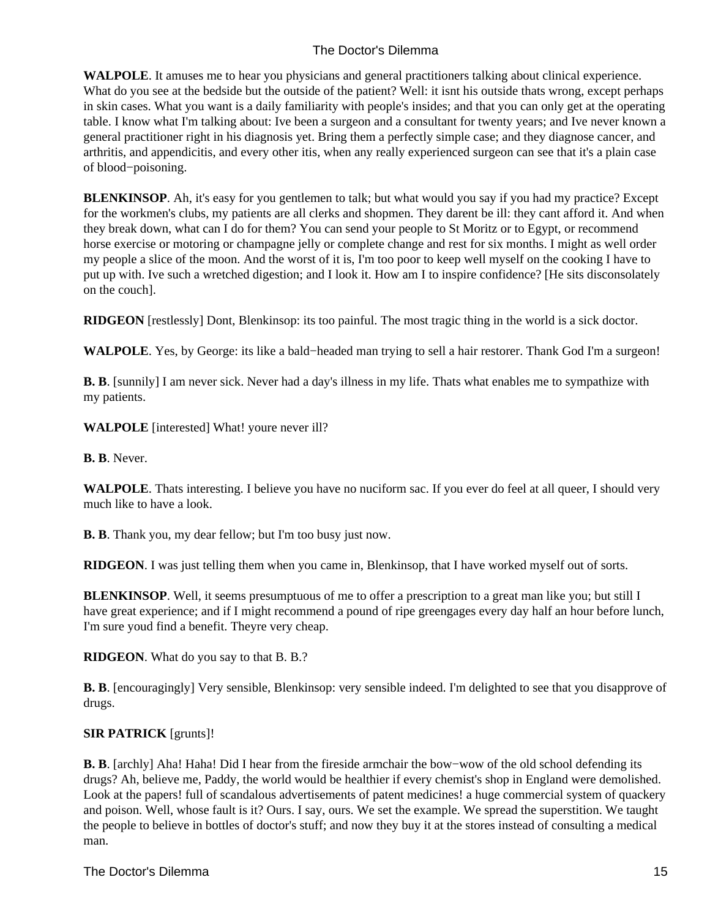**WALPOLE**. It amuses me to hear you physicians and general practitioners talking about clinical experience. What do you see at the bedside but the outside of the patient? Well: it isnt his outside thats wrong, except perhaps in skin cases. What you want is a daily familiarity with people's insides; and that you can only get at the operating table. I know what I'm talking about: Ive been a surgeon and a consultant for twenty years; and Ive never known a general practitioner right in his diagnosis yet. Bring them a perfectly simple case; and they diagnose cancer, and arthritis, and appendicitis, and every other itis, when any really experienced surgeon can see that it's a plain case of blood−poisoning.

**BLENKINSOP**. Ah, it's easy for you gentlemen to talk; but what would you say if you had my practice? Except for the workmen's clubs, my patients are all clerks and shopmen. They darent be ill: they cant afford it. And when they break down, what can I do for them? You can send your people to St Moritz or to Egypt, or recommend horse exercise or motoring or champagne jelly or complete change and rest for six months. I might as well order my people a slice of the moon. And the worst of it is, I'm too poor to keep well myself on the cooking I have to put up with. Ive such a wretched digestion; and I look it. How am I to inspire confidence? [He sits disconsolately on the couch].

**RIDGEON** [restlessly] Dont, Blenkinsop: its too painful. The most tragic thing in the world is a sick doctor.

**WALPOLE**. Yes, by George: its like a bald−headed man trying to sell a hair restorer. Thank God I'm a surgeon!

**B. B**. [sunnily] I am never sick. Never had a day's illness in my life. Thats what enables me to sympathize with my patients.

**WALPOLE** [interested] What! youre never ill?

**B. B**. Never.

**WALPOLE**. Thats interesting. I believe you have no nuciform sac. If you ever do feel at all queer, I should very much like to have a look.

**B. B**. Thank you, my dear fellow; but I'm too busy just now.

**RIDGEON**. I was just telling them when you came in, Blenkinsop, that I have worked myself out of sorts.

**BLENKINSOP**. Well, it seems presumptuous of me to offer a prescription to a great man like you; but still I have great experience; and if I might recommend a pound of ripe greengages every day half an hour before lunch, I'm sure youd find a benefit. Theyre very cheap.

**RIDGEON**. What do you say to that B. B.?

**B. B**. [encouragingly] Very sensible, Blenkinsop: very sensible indeed. I'm delighted to see that you disapprove of drugs.

**SIR PATRICK** [grunts]!

**B. B**. [archly] Aha! Haha! Did I hear from the fireside armchair the bow−wow of the old school defending its drugs? Ah, believe me, Paddy, the world would be healthier if every chemist's shop in England were demolished. Look at the papers! full of scandalous advertisements of patent medicines! a huge commercial system of quackery and poison. Well, whose fault is it? Ours. I say, ours. We set the example. We spread the superstition. We taught the people to believe in bottles of doctor's stuff; and now they buy it at the stores instead of consulting a medical man.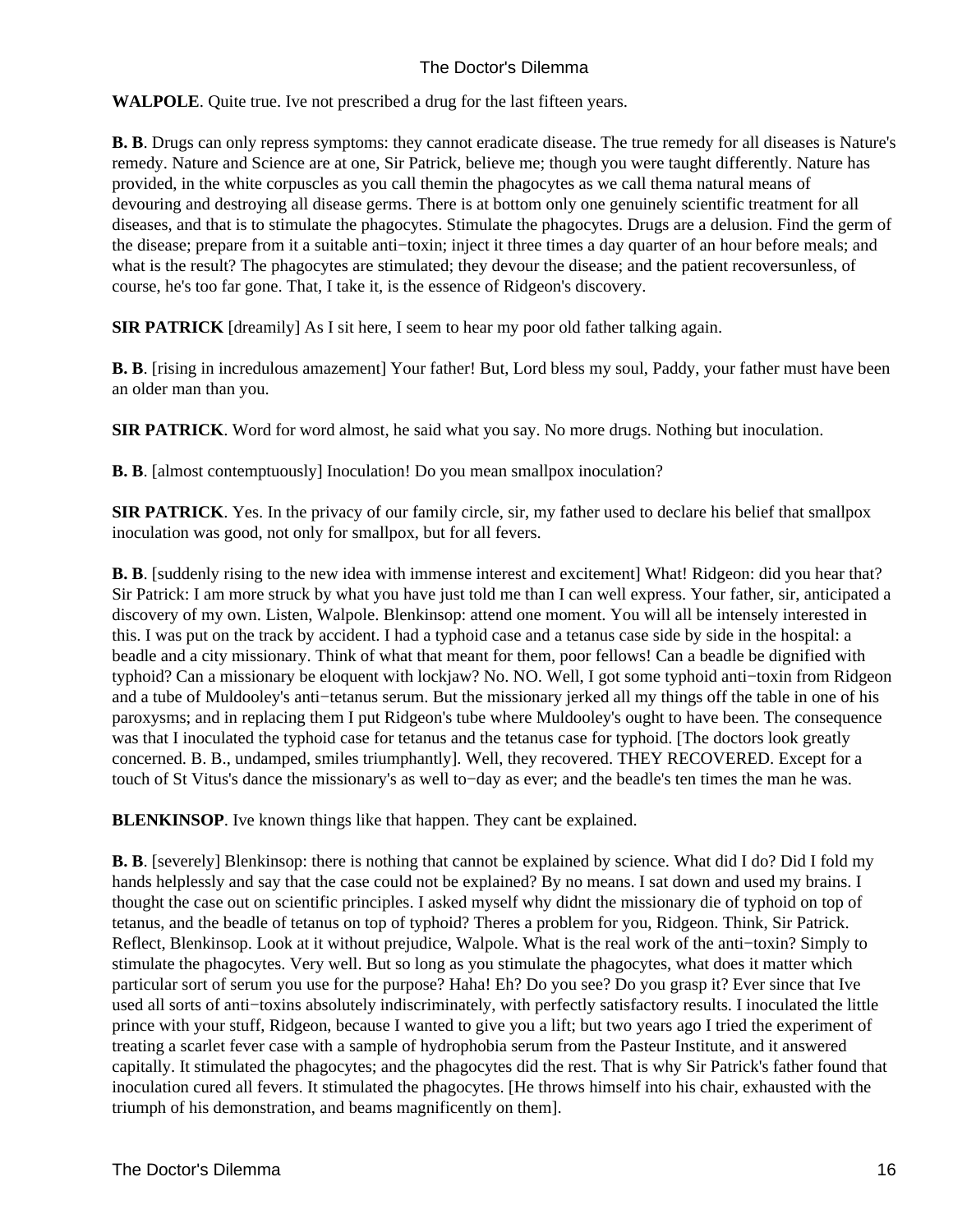**WALPOLE**. Quite true. Ive not prescribed a drug for the last fifteen years.

**B. B**. Drugs can only repress symptoms: they cannot eradicate disease. The true remedy for all diseases is Nature's remedy. Nature and Science are at one, Sir Patrick, believe me; though you were taught differently. Nature has provided, in the white corpuscles as you call themin the phagocytes as we call thema natural means of devouring and destroying all disease germs. There is at bottom only one genuinely scientific treatment for all diseases, and that is to stimulate the phagocytes. Stimulate the phagocytes. Drugs are a delusion. Find the germ of the disease; prepare from it a suitable anti−toxin; inject it three times a day quarter of an hour before meals; and what is the result? The phagocytes are stimulated; they devour the disease; and the patient recoversunless, of course, he's too far gone. That, I take it, is the essence of Ridgeon's discovery.

**SIR PATRICK** [dreamily] As I sit here, I seem to hear my poor old father talking again.

**B. B**. [rising in incredulous amazement] Your father! But, Lord bless my soul, Paddy, your father must have been an older man than you.

**SIR PATRICK**. Word for word almost, he said what you say. No more drugs. Nothing but inoculation.

**B. B**. [almost contemptuously] Inoculation! Do you mean smallpox inoculation?

**SIR PATRICK**. Yes. In the privacy of our family circle, sir, my father used to declare his belief that smallpox inoculation was good, not only for smallpox, but for all fevers.

**B. B**. [suddenly rising to the new idea with immense interest and excitement] What! Ridgeon: did you hear that? Sir Patrick: I am more struck by what you have just told me than I can well express. Your father, sir, anticipated a discovery of my own. Listen, Walpole. Blenkinsop: attend one moment. You will all be intensely interested in this. I was put on the track by accident. I had a typhoid case and a tetanus case side by side in the hospital: a beadle and a city missionary. Think of what that meant for them, poor fellows! Can a beadle be dignified with typhoid? Can a missionary be eloquent with lockjaw? No. NO. Well, I got some typhoid anti−toxin from Ridgeon and a tube of Muldooley's anti−tetanus serum. But the missionary jerked all my things off the table in one of his paroxysms; and in replacing them I put Ridgeon's tube where Muldooley's ought to have been. The consequence was that I inoculated the typhoid case for tetanus and the tetanus case for typhoid. [The doctors look greatly concerned. B. B., undamped, smiles triumphantly]. Well, they recovered. THEY RECOVERED. Except for a touch of St Vitus's dance the missionary's as well to−day as ever; and the beadle's ten times the man he was.

**BLENKINSOP**. Ive known things like that happen. They cant be explained.

**B. B**. [severely] Blenkinsop: there is nothing that cannot be explained by science. What did I do? Did I fold my hands helplessly and say that the case could not be explained? By no means. I sat down and used my brains. I thought the case out on scientific principles. I asked myself why didnt the missionary die of typhoid on top of tetanus, and the beadle of tetanus on top of typhoid? Theres a problem for you, Ridgeon. Think, Sir Patrick. Reflect, Blenkinsop. Look at it without prejudice, Walpole. What is the real work of the anti−toxin? Simply to stimulate the phagocytes. Very well. But so long as you stimulate the phagocytes, what does it matter which particular sort of serum you use for the purpose? Haha! Eh? Do you see? Do you grasp it? Ever since that Ive used all sorts of anti−toxins absolutely indiscriminately, with perfectly satisfactory results. I inoculated the little prince with your stuff, Ridgeon, because I wanted to give you a lift; but two years ago I tried the experiment of treating a scarlet fever case with a sample of hydrophobia serum from the Pasteur Institute, and it answered capitally. It stimulated the phagocytes; and the phagocytes did the rest. That is why Sir Patrick's father found that inoculation cured all fevers. It stimulated the phagocytes. [He throws himself into his chair, exhausted with the triumph of his demonstration, and beams magnificently on them].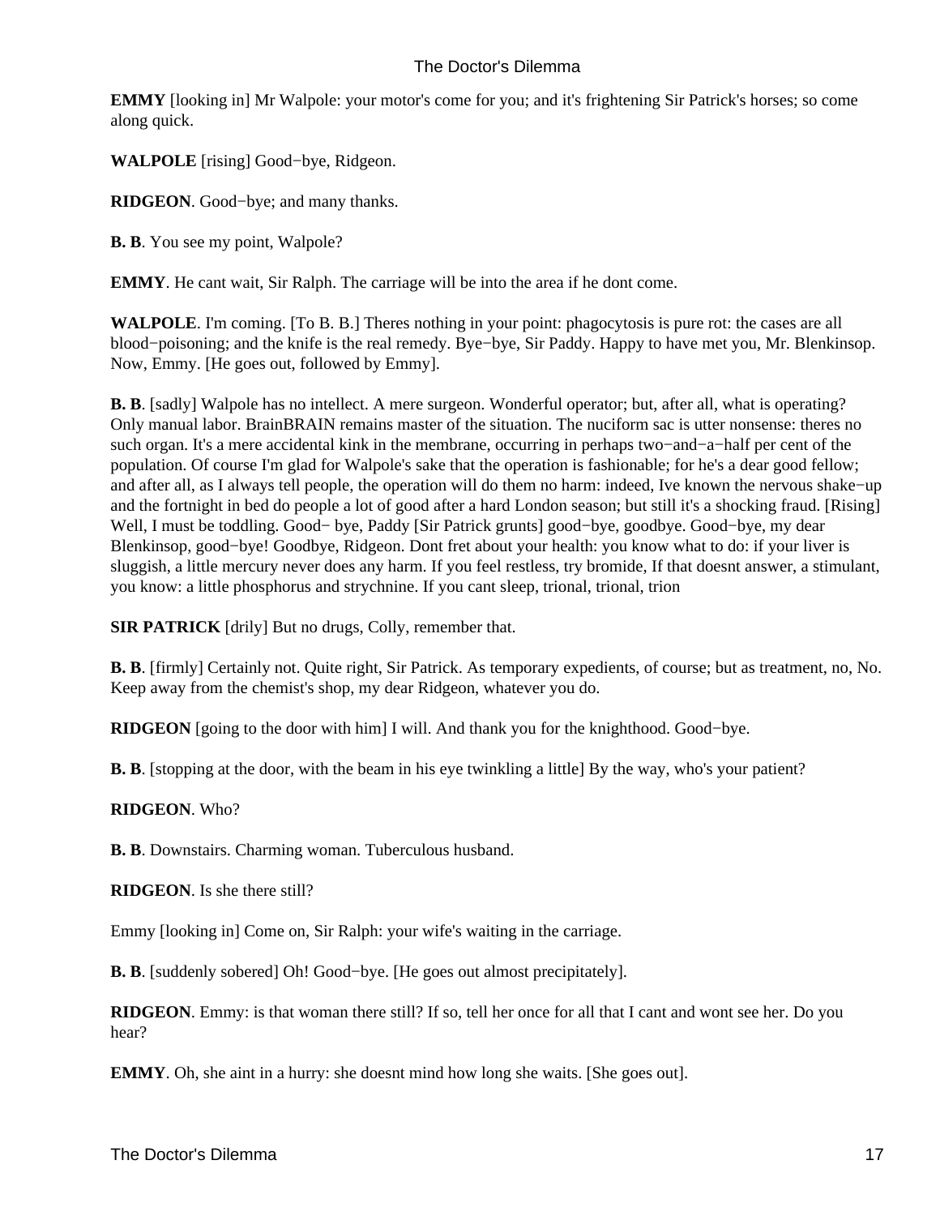**EMMY** [looking in] Mr Walpole: your motor's come for you; and it's frightening Sir Patrick's horses; so come along quick.

**WALPOLE** [rising] Good−bye, Ridgeon.

**RIDGEON**. Good−bye; and many thanks.

**B. B**. You see my point, Walpole?

**EMMY**. He cant wait, Sir Ralph. The carriage will be into the area if he dont come.

**WALPOLE**. I'm coming. [To B. B.] Theres nothing in your point: phagocytosis is pure rot: the cases are all blood−poisoning; and the knife is the real remedy. Bye−bye, Sir Paddy. Happy to have met you, Mr. Blenkinsop. Now, Emmy. [He goes out, followed by Emmy].

**B. B**. [sadly] Walpole has no intellect. A mere surgeon. Wonderful operator; but, after all, what is operating? Only manual labor. BrainBRAIN remains master of the situation. The nuciform sac is utter nonsense: theres no such organ. It's a mere accidental kink in the membrane, occurring in perhaps two−and−a−half per cent of the population. Of course I'm glad for Walpole's sake that the operation is fashionable; for he's a dear good fellow; and after all, as I always tell people, the operation will do them no harm: indeed, Ive known the nervous shake−up and the fortnight in bed do people a lot of good after a hard London season; but still it's a shocking fraud. [Rising] Well, I must be toddling. Good− bye, Paddy [Sir Patrick grunts] good−bye, goodbye. Good−bye, my dear Blenkinsop, good−bye! Goodbye, Ridgeon. Dont fret about your health: you know what to do: if your liver is sluggish, a little mercury never does any harm. If you feel restless, try bromide, If that doesnt answer, a stimulant, you know: a little phosphorus and strychnine. If you cant sleep, trional, trional, trion

**SIR PATRICK** [drily] But no drugs, Colly, remember that.

**B. B**. [firmly] Certainly not. Quite right, Sir Patrick. As temporary expedients, of course; but as treatment, no, No. Keep away from the chemist's shop, my dear Ridgeon, whatever you do.

**RIDGEON** [going to the door with him] I will. And thank you for the knighthood. Good−bye.

**B. B**. [stopping at the door, with the beam in his eye twinkling a little] By the way, who's your patient?

**RIDGEON**. Who?

**B. B**. Downstairs. Charming woman. Tuberculous husband.

**RIDGEON**. Is she there still?

Emmy [looking in] Come on, Sir Ralph: your wife's waiting in the carriage.

**B. B**. [suddenly sobered] Oh! Good−bye. [He goes out almost precipitately].

**RIDGEON**. Emmy: is that woman there still? If so, tell her once for all that I cant and wont see her. Do you hear?

**EMMY**. Oh, she aint in a hurry: she doesnt mind how long she waits. [She goes out].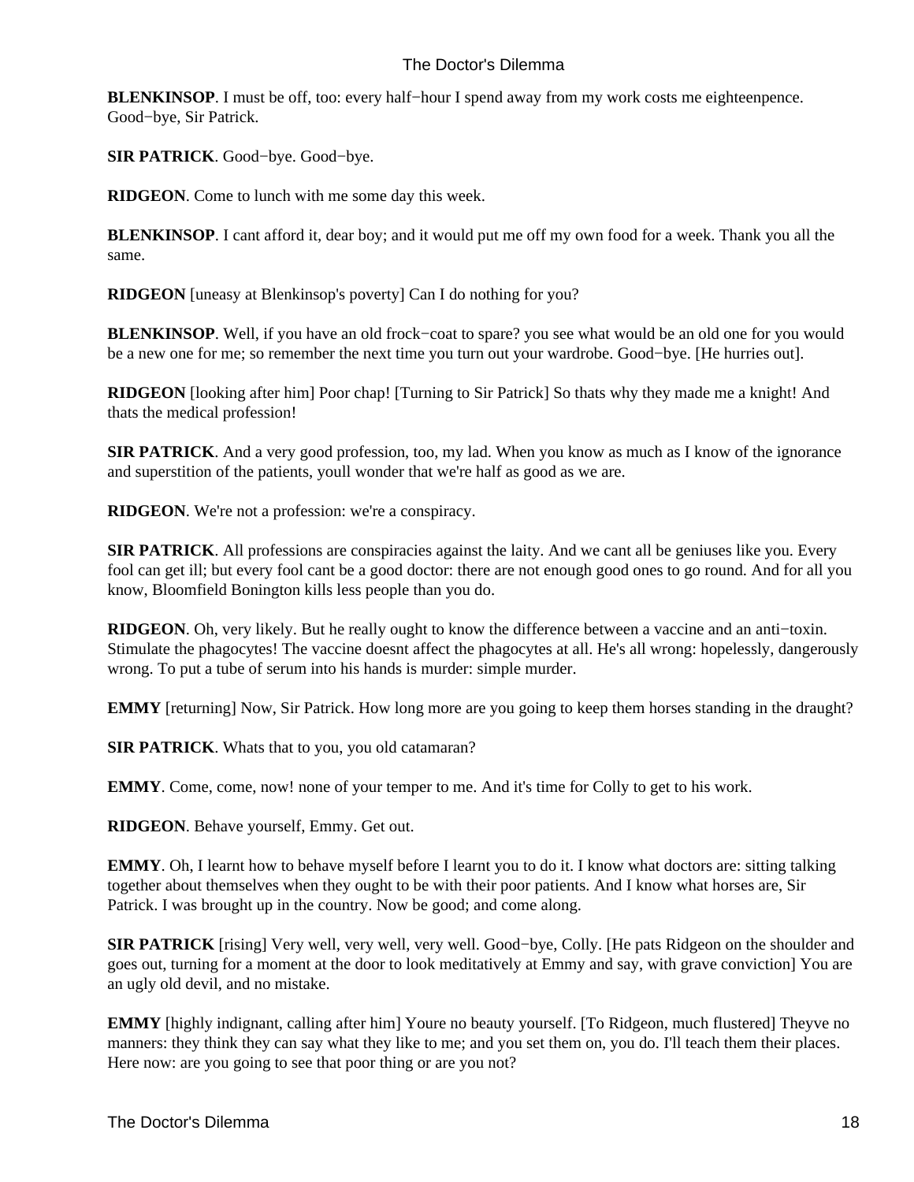**BLENKINSOP**. I must be off, too: every half−hour I spend away from my work costs me eighteenpence. Good−bye, Sir Patrick.

**SIR PATRICK**. Good−bye. Good−bye.

**RIDGEON**. Come to lunch with me some day this week.

**BLENKINSOP**. I cant afford it, dear boy; and it would put me off my own food for a week. Thank you all the same.

**RIDGEON** [uneasy at Blenkinsop's poverty] Can I do nothing for you?

**BLENKINSOP**. Well, if you have an old frock−coat to spare? you see what would be an old one for you would be a new one for me; so remember the next time you turn out your wardrobe. Good−bye. [He hurries out].

**RIDGEON** [looking after him] Poor chap! [Turning to Sir Patrick] So thats why they made me a knight! And thats the medical profession!

**SIR PATRICK**. And a very good profession, too, my lad. When you know as much as I know of the ignorance and superstition of the patients, youll wonder that we're half as good as we are.

**RIDGEON**. We're not a profession: we're a conspiracy.

**SIR PATRICK**. All professions are conspiracies against the laity. And we cant all be geniuses like you. Every fool can get ill; but every fool cant be a good doctor: there are not enough good ones to go round. And for all you know, Bloomfield Bonington kills less people than you do.

**RIDGEON**. Oh, very likely. But he really ought to know the difference between a vaccine and an anti−toxin. Stimulate the phagocytes! The vaccine doesnt affect the phagocytes at all. He's all wrong: hopelessly, dangerously wrong. To put a tube of serum into his hands is murder: simple murder.

**EMMY** [returning] Now, Sir Patrick. How long more are you going to keep them horses standing in the draught?

**SIR PATRICK**. Whats that to you, you old catamaran?

**EMMY**. Come, come, now! none of your temper to me. And it's time for Colly to get to his work.

**RIDGEON**. Behave yourself, Emmy. Get out.

**EMMY**. Oh, I learnt how to behave myself before I learnt you to do it. I know what doctors are: sitting talking together about themselves when they ought to be with their poor patients. And I know what horses are, Sir Patrick. I was brought up in the country. Now be good; and come along.

**SIR PATRICK** [rising] Very well, very well, very well. Good−bye, Colly. [He pats Ridgeon on the shoulder and goes out, turning for a moment at the door to look meditatively at Emmy and say, with grave conviction] You are an ugly old devil, and no mistake.

**EMMY** [highly indignant, calling after him] Youre no beauty yourself. [To Ridgeon, much flustered] Theyve no manners: they think they can say what they like to me; and you set them on, you do. I'll teach them their places. Here now: are you going to see that poor thing or are you not?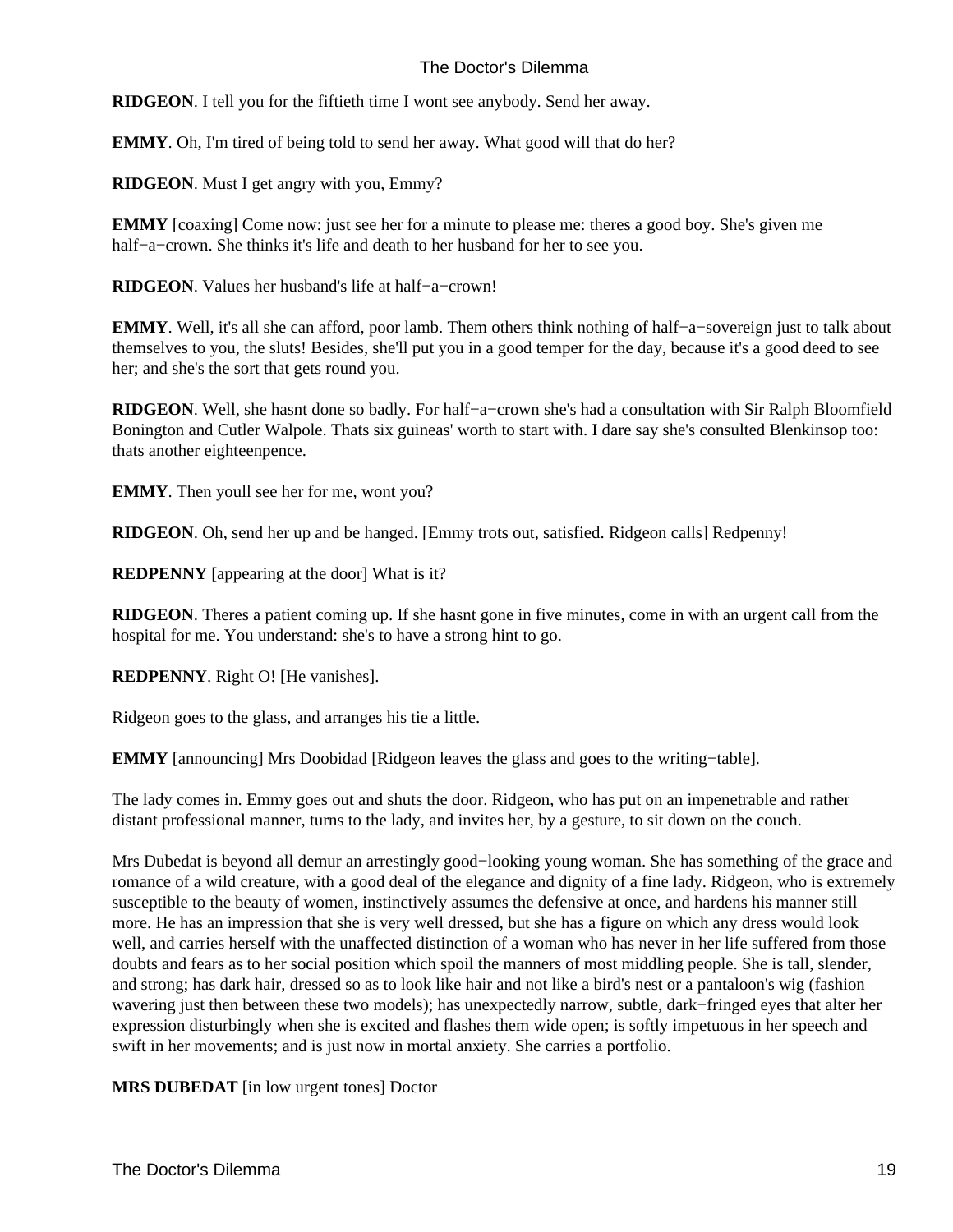**RIDGEON**. I tell you for the fiftieth time I wont see anybody. Send her away.

**EMMY**. Oh, I'm tired of being told to send her away. What good will that do her?

**RIDGEON**. Must I get angry with you, Emmy?

**EMMY** [coaxing] Come now: just see her for a minute to please me: theres a good boy. She's given me half−a−crown. She thinks it's life and death to her husband for her to see you.

**RIDGEON**. Values her husband's life at half−a−crown!

**EMMY**. Well, it's all she can afford, poor lamb. Them others think nothing of half−a−sovereign just to talk about themselves to you, the sluts! Besides, she'll put you in a good temper for the day, because it's a good deed to see her; and she's the sort that gets round you.

**RIDGEON**. Well, she hasnt done so badly. For half−a−crown she's had a consultation with Sir Ralph Bloomfield Bonington and Cutler Walpole. Thats six guineas' worth to start with. I dare say she's consulted Blenkinsop too: thats another eighteenpence.

**EMMY**. Then youll see her for me, wont you?

**RIDGEON**. Oh, send her up and be hanged. [Emmy trots out, satisfied. Ridgeon calls] Redpenny!

**REDPENNY** [appearing at the door] What is it?

**RIDGEON**. Theres a patient coming up. If she hasnt gone in five minutes, come in with an urgent call from the hospital for me. You understand: she's to have a strong hint to go.

**REDPENNY**. Right O! [He vanishes].

Ridgeon goes to the glass, and arranges his tie a little.

**EMMY** [announcing] Mrs Doobidad [Ridgeon leaves the glass and goes to the writing−table].

The lady comes in. Emmy goes out and shuts the door. Ridgeon, who has put on an impenetrable and rather distant professional manner, turns to the lady, and invites her, by a gesture, to sit down on the couch.

Mrs Dubedat is beyond all demur an arrestingly good−looking young woman. She has something of the grace and romance of a wild creature, with a good deal of the elegance and dignity of a fine lady. Ridgeon, who is extremely susceptible to the beauty of women, instinctively assumes the defensive at once, and hardens his manner still more. He has an impression that she is very well dressed, but she has a figure on which any dress would look well, and carries herself with the unaffected distinction of a woman who has never in her life suffered from those doubts and fears as to her social position which spoil the manners of most middling people. She is tall, slender, and strong; has dark hair, dressed so as to look like hair and not like a bird's nest or a pantaloon's wig (fashion wavering just then between these two models); has unexpectedly narrow, subtle, dark−fringed eyes that alter her expression disturbingly when she is excited and flashes them wide open; is softly impetuous in her speech and swift in her movements; and is just now in mortal anxiety. She carries a portfolio.

**MRS DUBEDAT** [in low urgent tones] Doctor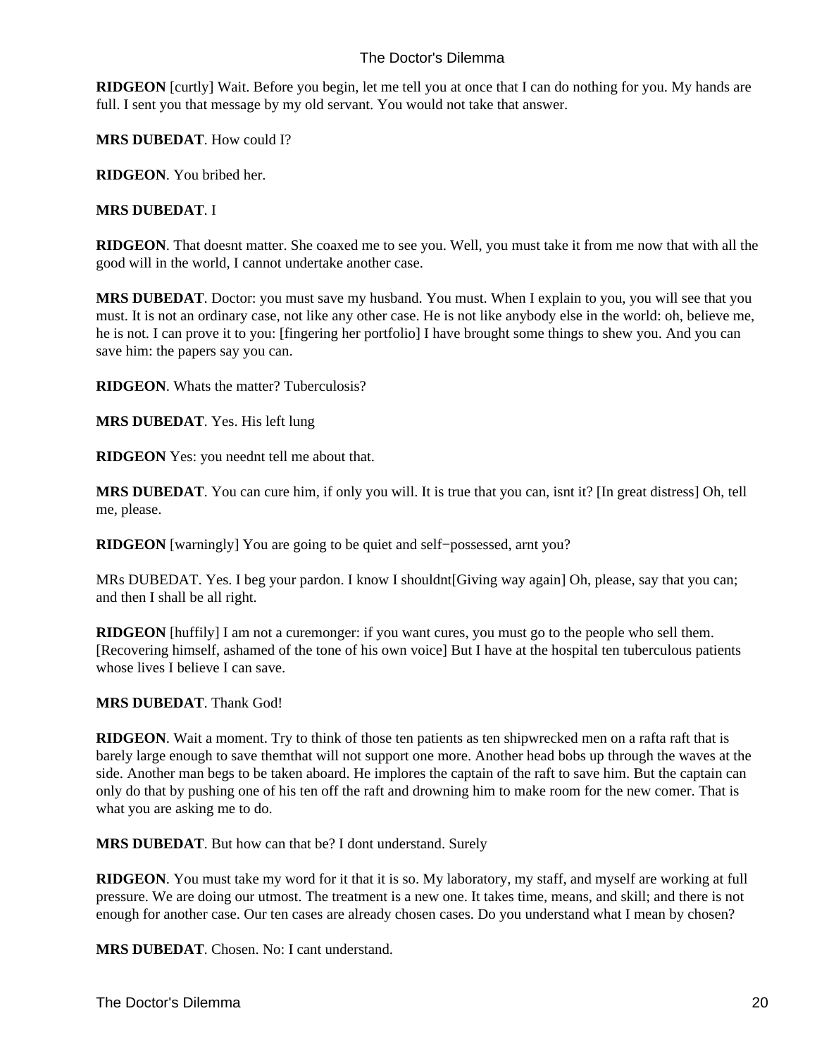**RIDGEON** [curtly] Wait. Before you begin, let me tell you at once that I can do nothing for you. My hands are full. I sent you that message by my old servant. You would not take that answer.

**MRS DUBEDAT**. How could I?

**RIDGEON**. You bribed her.

**MRS DUBEDAT**. I

**RIDGEON**. That doesnt matter. She coaxed me to see you. Well, you must take it from me now that with all the good will in the world, I cannot undertake another case.

**MRS DUBEDAT**. Doctor: you must save my husband. You must. When I explain to you, you will see that you must. It is not an ordinary case, not like any other case. He is not like anybody else in the world: oh, believe me, he is not. I can prove it to you: [fingering her portfolio] I have brought some things to shew you. And you can save him: the papers say you can.

**RIDGEON**. Whats the matter? Tuberculosis?

**MRS DUBEDAT**. Yes. His left lung

**RIDGEON** Yes: you neednt tell me about that.

**MRS DUBEDAT**. You can cure him, if only you will. It is true that you can, isnt it? [In great distress] Oh, tell me, please.

**RIDGEON** [warningly] You are going to be quiet and self−possessed, arnt you?

MRs DUBEDAT. Yes. I beg your pardon. I know I shouldnt[Giving way again] Oh, please, say that you can; and then I shall be all right.

**RIDGEON** [huffily] I am not a curemonger: if you want cures, you must go to the people who sell them. [Recovering himself, ashamed of the tone of his own voice] But I have at the hospital ten tuberculous patients whose lives I believe I can save.

**MRS DUBEDAT**. Thank God!

**RIDGEON**. Wait a moment. Try to think of those ten patients as ten shipwrecked men on a rafta raft that is barely large enough to save themthat will not support one more. Another head bobs up through the waves at the side. Another man begs to be taken aboard. He implores the captain of the raft to save him. But the captain can only do that by pushing one of his ten off the raft and drowning him to make room for the new comer. That is what you are asking me to do.

**MRS DUBEDAT**. But how can that be? I dont understand. Surely

**RIDGEON**. You must take my word for it that it is so. My laboratory, my staff, and myself are working at full pressure. We are doing our utmost. The treatment is a new one. It takes time, means, and skill; and there is not enough for another case. Our ten cases are already chosen cases. Do you understand what I mean by chosen?

**MRS DUBEDAT**. Chosen. No: I cant understand.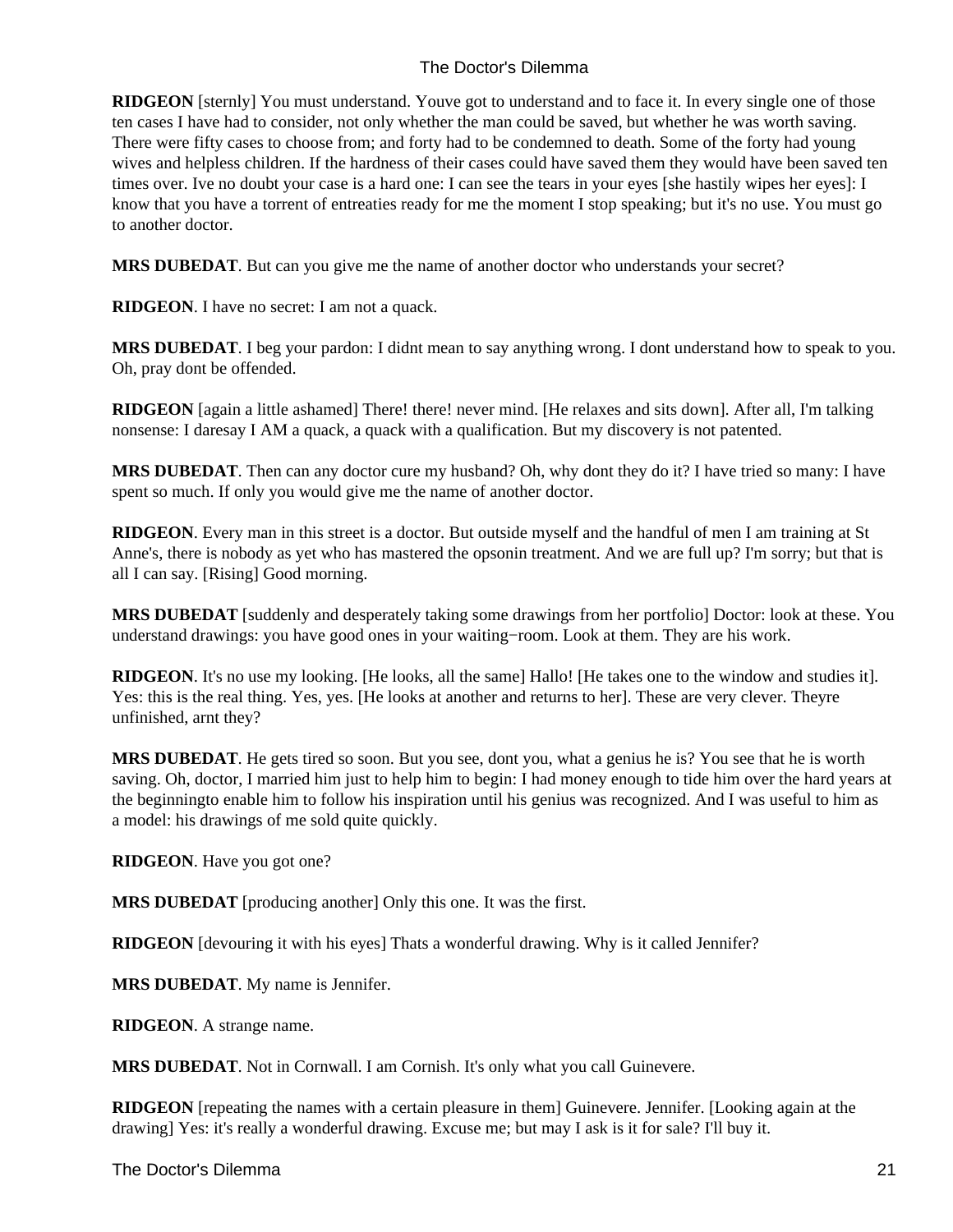**RIDGEON** [sternly] You must understand. Youve got to understand and to face it. In every single one of those ten cases I have had to consider, not only whether the man could be saved, but whether he was worth saving. There were fifty cases to choose from; and forty had to be condemned to death. Some of the forty had young wives and helpless children. If the hardness of their cases could have saved them they would have been saved ten times over. Ive no doubt your case is a hard one: I can see the tears in your eyes [she hastily wipes her eyes]: I know that you have a torrent of entreaties ready for me the moment I stop speaking; but it's no use. You must go to another doctor.

**MRS DUBEDAT**. But can you give me the name of another doctor who understands your secret?

**RIDGEON**. I have no secret: I am not a quack.

**MRS DUBEDAT**. I beg your pardon: I didnt mean to say anything wrong. I dont understand how to speak to you. Oh, pray dont be offended.

**RIDGEON** [again a little ashamed] There! there! never mind. [He relaxes and sits down]. After all, I'm talking nonsense: I daresay I AM a quack, a quack with a qualification. But my discovery is not patented.

**MRS DUBEDAT**. Then can any doctor cure my husband? Oh, why dont they do it? I have tried so many: I have spent so much. If only you would give me the name of another doctor.

**RIDGEON**. Every man in this street is a doctor. But outside myself and the handful of men I am training at St Anne's, there is nobody as yet who has mastered the opsonin treatment. And we are full up? I'm sorry; but that is all I can say. [Rising] Good morning.

**MRS DUBEDAT** [suddenly and desperately taking some drawings from her portfolio] Doctor: look at these. You understand drawings: you have good ones in your waiting−room. Look at them. They are his work.

**RIDGEON**. It's no use my looking. [He looks, all the same] Hallo! [He takes one to the window and studies it]. Yes: this is the real thing. Yes, yes. [He looks at another and returns to her]. These are very clever. Theyre unfinished, arnt they?

**MRS DUBEDAT**. He gets tired so soon. But you see, dont you, what a genius he is? You see that he is worth saving. Oh, doctor, I married him just to help him to begin: I had money enough to tide him over the hard years at the beginningto enable him to follow his inspiration until his genius was recognized. And I was useful to him as a model: his drawings of me sold quite quickly.

**RIDGEON**. Have you got one?

**MRS DUBEDAT** [producing another] Only this one. It was the first.

**RIDGEON** [devouring it with his eyes] Thats a wonderful drawing. Why is it called Jennifer?

**MRS DUBEDAT**. My name is Jennifer.

**RIDGEON**. A strange name.

**MRS DUBEDAT**. Not in Cornwall. I am Cornish. It's only what you call Guinevere.

**RIDGEON** [repeating the names with a certain pleasure in them] Guinevere. Jennifer. [Looking again at the drawing] Yes: it's really a wonderful drawing. Excuse me; but may I ask is it for sale? I'll buy it.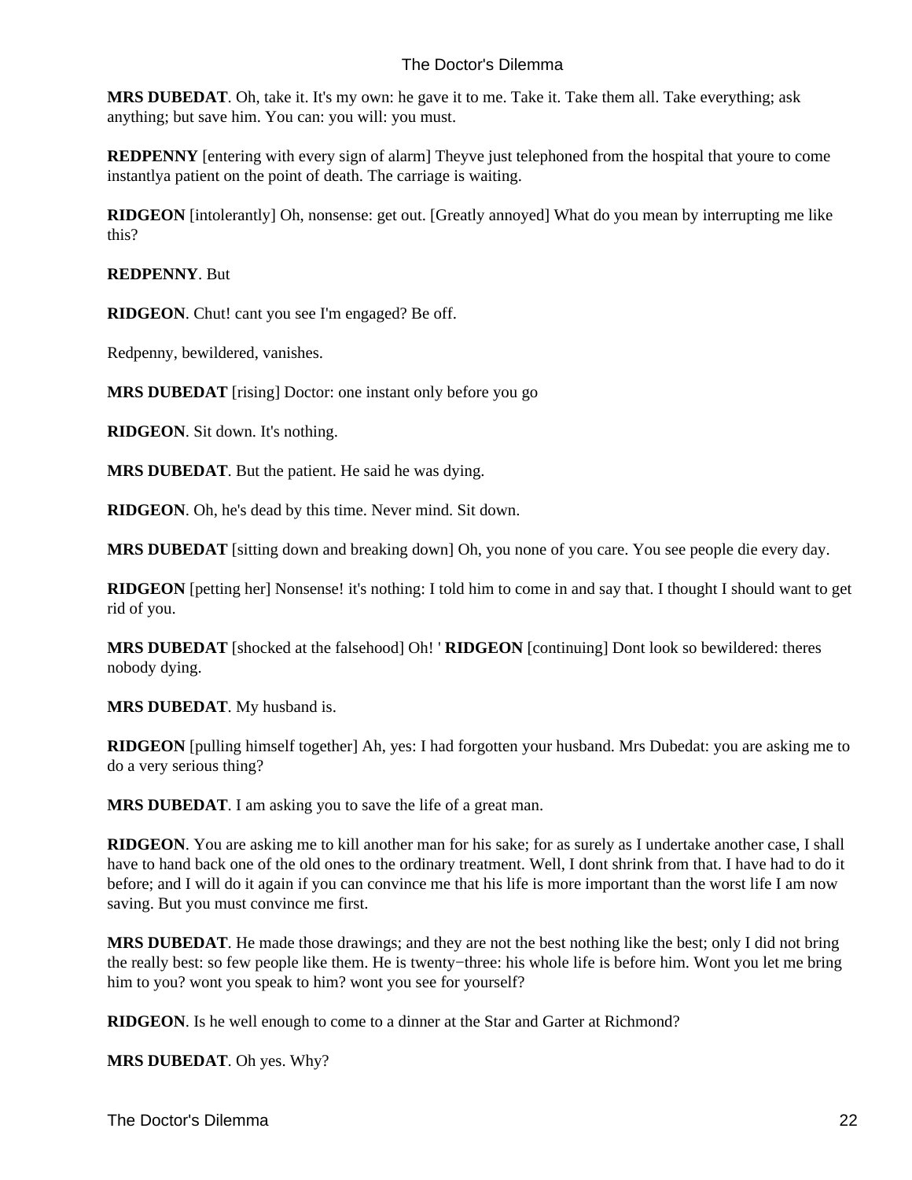**MRS DUBEDAT**. Oh, take it. It's my own: he gave it to me. Take it. Take them all. Take everything; ask anything; but save him. You can: you will: you must.

**REDPENNY** [entering with every sign of alarm] Theyve just telephoned from the hospital that youre to come instantlya patient on the point of death. The carriage is waiting.

**RIDGEON** [intolerantly] Oh, nonsense: get out. [Greatly annoyed] What do you mean by interrupting me like this?

**REDPENNY**. But

**RIDGEON**. Chut! cant you see I'm engaged? Be off.

Redpenny, bewildered, vanishes.

**MRS DUBEDAT** [rising] Doctor: one instant only before you go

**RIDGEON**. Sit down. It's nothing.

**MRS DUBEDAT**. But the patient. He said he was dying.

**RIDGEON**. Oh, he's dead by this time. Never mind. Sit down.

**MRS DUBEDAT** [sitting down and breaking down] Oh, you none of you care. You see people die every day.

**RIDGEON** [petting her] Nonsense! it's nothing: I told him to come in and say that. I thought I should want to get rid of you.

**MRS DUBEDAT** [shocked at the falsehood] Oh! ' **RIDGEON** [continuing] Dont look so bewildered: theres nobody dying.

**MRS DUBEDAT**. My husband is.

**RIDGEON** [pulling himself together] Ah, yes: I had forgotten your husband. Mrs Dubedat: you are asking me to do a very serious thing?

**MRS DUBEDAT**. I am asking you to save the life of a great man.

**RIDGEON**. You are asking me to kill another man for his sake; for as surely as I undertake another case, I shall have to hand back one of the old ones to the ordinary treatment. Well, I dont shrink from that. I have had to do it before; and I will do it again if you can convince me that his life is more important than the worst life I am now saving. But you must convince me first.

**MRS DUBEDAT**. He made those drawings; and they are not the best nothing like the best; only I did not bring the really best: so few people like them. He is twenty−three: his whole life is before him. Wont you let me bring him to you? wont you speak to him? wont you see for yourself?

**RIDGEON**. Is he well enough to come to a dinner at the Star and Garter at Richmond?

**MRS DUBEDAT**. Oh yes. Why?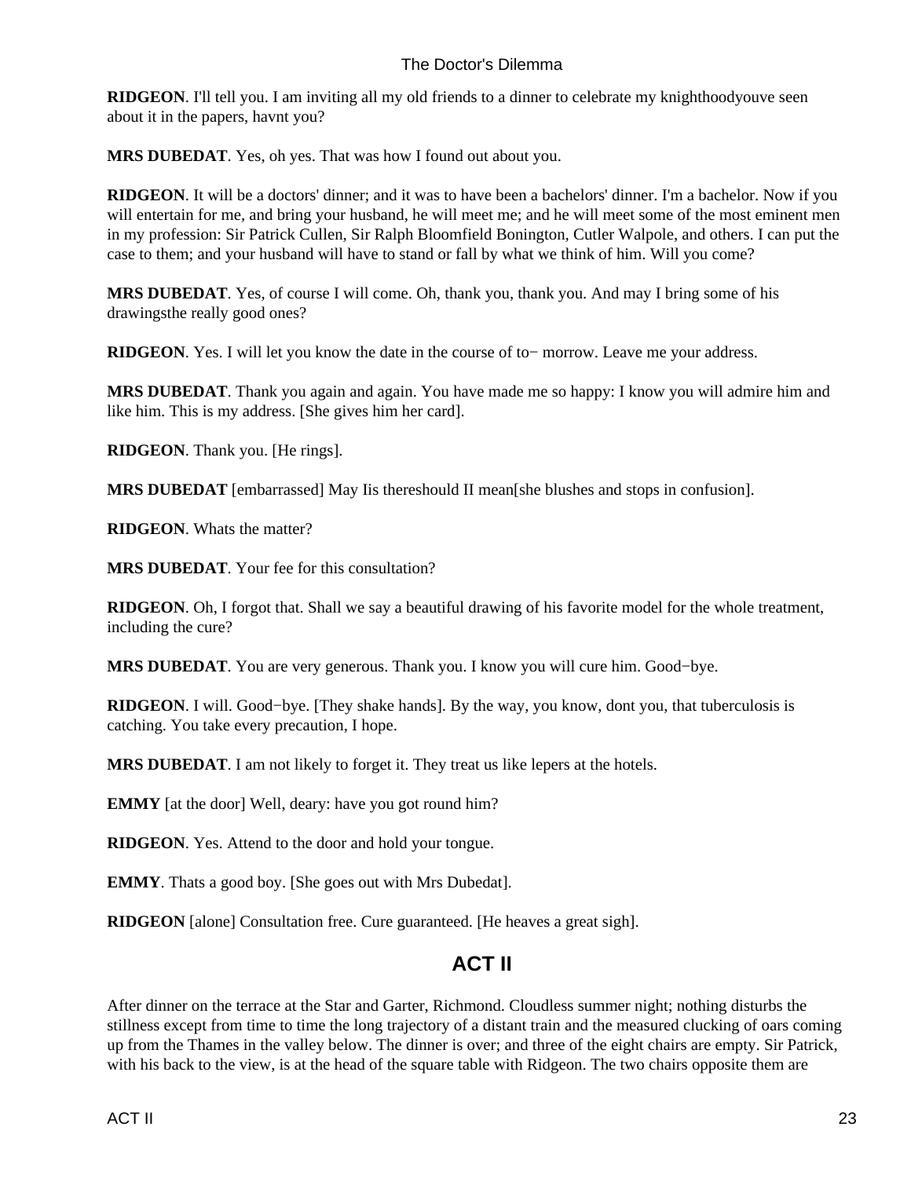**RIDGEON**. I'll tell you. I am inviting all my old friends to a dinner to celebrate my knighthoodyouve seen about it in the papers, havnt you?

**MRS DUBEDAT**. Yes, oh yes. That was how I found out about you.

**RIDGEON**. It will be a doctors' dinner; and it was to have been a bachelors' dinner. I'm a bachelor. Now if you will entertain for me, and bring your husband, he will meet me; and he will meet some of the most eminent men in my profession: Sir Patrick Cullen, Sir Ralph Bloomfield Bonington, Cutler Walpole, and others. I can put the case to them; and your husband will have to stand or fall by what we think of him. Will you come?

**MRS DUBEDAT**. Yes, of course I will come. Oh, thank you, thank you. And may I bring some of his drawingsthe really good ones?

**RIDGEON**. Yes. I will let you know the date in the course of to− morrow. Leave me your address.

**MRS DUBEDAT**. Thank you again and again. You have made me so happy: I know you will admire him and like him. This is my address. [She gives him her card].

**RIDGEON**. Thank you. [He rings].

**MRS DUBEDAT** [embarrassed] May Iis thereshould II mean[she blushes and stops in confusion].

**RIDGEON**. Whats the matter?

**MRS DUBEDAT**. Your fee for this consultation?

**RIDGEON**. Oh, I forgot that. Shall we say a beautiful drawing of his favorite model for the whole treatment, including the cure?

**MRS DUBEDAT**. You are very generous. Thank you. I know you will cure him. Good−bye.

**RIDGEON**. I will. Good−bye. [They shake hands]. By the way, you know, dont you, that tuberculosis is catching. You take every precaution, I hope.

**MRS DUBEDAT**. I am not likely to forget it. They treat us like lepers at the hotels.

**EMMY** [at the door] Well, deary: have you got round him?

**RIDGEON**. Yes. Attend to the door and hold your tongue.

**EMMY**. Thats a good boy. [She goes out with Mrs Dubedat].

**RIDGEON** [alone] Consultation free. Cure guaranteed. [He heaves a great sigh].

## ACT II

After dinner on the terrace at the Star and Garter, Richmond. Cloudless summer night; nothing disturbs the stillness except from time to time the long trajectory of a distant train and the measured clucking of oars coming up from the Thames in the valley below. The dinner is over; and three of the eight chairs are empty. Sir Patrick, with his back to the view, is at the head of the square table with Ridgeon. The two chairs opposite them are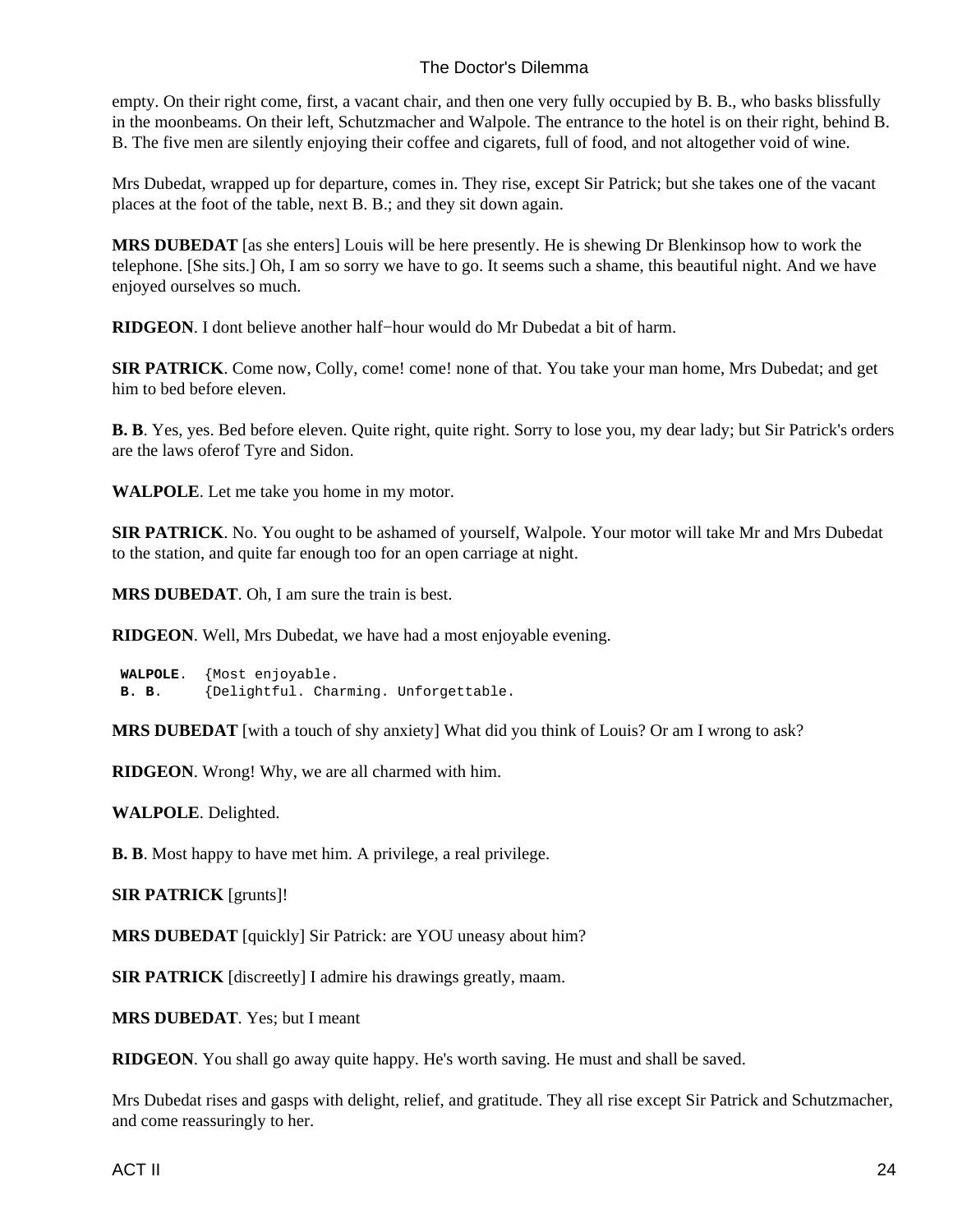empty. On their right come, first, a vacant chair, and then one very fully occupied by B. B., who basks blissfully in the moonbeams. On their left, Schutzmacher and Walpole. The entrance to the hotel is on their right, behind B. B. The five men are silently enjoying their coffee and cigarets, full of food, and not altogether void of wine.

Mrs Dubedat, wrapped up for departure, comes in. They rise, except Sir Patrick; but she takes one of the vacant places at the foot of the table, next B. B.; and they sit down again.

**MRS DUBEDAT** [as she enters] Louis will be here presently. He is shewing Dr Blenkinsop how to work the telephone. [She sits.] Oh, I am so sorry we have to go. It seems such a shame, this beautiful night. And we have enjoyed ourselves so much.

**RIDGEON**. I dont believe another half−hour would do Mr Dubedat a bit of harm.

**SIR PATRICK**. Come now, Colly, come! come! none of that. You take your man home, Mrs Dubedat; and get him to bed before eleven.

**B. B**. Yes, yes. Bed before eleven. Quite right, quite right. Sorry to lose you, my dear lady; but Sir Patrick's orders are the laws oferof Tyre and Sidon.

**WALPOLE**. Let me take you home in my motor.

**SIR PATRICK**. No. You ought to be ashamed of yourself, Walpole. Your motor will take Mr and Mrs Dubedat to the station, and quite far enough too for an open carriage at night.

**MRS DUBEDAT**. Oh, I am sure the train is best.

**RIDGEON**. Well, Mrs Dubedat, we have had a most enjoyable evening.

```
 WALPOLE.  {Most enjoyable.
 B. B.     {Delightful. Charming. Unforgettable.
```

**MRS DUBEDAT** [with a touch of shy anxiety] What did you think of Louis? Or am I wrong to ask?

**RIDGEON**. Wrong! Why, we are all charmed with him.

**WALPOLE**. Delighted.

**B. B**. Most happy to have met him. A privilege, a real privilege.

**SIR PATRICK** [grunts]!

**MRS DUBEDAT** [quickly] Sir Patrick: are YOU uneasy about him?

**SIR PATRICK** [discreetly] I admire his drawings greatly, maam.

**MRS DUBEDAT**. Yes; but I meant

**RIDGEON**. You shall go away quite happy. He's worth saving. He must and shall be saved.

Mrs Dubedat rises and gasps with delight, relief, and gratitude. They all rise except Sir Patrick and Schutzmacher, and come reassuringly to her.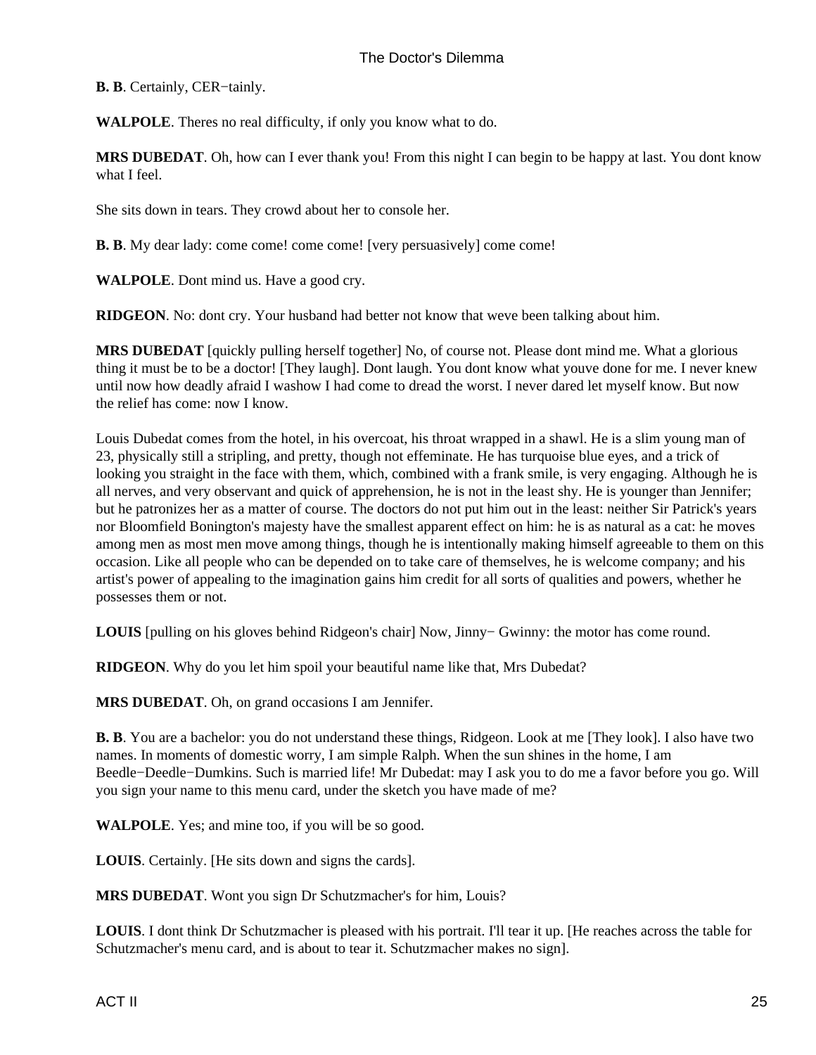**B. B**. Certainly, CER−tainly.

**WALPOLE**. Theres no real difficulty, if only you know what to do.

**MRS DUBEDAT**. Oh, how can I ever thank you! From this night I can begin to be happy at last. You dont know what I feel.

She sits down in tears. They crowd about her to console her.

**B. B**. My dear lady: come come! come come! [very persuasively] come come!

**WALPOLE**. Dont mind us. Have a good cry.

**RIDGEON**. No: dont cry. Your husband had better not know that weve been talking about him.

**MRS DUBEDAT** [quickly pulling herself together] No, of course not. Please dont mind me. What a glorious thing it must be to be a doctor! [They laugh]. Dont laugh. You dont know what youve done for me. I never knew until now how deadly afraid I washow I had come to dread the worst. I never dared let myself know. But now the relief has come: now I know.

Louis Dubedat comes from the hotel, in his overcoat, his throat wrapped in a shawl. He is a slim young man of 23, physically still a stripling, and pretty, though not effeminate. He has turquoise blue eyes, and a trick of looking you straight in the face with them, which, combined with a frank smile, is very engaging. Although he is all nerves, and very observant and quick of apprehension, he is not in the least shy. He is younger than Jennifer; but he patronizes her as a matter of course. The doctors do not put him out in the least: neither Sir Patrick's years nor Bloomfield Bonington's majesty have the smallest apparent effect on him: he is as natural as a cat: he moves among men as most men move among things, though he is intentionally making himself agreeable to them on this occasion. Like all people who can be depended on to take care of themselves, he is welcome company; and his artist's power of appealing to the imagination gains him credit for all sorts of qualities and powers, whether he possesses them or not.

**LOUIS** [pulling on his gloves behind Ridgeon's chair] Now, Jinny− Gwinny: the motor has come round.

**RIDGEON**. Why do you let him spoil your beautiful name like that, Mrs Dubedat?

**MRS DUBEDAT**. Oh, on grand occasions I am Jennifer.

**B. B**. You are a bachelor: you do not understand these things, Ridgeon. Look at me [They look]. I also have two names. In moments of domestic worry, I am simple Ralph. When the sun shines in the home, I am Beedle−Deedle−Dumkins. Such is married life! Mr Dubedat: may I ask you to do me a favor before you go. Will you sign your name to this menu card, under the sketch you have made of me?

**WALPOLE**. Yes; and mine too, if you will be so good.

**LOUIS**. Certainly. [He sits down and signs the cards].

**MRS DUBEDAT**. Wont you sign Dr Schutzmacher's for him, Louis?

**LOUIS**. I dont think Dr Schutzmacher is pleased with his portrait. I'll tear it up. [He reaches across the table for Schutzmacher's menu card, and is about to tear it. Schutzmacher makes no sign].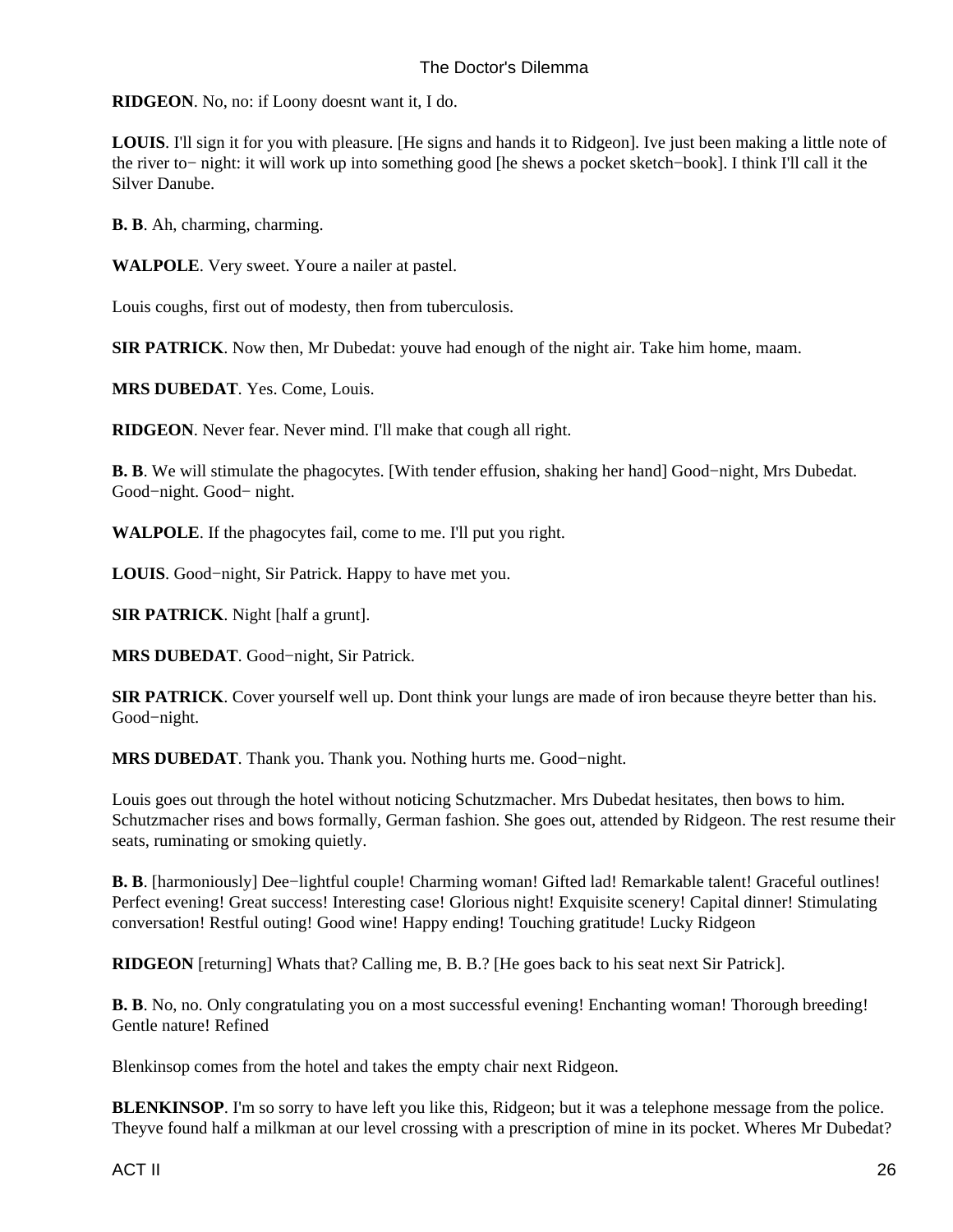**RIDGEON**. No, no: if Loony doesnt want it, I do.

**LOUIS**. I'll sign it for you with pleasure. [He signs and hands it to Ridgeon]. Ive just been making a little note of the river to− night: it will work up into something good [he shews a pocket sketch−book]. I think I'll call it the Silver Danube.

**B. B**. Ah, charming, charming.

**WALPOLE**. Very sweet. Youre a nailer at pastel.

Louis coughs, first out of modesty, then from tuberculosis.

**SIR PATRICK**. Now then, Mr Dubedat: youve had enough of the night air. Take him home, maam.

**MRS DUBEDAT**. Yes. Come, Louis.

**RIDGEON**. Never fear. Never mind. I'll make that cough all right.

**B. B**. We will stimulate the phagocytes. [With tender effusion, shaking her hand] Good−night, Mrs Dubedat. Good−night. Good− night.

**WALPOLE**. If the phagocytes fail, come to me. I'll put you right.

**LOUIS**. Good−night, Sir Patrick. Happy to have met you.

**SIR PATRICK**. Night [half a grunt].

**MRS DUBEDAT**. Good−night, Sir Patrick.

**SIR PATRICK**. Cover yourself well up. Dont think your lungs are made of iron because theyre better than his. Good−night.

**MRS DUBEDAT**. Thank you. Thank you. Nothing hurts me. Good−night.

Louis goes out through the hotel without noticing Schutzmacher. Mrs Dubedat hesitates, then bows to him. Schutzmacher rises and bows formally, German fashion. She goes out, attended by Ridgeon. The rest resume their seats, ruminating or smoking quietly.

**B. B**. [harmoniously] Dee−lightful couple! Charming woman! Gifted lad! Remarkable talent! Graceful outlines! Perfect evening! Great success! Interesting case! Glorious night! Exquisite scenery! Capital dinner! Stimulating conversation! Restful outing! Good wine! Happy ending! Touching gratitude! Lucky Ridgeon

**RIDGEON** [returning] Whats that? Calling me, B. B.? [He goes back to his seat next Sir Patrick].

**B. B**. No, no. Only congratulating you on a most successful evening! Enchanting woman! Thorough breeding! Gentle nature! Refined

Blenkinsop comes from the hotel and takes the empty chair next Ridgeon.

**BLENKINSOP**. I'm so sorry to have left you like this, Ridgeon; but it was a telephone message from the police. Theyve found half a milkman at our level crossing with a prescription of mine in its pocket. Wheres Mr Dubedat?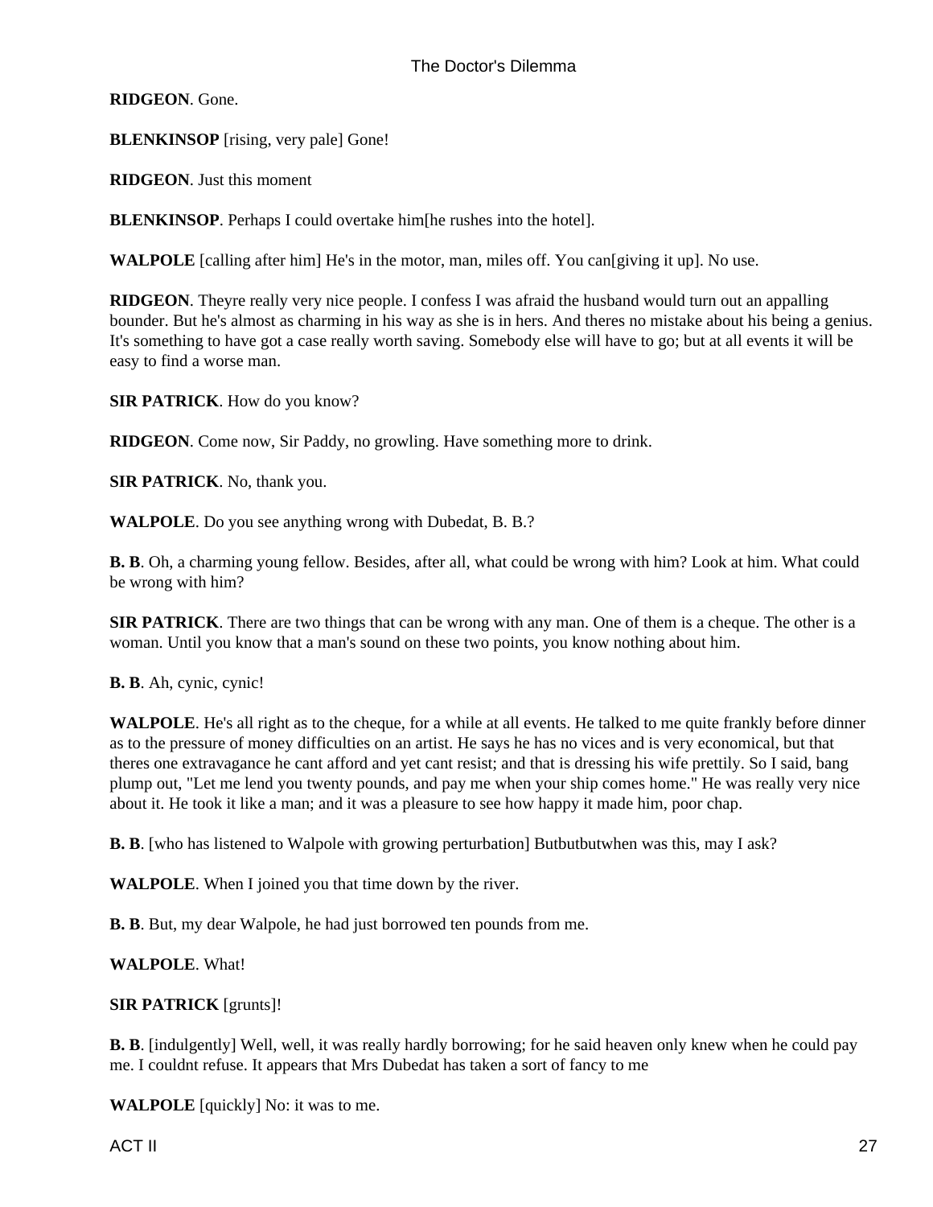**RIDGEON**. Gone.

**BLENKINSOP** [rising, very pale] Gone!

**RIDGEON**. Just this moment

**BLENKINSOP**. Perhaps I could overtake him[he rushes into the hotel].

**WALPOLE** [calling after him] He's in the motor, man, miles off. You can[giving it up]. No use.

**RIDGEON**. Theyre really very nice people. I confess I was afraid the husband would turn out an appalling bounder. But he's almost as charming in his way as she is in hers. And theres no mistake about his being a genius. It's something to have got a case really worth saving. Somebody else will have to go; but at all events it will be easy to find a worse man.

**SIR PATRICK**. How do you know?

**RIDGEON**. Come now, Sir Paddy, no growling. Have something more to drink.

**SIR PATRICK**. No, thank you.

**WALPOLE**. Do you see anything wrong with Dubedat, B. B.?

**B. B**. Oh, a charming young fellow. Besides, after all, what could be wrong with him? Look at him. What could be wrong with him?

**SIR PATRICK**. There are two things that can be wrong with any man. One of them is a cheque. The other is a woman. Until you know that a man's sound on these two points, you know nothing about him.

**B. B**. Ah, cynic, cynic!

**WALPOLE**. He's all right as to the cheque, for a while at all events. He talked to me quite frankly before dinner as to the pressure of money difficulties on an artist. He says he has no vices and is very economical, but that theres one extravagance he cant afford and yet cant resist; and that is dressing his wife prettily. So I said, bang plump out, "Let me lend you twenty pounds, and pay me when your ship comes home." He was really very nice about it. He took it like a man; and it was a pleasure to see how happy it made him, poor chap.

**B. B**. [who has listened to Walpole with growing perturbation] Butbutbutwhen was this, may I ask?

**WALPOLE**. When I joined you that time down by the river.

**B. B**. But, my dear Walpole, he had just borrowed ten pounds from me.

**WALPOLE**. What!

**SIR PATRICK** [grunts]!

**B. B**. [indulgently] Well, well, it was really hardly borrowing; for he said heaven only knew when he could pay me. I couldnt refuse. It appears that Mrs Dubedat has taken a sort of fancy to me

**WALPOLE** [quickly] No: it was to me.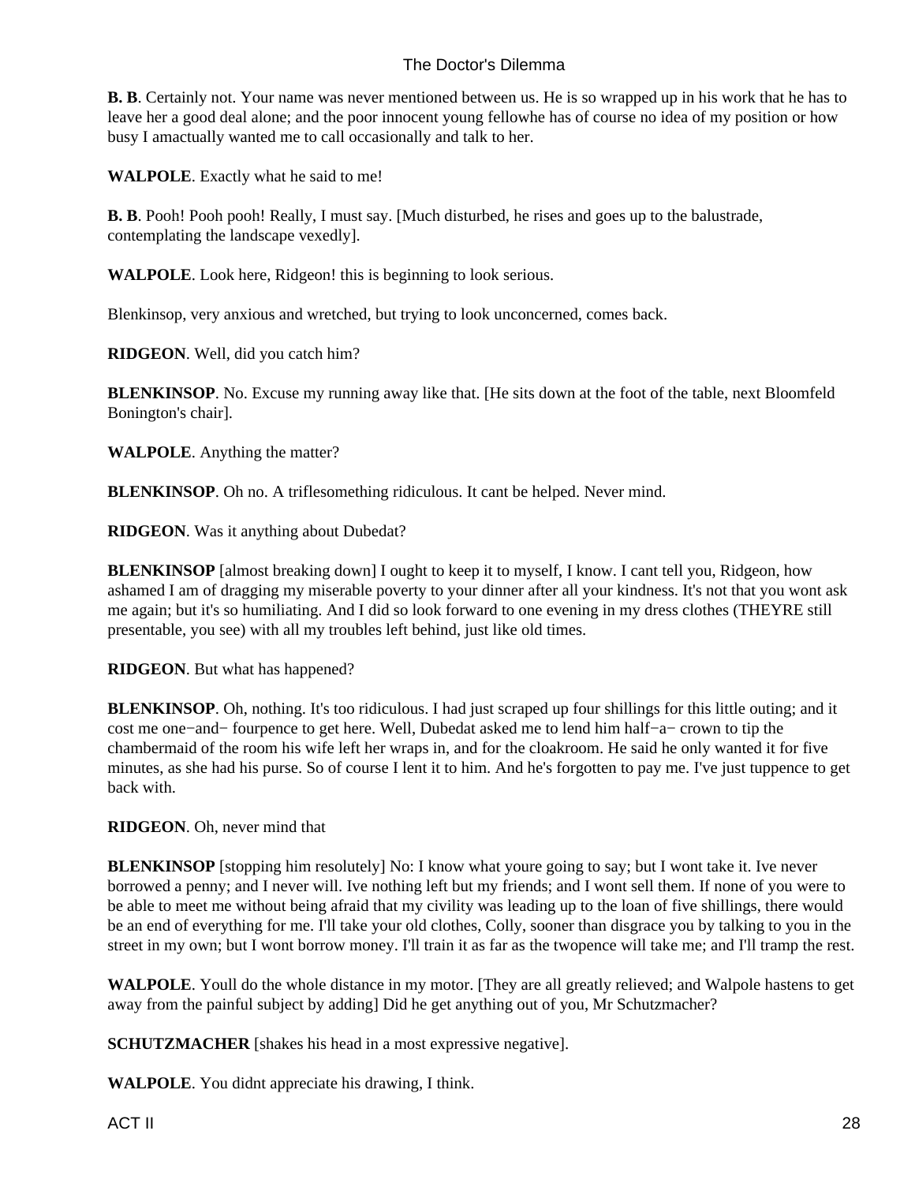**B. B**. Certainly not. Your name was never mentioned between us. He is so wrapped up in his work that he has to leave her a good deal alone; and the poor innocent young fellowhe has of course no idea of my position or how busy I amactually wanted me to call occasionally and talk to her.

**WALPOLE**. Exactly what he said to me!

**B. B**. Pooh! Pooh pooh! Really, I must say. [Much disturbed, he rises and goes up to the balustrade, contemplating the landscape vexedly].

**WALPOLE**. Look here, Ridgeon! this is beginning to look serious.

Blenkinsop, very anxious and wretched, but trying to look unconcerned, comes back.

**RIDGEON**. Well, did you catch him?

**BLENKINSOP**. No. Excuse my running away like that. [He sits down at the foot of the table, next Bloomfeld Bonington's chair].

**WALPOLE**. Anything the matter?

**BLENKINSOP**. Oh no. A triflesomething ridiculous. It cant be helped. Never mind.

**RIDGEON**. Was it anything about Dubedat?

**BLENKINSOP** [almost breaking down] I ought to keep it to myself, I know. I cant tell you, Ridgeon, how ashamed I am of dragging my miserable poverty to your dinner after all your kindness. It's not that you wont ask me again; but it's so humiliating. And I did so look forward to one evening in my dress clothes (THEYRE still presentable, you see) with all my troubles left behind, just like old times.

**RIDGEON**. But what has happened?

**BLENKINSOP**. Oh, nothing. It's too ridiculous. I had just scraped up four shillings for this little outing; and it cost me one−and− fourpence to get here. Well, Dubedat asked me to lend him half−a− crown to tip the chambermaid of the room his wife left her wraps in, and for the cloakroom. He said he only wanted it for five minutes, as she had his purse. So of course I lent it to him. And he's forgotten to pay me. I've just tuppence to get back with.

**RIDGEON**. Oh, never mind that

**BLENKINSOP** [stopping him resolutely] No: I know what youre going to say; but I wont take it. Ive never borrowed a penny; and I never will. Ive nothing left but my friends; and I wont sell them. If none of you were to be able to meet me without being afraid that my civility was leading up to the loan of five shillings, there would be an end of everything for me. I'll take your old clothes, Colly, sooner than disgrace you by talking to you in the street in my own; but I wont borrow money. I'll train it as far as the twopence will take me; and I'll tramp the rest.

**WALPOLE**. Youll do the whole distance in my motor. [They are all greatly relieved; and Walpole hastens to get away from the painful subject by adding] Did he get anything out of you, Mr Schutzmacher?

**SCHUTZMACHER** [shakes his head in a most expressive negative].

**WALPOLE**. You didnt appreciate his drawing, I think.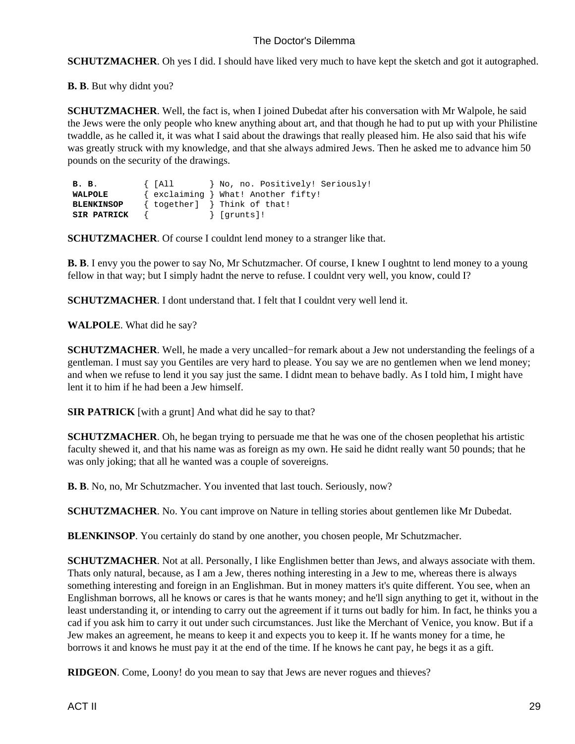**SCHUTZMACHER**. Oh yes I did. I should have liked very much to have kept the sketch and got it autographed.

**B. B**. But why didnt you?

**SCHUTZMACHER**. Well, the fact is, when I joined Dubedat after his conversation with Mr Walpole, he said the Jews were the only people who knew anything about art, and that though he had to put up with your Philistine twaddle, as he called it, it was what I said about the drawings that really pleased him. He also said that his wife was greatly struck with my knowledge, and that she always admired Jews. Then he asked me to advance him 50 pounds on the security of the drawings.

```
B. B.         { [All       } No, no. Positively! Seriously!
WALPOLE       { exclaiming } What! Another fifty!
BLENKINSOP    { together]  } Think of that!
SIR PATRICK   {            } [grunts]!
```

**SCHUTZMACHER**. Of course I couldnt lend money to a stranger like that.

**B. B**. I envy you the power to say No, Mr Schutzmacher. Of course, I knew I oughtnt to lend money to a young fellow in that way; but I simply hadnt the nerve to refuse. I couldnt very well, you know, could I?

**SCHUTZMACHER**. I dont understand that. I felt that I couldnt very well lend it.

**WALPOLE**. What did he say?

**SCHUTZMACHER**. Well, he made a very uncalled−for remark about a Jew not understanding the feelings of a gentleman. I must say you Gentiles are very hard to please. You say we are no gentlemen when we lend money; and when we refuse to lend it you say just the same. I didnt mean to behave badly. As I told him, I might have lent it to him if he had been a Jew himself.

**SIR PATRICK** [with a grunt] And what did he say to that?

**SCHUTZMACHER**. Oh, he began trying to persuade me that he was one of the chosen peoplethat his artistic faculty shewed it, and that his name was as foreign as my own. He said he didnt really want 50 pounds; that he was only joking; that all he wanted was a couple of sovereigns.

**B. B**. No, no, Mr Schutzmacher. You invented that last touch. Seriously, now?

**SCHUTZMACHER**. No. You cant improve on Nature in telling stories about gentlemen like Mr Dubedat.

**BLENKINSOP**. You certainly do stand by one another, you chosen people, Mr Schutzmacher.

**SCHUTZMACHER**. Not at all. Personally, I like Englishmen better than Jews, and always associate with them. Thats only natural, because, as I am a Jew, theres nothing interesting in a Jew to me, whereas there is always something interesting and foreign in an Englishman. But in money matters it's quite different. You see, when an Englishman borrows, all he knows or cares is that he wants money; and he'll sign anything to get it, without in the least understanding it, or intending to carry out the agreement if it turns out badly for him. In fact, he thinks you a cad if you ask him to carry it out under such circumstances. Just like the Merchant of Venice, you know. But if a Jew makes an agreement, he means to keep it and expects you to keep it. If he wants money for a time, he borrows it and knows he must pay it at the end of the time. If he knows he cant pay, he begs it as a gift.

**RIDGEON**. Come, Loony! do you mean to say that Jews are never rogues and thieves?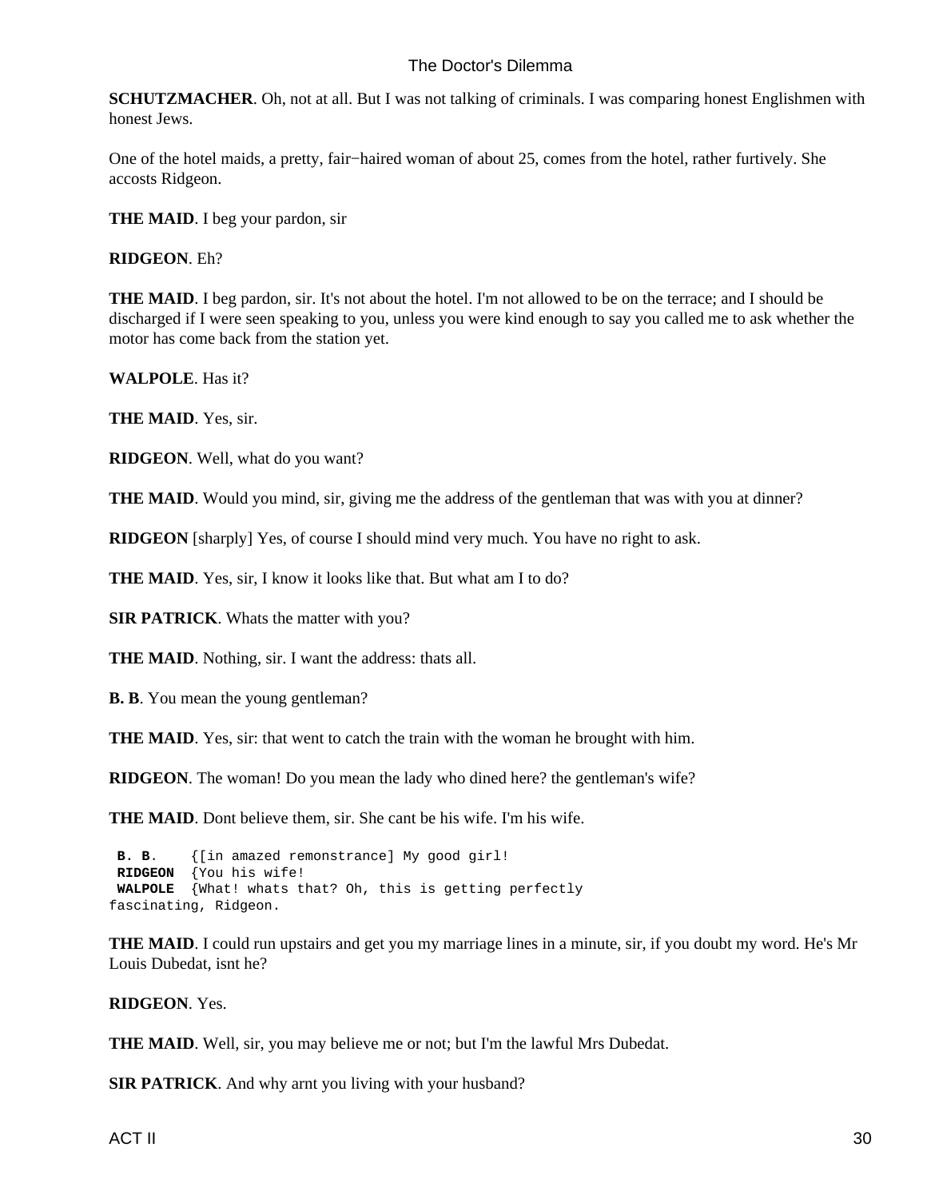**SCHUTZMACHER**. Oh, not at all. But I was not talking of criminals. I was comparing honest Englishmen with honest Jews.

One of the hotel maids, a pretty, fair−haired woman of about 25, comes from the hotel, rather furtively. She accosts Ridgeon.

**THE MAID**. I beg your pardon, sir

**RIDGEON**. Eh?

**THE MAID**. I beg pardon, sir. It's not about the hotel. I'm not allowed to be on the terrace; and I should be discharged if I were seen speaking to you, unless you were kind enough to say you called me to ask whether the motor has come back from the station yet.

**WALPOLE**. Has it?

**THE MAID**. Yes, sir.

**RIDGEON**. Well, what do you want?

**THE MAID**. Would you mind, sir, giving me the address of the gentleman that was with you at dinner?

**RIDGEON** [sharply] Yes, of course I should mind very much. You have no right to ask.

**THE MAID**. Yes, sir, I know it looks like that. But what am I to do?

**SIR PATRICK**. Whats the matter with you?

**THE MAID**. Nothing, sir. I want the address: thats all.

**B. B**. You mean the young gentleman?

**THE MAID**. Yes, sir: that went to catch the train with the woman he brought with him.

**RIDGEON**. The woman! Do you mean the lady who dined here? the gentleman's wife?

**THE MAID**. Dont believe them, sir. She cant be his wife. I'm his wife.

```
 B. B.    {[in amazed remonstrance] My good girl!
 RIDGEON  {You his wife!
 WALPOLE  {What! whats that? Oh, this is getting perfectly
fascinating, Ridgeon.
```

**THE MAID**. I could run upstairs and get you my marriage lines in a minute, sir, if you doubt my word. He's Mr Louis Dubedat, isnt he?

**RIDGEON**. Yes.

**THE MAID**. Well, sir, you may believe me or not; but I'm the lawful Mrs Dubedat.

**SIR PATRICK**. And why arnt you living with your husband?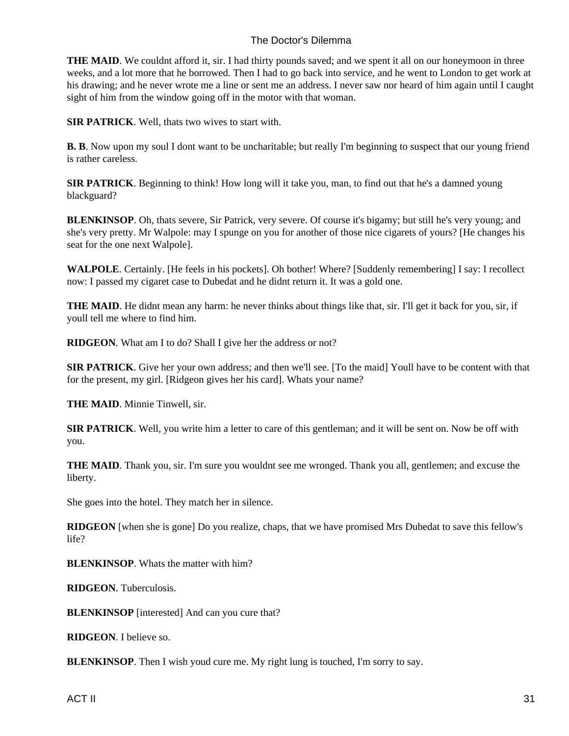**THE MAID**. We couldnt afford it, sir. I had thirty pounds saved; and we spent it all on our honeymoon in three weeks, and a lot more that he borrowed. Then I had to go back into service, and he went to London to get work at his drawing; and he never wrote me a line or sent me an address. I never saw nor heard of him again until I caught sight of him from the window going off in the motor with that woman.

**SIR PATRICK**. Well, thats two wives to start with.

**B. B**. Now upon my soul I dont want to be uncharitable; but really I'm beginning to suspect that our young friend is rather careless.

**SIR PATRICK**. Beginning to think! How long will it take you, man, to find out that he's a damned young blackguard?

**BLENKINSOP**. Oh, thats severe, Sir Patrick, very severe. Of course it's bigamy; but still he's very young; and she's very pretty. Mr Walpole: may I spunge on you for another of those nice cigarets of yours? [He changes his seat for the one next Walpole].

**WALPOLE**. Certainly. [He feels in his pockets]. Oh bother! Where? [Suddenly remembering] I say: I recollect now: I passed my cigaret case to Dubedat and he didnt return it. It was a gold one.

**THE MAID**. He didnt mean any harm: he never thinks about things like that, sir. I'll get it back for you, sir, if youll tell me where to find him.

**RIDGEON**. What am I to do? Shall I give her the address or not?

**SIR PATRICK**. Give her your own address; and then we'll see. [To the maid] Youll have to be content with that for the present, my girl. [Ridgeon gives her his card]. Whats your name?

**THE MAID**. Minnie Tinwell, sir.

**SIR PATRICK**. Well, you write him a letter to care of this gentleman; and it will be sent on. Now be off with you.

**THE MAID**. Thank you, sir. I'm sure you wouldnt see me wronged. Thank you all, gentlemen; and excuse the liberty.

She goes into the hotel. They match her in silence.

**RIDGEON** [when she is gone] Do you realize, chaps, that we have promised Mrs Dubedat to save this fellow's life?

**BLENKINSOP**. Whats the matter with him?

**RIDGEON**. Tuberculosis.

**BLENKINSOP** [interested] And can you cure that?

**RIDGEON**. I believe so.

**BLENKINSOP**. Then I wish youd cure me. My right lung is touched, I'm sorry to say.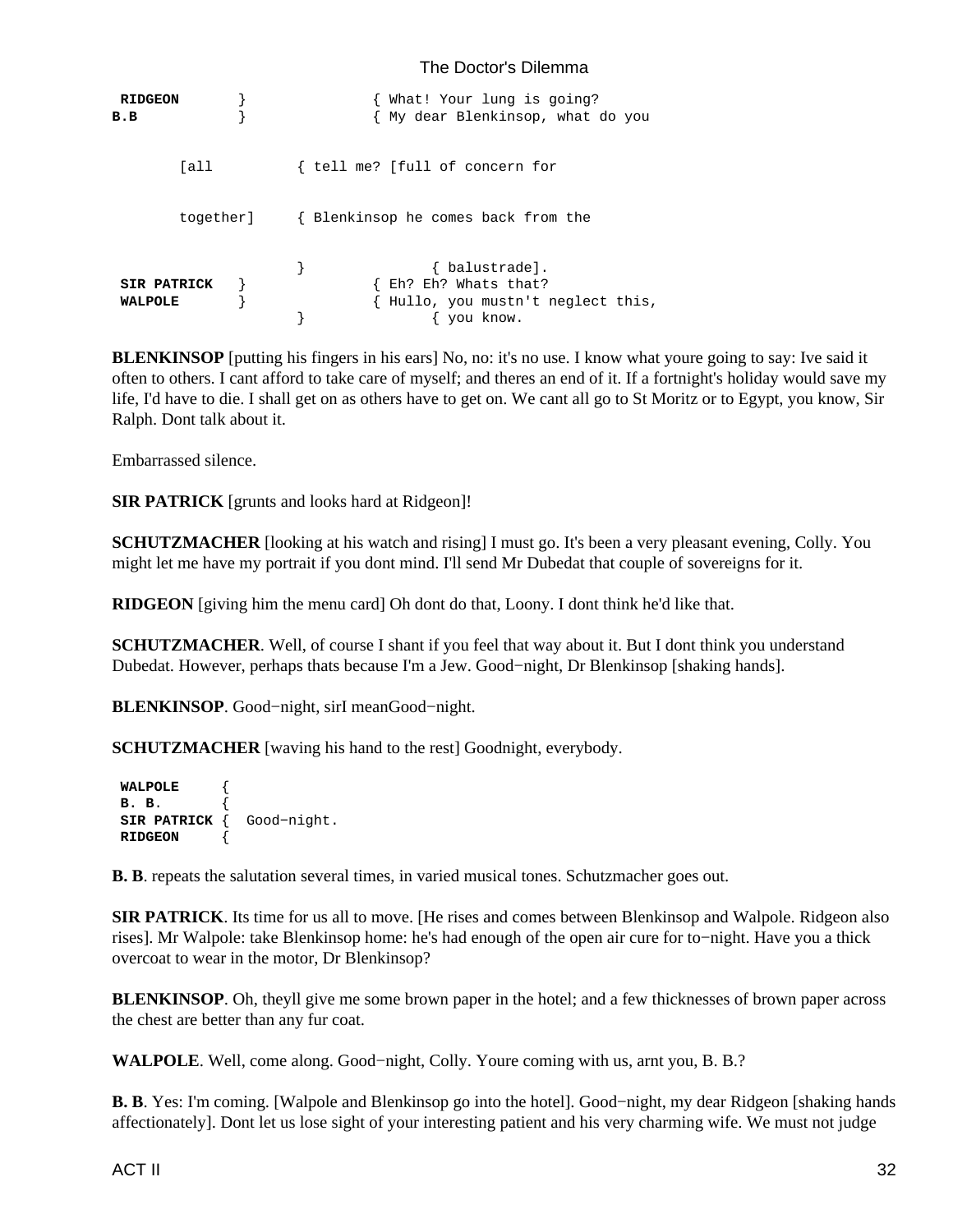```
RIDGEON       }               { What! Your lung is going?
B.B           }               { My dear Blenkinsop, what do you

       [all          { tell me? [full of concern for

       together]     { Blenkinsop he comes back from the

                     }               { balustrade].
SIR PATRICK   }               { Eh? Eh? Whats that?
WALPOLE       }               { Hullo, you mustn't neglect this,
                     }               { you know.
```

**BLENKINSOP** [putting his fingers in his ears] No, no: it's no use. I know what youre going to say: Ive said it often to others. I cant afford to take care of myself; and theres an end of it. If a fortnight's holiday would save my life, I'd have to die. I shall get on as others have to get on. We cant all go to St Moritz or to Egypt, you know, Sir Ralph. Dont talk about it.

Embarrassed silence.

**SIR PATRICK** [grunts and looks hard at Ridgeon]!

**SCHUTZMACHER** [looking at his watch and rising] I must go. It's been a very pleasant evening, Colly. You might let me have my portrait if you dont mind. I'll send Mr Dubedat that couple of sovereigns for it.

**RIDGEON** [giving him the menu card] Oh dont do that, Loony. I dont think he'd like that.

**SCHUTZMACHER**. Well, of course I shant if you feel that way about it. But I dont think you understand Dubedat. However, perhaps thats because I'm a Jew. Good−night, Dr Blenkinsop [shaking hands].

**BLENKINSOP**. Good−night, sirI meanGood−night.

**SCHUTZMACHER** [waving his hand to the rest] Goodnight, everybody.

```
WALPOLE     {
B. B.       {
SIR PATRICK {  Good−night.
RIDGEON     {
```

**B. B**. repeats the salutation several times, in varied musical tones. Schutzmacher goes out.

**SIR PATRICK**. Its time for us all to move. [He rises and comes between Blenkinsop and Walpole. Ridgeon also rises]. Mr Walpole: take Blenkinsop home: he's had enough of the open air cure for to−night. Have you a thick overcoat to wear in the motor, Dr Blenkinsop?

**BLENKINSOP**. Oh, theyll give me some brown paper in the hotel; and a few thicknesses of brown paper across the chest are better than any fur coat.

**WALPOLE**. Well, come along. Good−night, Colly. Youre coming with us, arnt you, B. B.?

**B. B**. Yes: I'm coming. [Walpole and Blenkinsop go into the hotel]. Good−night, my dear Ridgeon [shaking hands affectionately]. Dont let us lose sight of your interesting patient and his very charming wife. We must not judge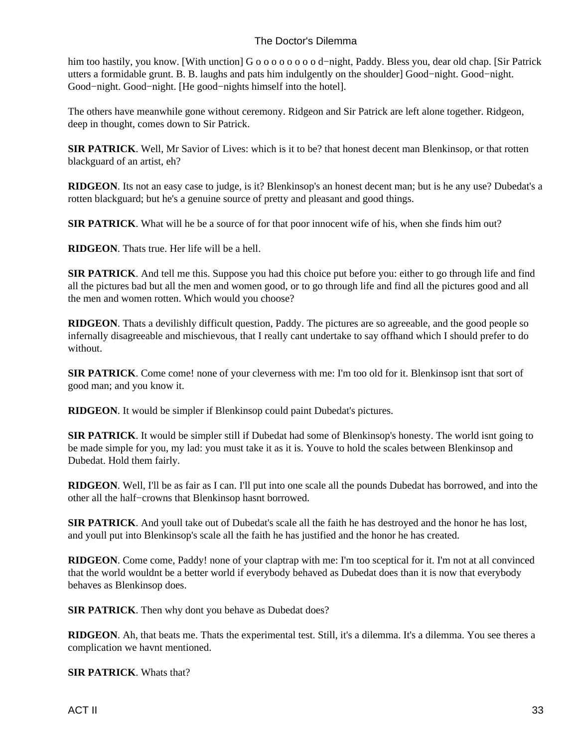him too hastily, you know. [With unction] G o o o o o o o o d−night, Paddy. Bless you, dear old chap. [Sir Patrick utters a formidable grunt. B. B. laughs and pats him indulgently on the shoulder] Good−night. Good−night. Good−night. Good−night. [He good−nights himself into the hotel].

The others have meanwhile gone without ceremony. Ridgeon and Sir Patrick are left alone together. Ridgeon, deep in thought, comes down to Sir Patrick.

**SIR PATRICK**. Well, Mr Savior of Lives: which is it to be? that honest decent man Blenkinsop, or that rotten blackguard of an artist, eh?

**RIDGEON**. Its not an easy case to judge, is it? Blenkinsop's an honest decent man; but is he any use? Dubedat's a rotten blackguard; but he's a genuine source of pretty and pleasant and good things.

**SIR PATRICK**. What will he be a source of for that poor innocent wife of his, when she finds him out?

**RIDGEON**. Thats true. Her life will be a hell.

**SIR PATRICK**. And tell me this. Suppose you had this choice put before you: either to go through life and find all the pictures bad but all the men and women good, or to go through life and find all the pictures good and all the men and women rotten. Which would you choose?

**RIDGEON**. Thats a devilishly difficult question, Paddy. The pictures are so agreeable, and the good people so infernally disagreeable and mischievous, that I really cant undertake to say offhand which I should prefer to do without.

**SIR PATRICK**. Come come! none of your cleverness with me: I'm too old for it. Blenkinsop isnt that sort of good man; and you know it.

**RIDGEON**. It would be simpler if Blenkinsop could paint Dubedat's pictures.

**SIR PATRICK**. It would be simpler still if Dubedat had some of Blenkinsop's honesty. The world isnt going to be made simple for you, my lad: you must take it as it is. Youve to hold the scales between Blenkinsop and Dubedat. Hold them fairly.

**RIDGEON**. Well, I'll be as fair as I can. I'll put into one scale all the pounds Dubedat has borrowed, and into the other all the half−crowns that Blenkinsop hasnt borrowed.

**SIR PATRICK**. And youll take out of Dubedat's scale all the faith he has destroyed and the honor he has lost, and youll put into Blenkinsop's scale all the faith he has justified and the honor he has created.

**RIDGEON**. Come come, Paddy! none of your claptrap with me: I'm too sceptical for it. I'm not at all convinced that the world wouldnt be a better world if everybody behaved as Dubedat does than it is now that everybody behaves as Blenkinsop does.

**SIR PATRICK**. Then why dont you behave as Dubedat does?

**RIDGEON**. Ah, that beats me. Thats the experimental test. Still, it's a dilemma. It's a dilemma. You see theres a complication we havnt mentioned.

**SIR PATRICK**. Whats that?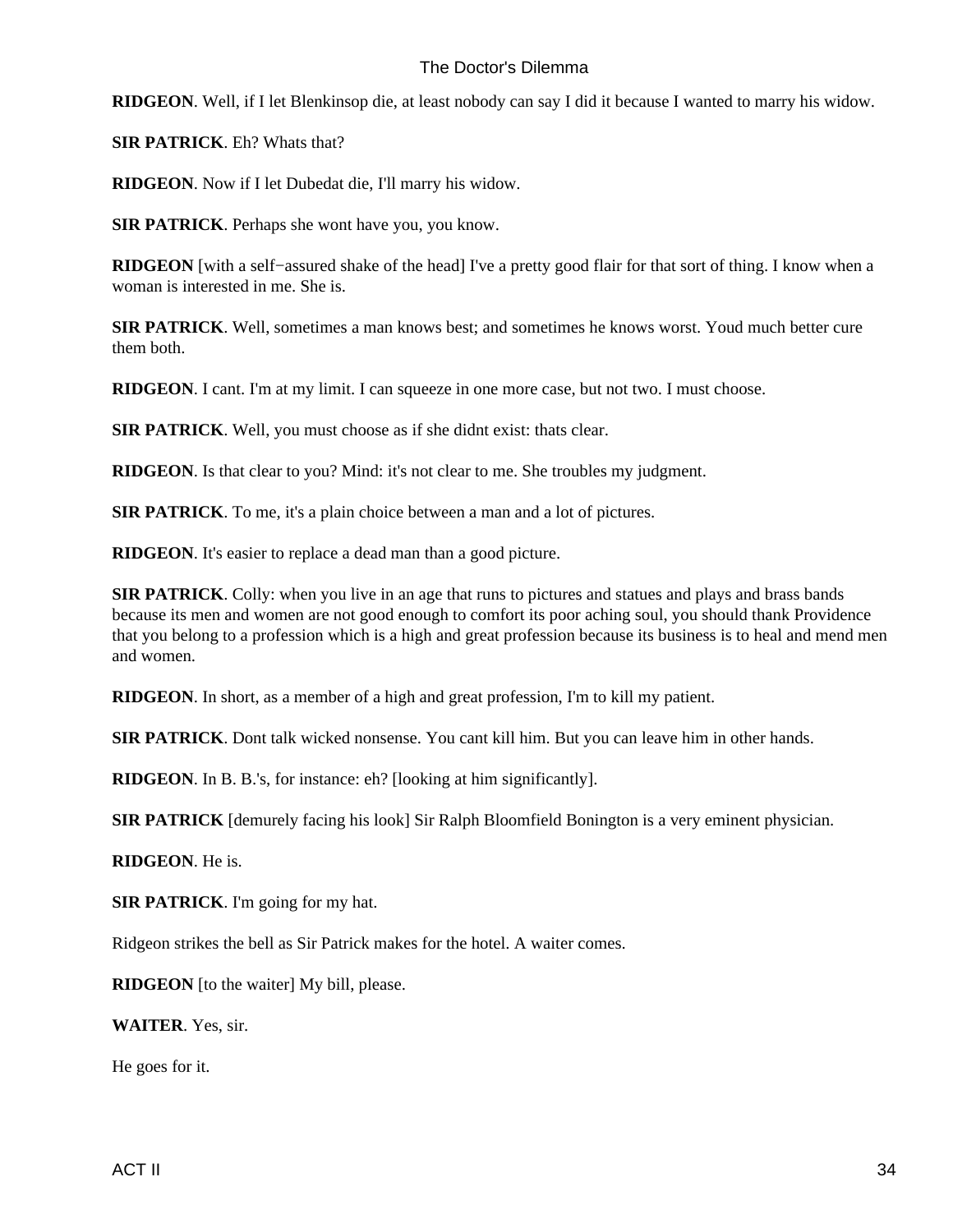**RIDGEON**. Well, if I let Blenkinsop die, at least nobody can say I did it because I wanted to marry his widow.

**SIR PATRICK**. Eh? Whats that?

**RIDGEON**. Now if I let Dubedat die, I'll marry his widow.

**SIR PATRICK**. Perhaps she wont have you, you know.

**RIDGEON** [with a self−assured shake of the head] I've a pretty good flair for that sort of thing. I know when a woman is interested in me. She is.

**SIR PATRICK**. Well, sometimes a man knows best; and sometimes he knows worst. Youd much better cure them both.

**RIDGEON**. I cant. I'm at my limit. I can squeeze in one more case, but not two. I must choose.

**SIR PATRICK**. Well, you must choose as if she didnt exist: thats clear.

**RIDGEON**. Is that clear to you? Mind: it's not clear to me. She troubles my judgment.

**SIR PATRICK**. To me, it's a plain choice between a man and a lot of pictures.

**RIDGEON**. It's easier to replace a dead man than a good picture.

**SIR PATRICK**. Colly: when you live in an age that runs to pictures and statues and plays and brass bands because its men and women are not good enough to comfort its poor aching soul, you should thank Providence that you belong to a profession which is a high and great profession because its business is to heal and mend men and women.

**RIDGEON**. In short, as a member of a high and great profession, I'm to kill my patient.

**SIR PATRICK**. Dont talk wicked nonsense. You cant kill him. But you can leave him in other hands.

**RIDGEON**. In B. B.'s, for instance: eh? [looking at him significantly].

**SIR PATRICK** [demurely facing his look] Sir Ralph Bloomfield Bonington is a very eminent physician.

**RIDGEON**. He is.

**SIR PATRICK**. I'm going for my hat.

Ridgeon strikes the bell as Sir Patrick makes for the hotel. A waiter comes.

**RIDGEON** [to the waiter] My bill, please.

**WAITER**. Yes, sir.

He goes for it.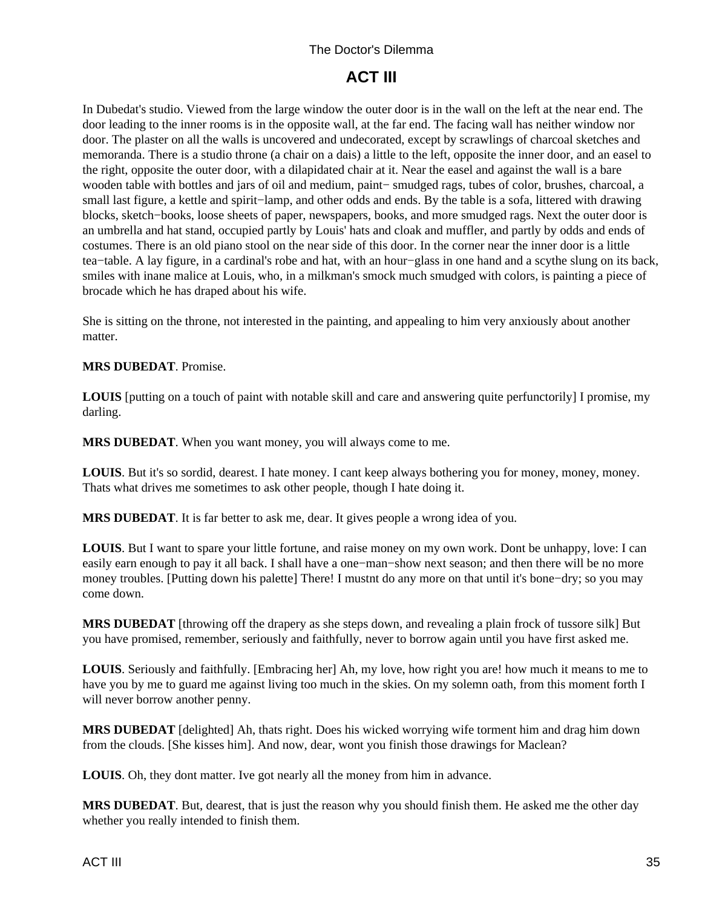# ACT III

In Dubedat's studio. Viewed from the large window the outer door is in the wall on the left at the near end. The door leading to the inner rooms is in the opposite wall, at the far end. The facing wall has neither window nor door. The plaster on all the walls is uncovered and undecorated, except by scrawlings of charcoal sketches and memoranda. There is a studio throne (a chair on a dais) a little to the left, opposite the inner door, and an easel to the right, opposite the outer door, with a dilapidated chair at it. Near the easel and against the wall is a bare wooden table with bottles and jars of oil and medium, paint− smudged rags, tubes of color, brushes, charcoal, a small last figure, a kettle and spirit−lamp, and other odds and ends. By the table is a sofa, littered with drawing blocks, sketch−books, loose sheets of paper, newspapers, books, and more smudged rags. Next the outer door is an umbrella and hat stand, occupied partly by Louis' hats and cloak and muffler, and partly by odds and ends of costumes. There is an old piano stool on the near side of this door. In the corner near the inner door is a little tea−table. A lay figure, in a cardinal's robe and hat, with an hour−glass in one hand and a scythe slung on its back, smiles with inane malice at Louis, who, in a milkman's smock much smudged with colors, is painting a piece of brocade which he has draped about his wife.

She is sitting on the throne, not interested in the painting, and appealing to him very anxiously about another matter.

**MRS DUBEDAT**. Promise.

**LOUIS** [putting on a touch of paint with notable skill and care and answering quite perfunctorily] I promise, my darling.

**MRS DUBEDAT**. When you want money, you will always come to me.

**LOUIS**. But it's so sordid, dearest. I hate money. I cant keep always bothering you for money, money, money. Thats what drives me sometimes to ask other people, though I hate doing it.

**MRS DUBEDAT**. It is far better to ask me, dear. It gives people a wrong idea of you.

**LOUIS**. But I want to spare your little fortune, and raise money on my own work. Dont be unhappy, love: I can easily earn enough to pay it all back. I shall have a one−man−show next season; and then there will be no more money troubles. [Putting down his palette] There! I mustnt do any more on that until it's bone−dry; so you may come down.

**MRS DUBEDAT** [throwing off the drapery as she steps down, and revealing a plain frock of tussore silk] But you have promised, remember, seriously and faithfully, never to borrow again until you have first asked me.

**LOUIS**. Seriously and faithfully. [Embracing her] Ah, my love, how right you are! how much it means to me to have you by me to guard me against living too much in the skies. On my solemn oath, from this moment forth I will never borrow another penny.

**MRS DUBEDAT** [delighted] Ah, thats right. Does his wicked worrying wife torment him and drag him down from the clouds. [She kisses him]. And now, dear, wont you finish those drawings for Maclean?

**LOUIS**. Oh, they dont matter. Ive got nearly all the money from him in advance.

**MRS DUBEDAT**. But, dearest, that is just the reason why you should finish them. He asked me the other day whether you really intended to finish them.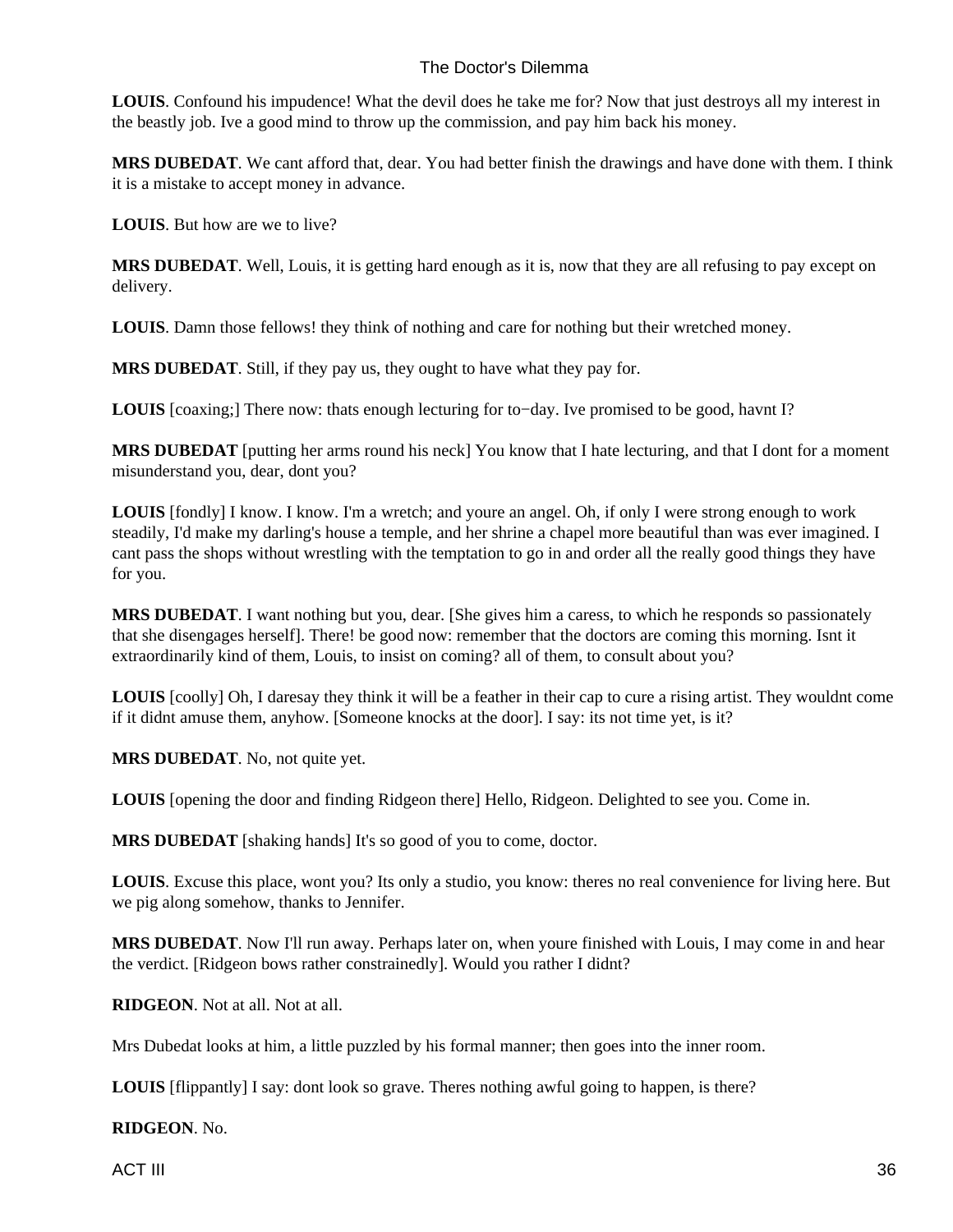**LOUIS**. Confound his impudence! What the devil does he take me for? Now that just destroys all my interest in the beastly job. Ive a good mind to throw up the commission, and pay him back his money.

**MRS DUBEDAT**. We cant afford that, dear. You had better finish the drawings and have done with them. I think it is a mistake to accept money in advance.

**LOUIS**. But how are we to live?

**MRS DUBEDAT**. Well, Louis, it is getting hard enough as it is, now that they are all refusing to pay except on delivery.

**LOUIS**. Damn those fellows! they think of nothing and care for nothing but their wretched money.

**MRS DUBEDAT**. Still, if they pay us, they ought to have what they pay for.

**LOUIS** [coaxing;] There now: thats enough lecturing for to−day. Ive promised to be good, havnt I?

**MRS DUBEDAT** [putting her arms round his neck] You know that I hate lecturing, and that I dont for a moment misunderstand you, dear, dont you?

**LOUIS** [fondly] I know. I know. I'm a wretch; and youre an angel. Oh, if only I were strong enough to work steadily, I'd make my darling's house a temple, and her shrine a chapel more beautiful than was ever imagined. I cant pass the shops without wrestling with the temptation to go in and order all the really good things they have for you.

**MRS DUBEDAT**. I want nothing but you, dear. [She gives him a caress, to which he responds so passionately that she disengages herself]. There! be good now: remember that the doctors are coming this morning. Isnt it extraordinarily kind of them, Louis, to insist on coming? all of them, to consult about you?

**LOUIS** [coolly] Oh, I daresay they think it will be a feather in their cap to cure a rising artist. They wouldnt come if it didnt amuse them, anyhow. [Someone knocks at the door]. I say: its not time yet, is it?

**MRS DUBEDAT**. No, not quite yet.

**LOUIS** [opening the door and finding Ridgeon there] Hello, Ridgeon. Delighted to see you. Come in.

**MRS DUBEDAT** [shaking hands] It's so good of you to come, doctor.

**LOUIS**. Excuse this place, wont you? Its only a studio, you know: theres no real convenience for living here. But we pig along somehow, thanks to Jennifer.

**MRS DUBEDAT**. Now I'll run away. Perhaps later on, when youre finished with Louis, I may come in and hear the verdict. [Ridgeon bows rather constrainedly]. Would you rather I didnt?

**RIDGEON**. Not at all. Not at all.

Mrs Dubedat looks at him, a little puzzled by his formal manner; then goes into the inner room.

**LOUIS** [flippantly] I say: dont look so grave. Theres nothing awful going to happen, is there?

**RIDGEON**. No.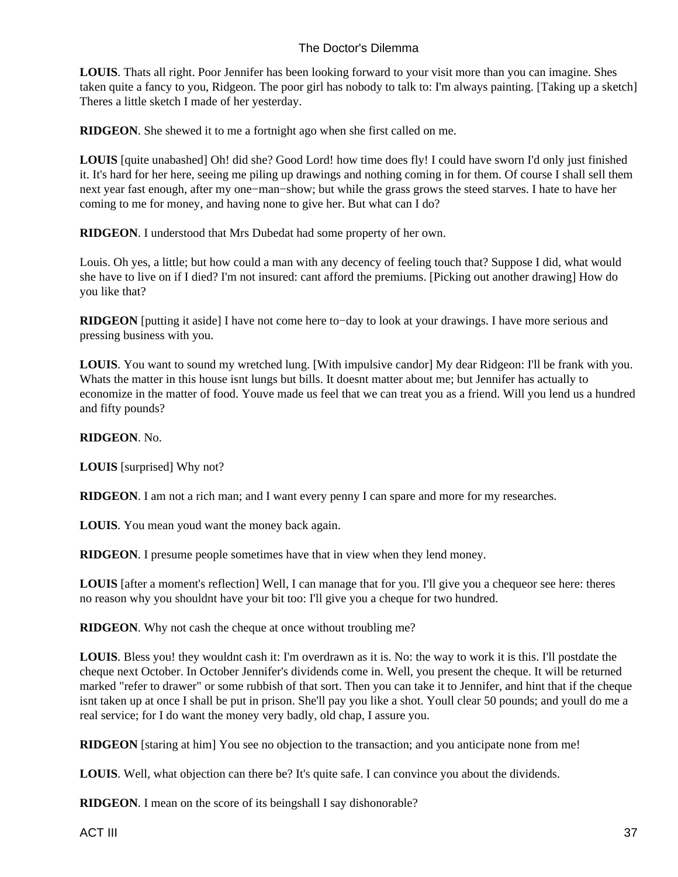**LOUIS**. Thats all right. Poor Jennifer has been looking forward to your visit more than you can imagine. Shes taken quite a fancy to you, Ridgeon. The poor girl has nobody to talk to: I'm always painting. [Taking up a sketch] Theres a little sketch I made of her yesterday.

**RIDGEON**. She shewed it to me a fortnight ago when she first called on me.

**LOUIS** [quite unabashed] Oh! did she? Good Lord! how time does fly! I could have sworn I'd only just finished it. It's hard for her here, seeing me piling up drawings and nothing coming in for them. Of course I shall sell them next year fast enough, after my one−man−show; but while the grass grows the steed starves. I hate to have her coming to me for money, and having none to give her. But what can I do?

**RIDGEON**. I understood that Mrs Dubedat had some property of her own.

Louis. Oh yes, a little; but how could a man with any decency of feeling touch that? Suppose I did, what would she have to live on if I died? I'm not insured: cant afford the premiums. [Picking out another drawing] How do you like that?

**RIDGEON** [putting it aside] I have not come here to−day to look at your drawings. I have more serious and pressing business with you.

**LOUIS**. You want to sound my wretched lung. [With impulsive candor] My dear Ridgeon: I'll be frank with you. Whats the matter in this house isnt lungs but bills. It doesnt matter about me; but Jennifer has actually to economize in the matter of food. Youve made us feel that we can treat you as a friend. Will you lend us a hundred and fifty pounds?

**RIDGEON**. No.

**LOUIS** [surprised] Why not?

**RIDGEON**. I am not a rich man; and I want every penny I can spare and more for my researches.

**LOUIS**. You mean youd want the money back again.

**RIDGEON**. I presume people sometimes have that in view when they lend money.

**LOUIS** [after a moment's reflection] Well, I can manage that for you. I'll give you a chequeor see here: theres no reason why you shouldnt have your bit too: I'll give you a cheque for two hundred.

**RIDGEON**. Why not cash the cheque at once without troubling me?

**LOUIS**. Bless you! they wouldnt cash it: I'm overdrawn as it is. No: the way to work it is this. I'll postdate the cheque next October. In October Jennifer's dividends come in. Well, you present the cheque. It will be returned marked "refer to drawer" or some rubbish of that sort. Then you can take it to Jennifer, and hint that if the cheque isnt taken up at once I shall be put in prison. She'll pay you like a shot. Youll clear 50 pounds; and youll do me a real service; for I do want the money very badly, old chap, I assure you.

**RIDGEON** [staring at him] You see no objection to the transaction; and you anticipate none from me!

**LOUIS**. Well, what objection can there be? It's quite safe. I can convince you about the dividends.

**RIDGEON**. I mean on the score of its beingshall I say dishonorable?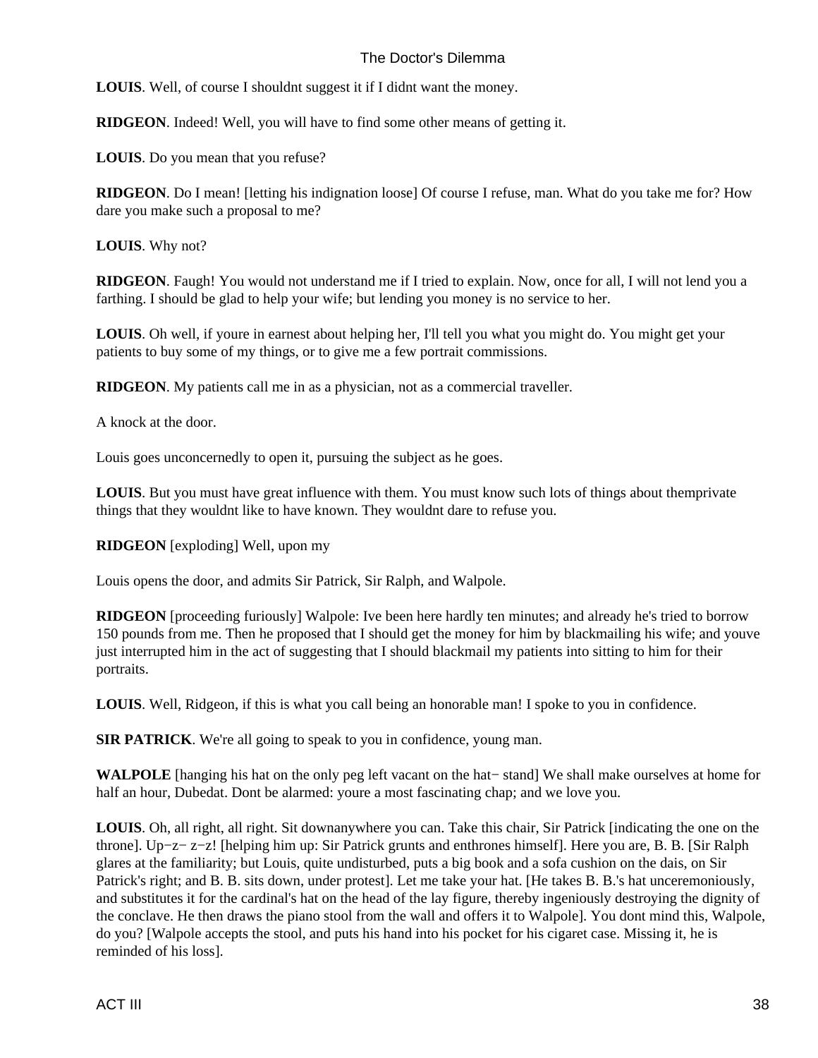**LOUIS**. Well, of course I shouldnt suggest it if I didnt want the money.

**RIDGEON**. Indeed! Well, you will have to find some other means of getting it.

**LOUIS**. Do you mean that you refuse?

**RIDGEON**. Do I mean! [letting his indignation loose] Of course I refuse, man. What do you take me for? How dare you make such a proposal to me?

**LOUIS**. Why not?

**RIDGEON**. Faugh! You would not understand me if I tried to explain. Now, once for all, I will not lend you a farthing. I should be glad to help your wife; but lending you money is no service to her.

**LOUIS**. Oh well, if youre in earnest about helping her, I'll tell you what you might do. You might get your patients to buy some of my things, or to give me a few portrait commissions.

**RIDGEON**. My patients call me in as a physician, not as a commercial traveller.

A knock at the door.

Louis goes unconcernedly to open it, pursuing the subject as he goes.

**LOUIS**. But you must have great influence with them. You must know such lots of things about themprivate things that they wouldnt like to have known. They wouldnt dare to refuse you.

**RIDGEON** [exploding] Well, upon my

Louis opens the door, and admits Sir Patrick, Sir Ralph, and Walpole.

**RIDGEON** [proceeding furiously] Walpole: Ive been here hardly ten minutes; and already he's tried to borrow 150 pounds from me. Then he proposed that I should get the money for him by blackmailing his wife; and youve just interrupted him in the act of suggesting that I should blackmail my patients into sitting to him for their portraits.

**LOUIS**. Well, Ridgeon, if this is what you call being an honorable man! I spoke to you in confidence.

**SIR PATRICK**. We're all going to speak to you in confidence, young man.

**WALPOLE** [hanging his hat on the only peg left vacant on the hat− stand] We shall make ourselves at home for half an hour, Dubedat. Dont be alarmed: youre a most fascinating chap; and we love you.

**LOUIS**. Oh, all right, all right. Sit downanywhere you can. Take this chair, Sir Patrick [indicating the one on the throne]. Up−z− z−z! [helping him up: Sir Patrick grunts and enthrones himself]. Here you are, B. B. [Sir Ralph glares at the familiarity; but Louis, quite undisturbed, puts a big book and a sofa cushion on the dais, on Sir Patrick's right; and B. B. sits down, under protest]. Let me take your hat. [He takes B. B.'s hat unceremoniously, and substitutes it for the cardinal's hat on the head of the lay figure, thereby ingeniously destroying the dignity of the conclave. He then draws the piano stool from the wall and offers it to Walpole]. You dont mind this, Walpole, do you? [Walpole accepts the stool, and puts his hand into his pocket for his cigaret case. Missing it, he is reminded of his loss].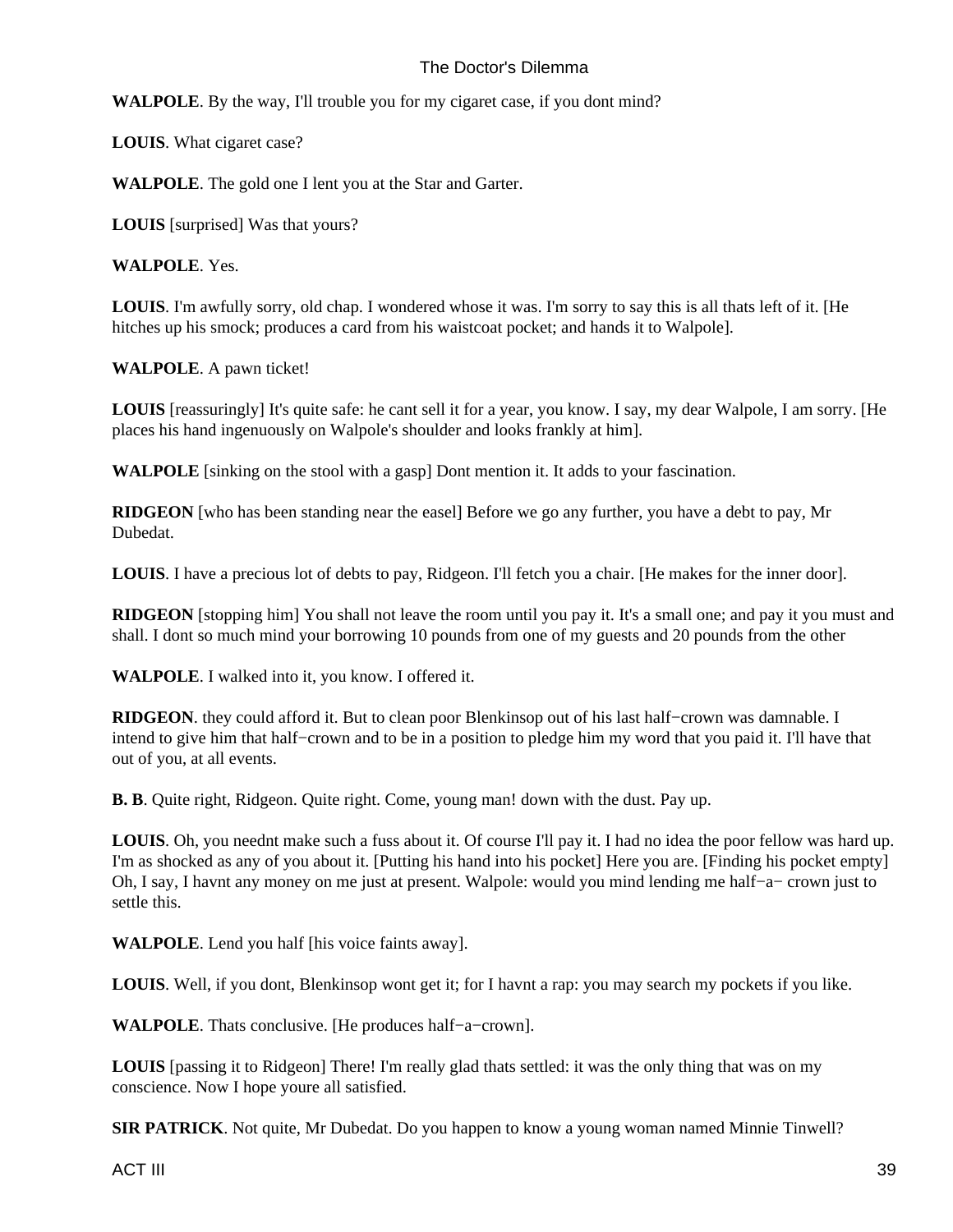**WALPOLE**. By the way, I'll trouble you for my cigaret case, if you dont mind?

**LOUIS**. What cigaret case?

**WALPOLE**. The gold one I lent you at the Star and Garter.

**LOUIS** [surprised] Was that yours?

**WALPOLE**. Yes.

**LOUIS**. I'm awfully sorry, old chap. I wondered whose it was. I'm sorry to say this is all thats left of it. [He hitches up his smock; produces a card from his waistcoat pocket; and hands it to Walpole].

**WALPOLE**. A pawn ticket!

**LOUIS** [reassuringly] It's quite safe: he cant sell it for a year, you know. I say, my dear Walpole, I am sorry. [He places his hand ingenuously on Walpole's shoulder and looks frankly at him].

**WALPOLE** [sinking on the stool with a gasp] Dont mention it. It adds to your fascination.

**RIDGEON** [who has been standing near the easel] Before we go any further, you have a debt to pay, Mr Dubedat.

**LOUIS**. I have a precious lot of debts to pay, Ridgeon. I'll fetch you a chair. [He makes for the inner door].

**RIDGEON** [stopping him] You shall not leave the room until you pay it. It's a small one; and pay it you must and shall. I dont so much mind your borrowing 10 pounds from one of my guests and 20 pounds from the other

**WALPOLE**. I walked into it, you know. I offered it.

**RIDGEON**. they could afford it. But to clean poor Blenkinsop out of his last half−crown was damnable. I intend to give him that half−crown and to be in a position to pledge him my word that you paid it. I'll have that out of you, at all events.

**B. B**. Quite right, Ridgeon. Quite right. Come, young man! down with the dust. Pay up.

**LOUIS**. Oh, you neednt make such a fuss about it. Of course I'll pay it. I had no idea the poor fellow was hard up. I'm as shocked as any of you about it. [Putting his hand into his pocket] Here you are. [Finding his pocket empty] Oh, I say, I havnt any money on me just at present. Walpole: would you mind lending me half−a− crown just to settle this.

**WALPOLE**. Lend you half [his voice faints away].

**LOUIS**. Well, if you dont, Blenkinsop wont get it; for I havnt a rap: you may search my pockets if you like.

**WALPOLE**. Thats conclusive. [He produces half−a−crown].

**LOUIS** [passing it to Ridgeon] There! I'm really glad thats settled: it was the only thing that was on my conscience. Now I hope youre all satisfied.

**SIR PATRICK**. Not quite, Mr Dubedat. Do you happen to know a young woman named Minnie Tinwell?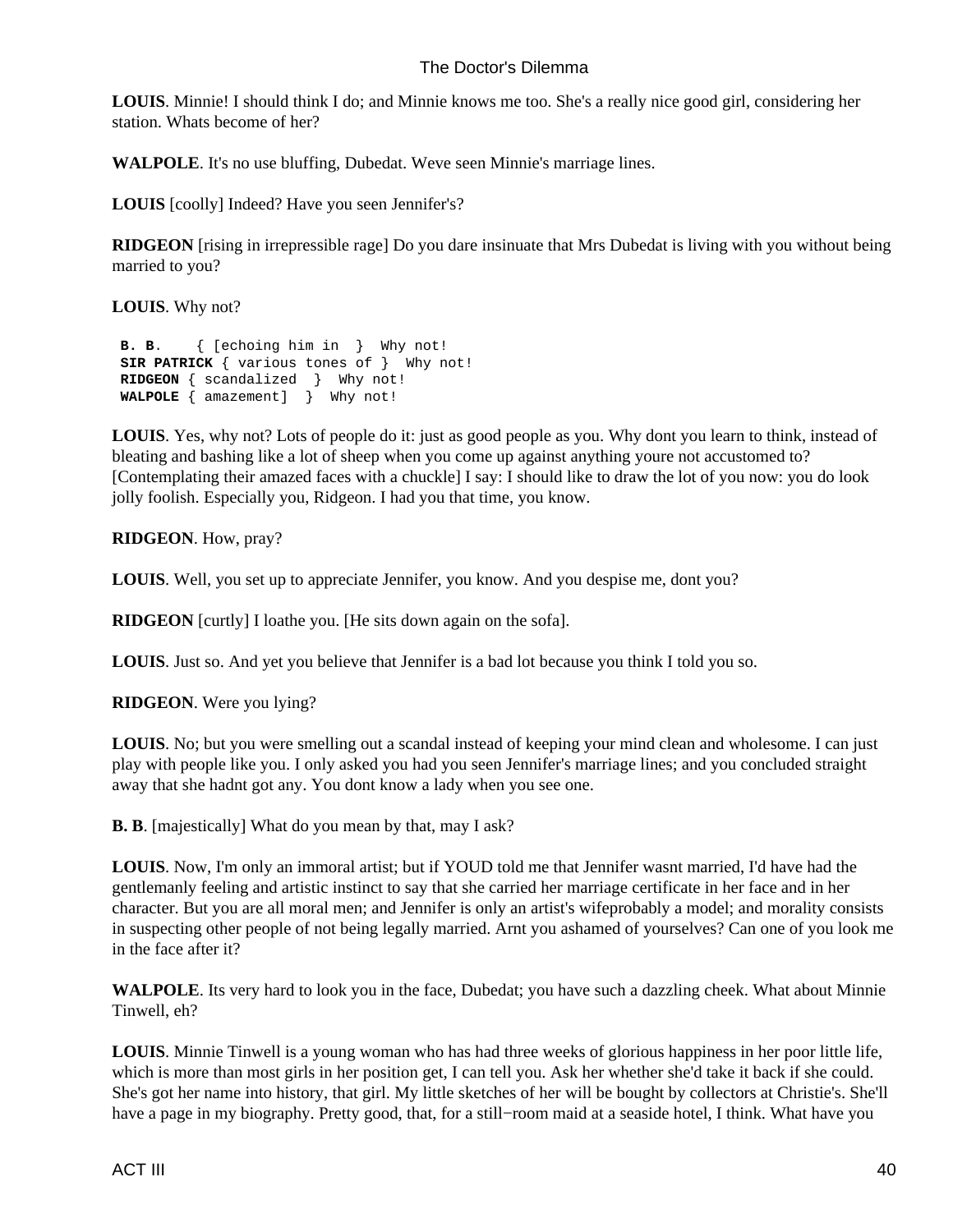**LOUIS**. Minnie! I should think I do; and Minnie knows me too. She's a really nice good girl, considering her station. Whats become of her?

**WALPOLE**. It's no use bluffing, Dubedat. Weve seen Minnie's marriage lines.

**LOUIS** [coolly] Indeed? Have you seen Jennifer's?

**RIDGEON** [rising in irrepressible rage] Do you dare insinuate that Mrs Dubedat is living with you without being married to you?

**LOUIS**. Why not?

```
B. B.        { [echoing him in  }  Why not!
SIR PATRICK  { various tones of }  Why not!
RIDGEON      { scandalized      }  Why not!
WALPOLE      { amazement]       }  Why not!
```

**LOUIS**. Yes, why not? Lots of people do it: just as good people as you. Why dont you learn to think, instead of bleating and bashing like a lot of sheep when you come up against anything youre not accustomed to? [Contemplating their amazed faces with a chuckle] I say: I should like to draw the lot of you now: you do look jolly foolish. Especially you, Ridgeon. I had you that time, you know.

**RIDGEON**. How, pray?

**LOUIS**. Well, you set up to appreciate Jennifer, you know. And you despise me, dont you?

**RIDGEON** [curtly] I loathe you. [He sits down again on the sofa].

**LOUIS**. Just so. And yet you believe that Jennifer is a bad lot because you think I told you so.

**RIDGEON**. Were you lying?

**LOUIS**. No; but you were smelling out a scandal instead of keeping your mind clean and wholesome. I can just play with people like you. I only asked you had you seen Jennifer's marriage lines; and you concluded straight away that she hadnt got any. You dont know a lady when you see one.

**B. B**. [majestically] What do you mean by that, may I ask?

**LOUIS**. Now, I'm only an immoral artist; but if YOUD told me that Jennifer wasnt married, I'd have had the gentlemanly feeling and artistic instinct to say that she carried her marriage certificate in her face and in her character. But you are all moral men; and Jennifer is only an artist's wifeprobably a model; and morality consists in suspecting other people of not being legally married. Arnt you ashamed of yourselves? Can one of you look me in the face after it?

**WALPOLE**. Its very hard to look you in the face, Dubedat; you have such a dazzling cheek. What about Minnie Tinwell, eh?

**LOUIS**. Minnie Tinwell is a young woman who has had three weeks of glorious happiness in her poor little life, which is more than most girls in her position get, I can tell you. Ask her whether she'd take it back if she could. She's got her name into history, that girl. My little sketches of her will be bought by collectors at Christie's. She'll have a page in my biography. Pretty good, that, for a still−room maid at a seaside hotel, I think. What have you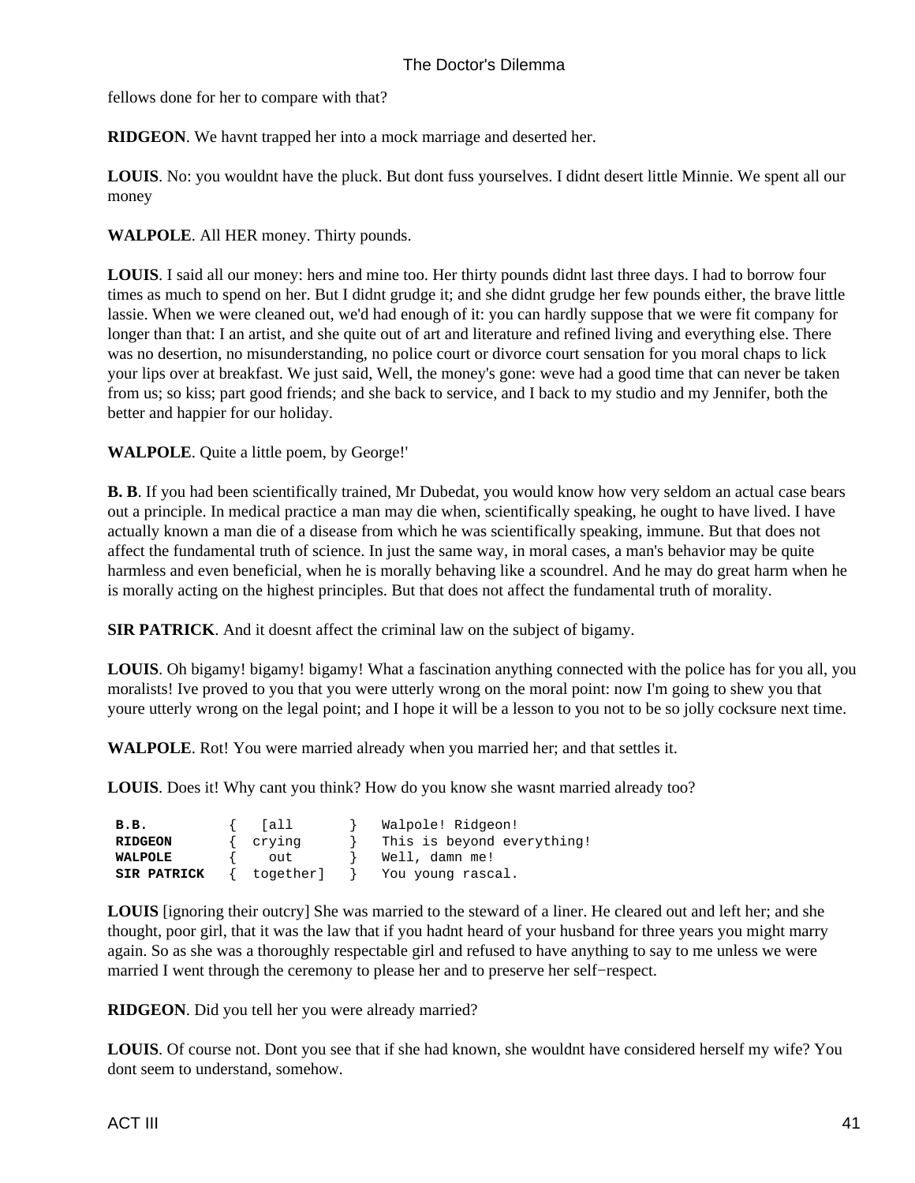fellows done for her to compare with that?

**RIDGEON**. We havnt trapped her into a mock marriage and deserted her.

**LOUIS**. No: you wouldnt have the pluck. But dont fuss yourselves. I didnt desert little Minnie. We spent all our money

**WALPOLE**. All HER money. Thirty pounds.

**LOUIS**. I said all our money: hers and mine too. Her thirty pounds didnt last three days. I had to borrow four times as much to spend on her. But I didnt grudge it; and she didnt grudge her few pounds either, the brave little lassie. When we were cleaned out, we'd had enough of it: you can hardly suppose that we were fit company for longer than that: I an artist, and she quite out of art and literature and refined living and everything else. There was no desertion, no misunderstanding, no police court or divorce court sensation for you moral chaps to lick your lips over at breakfast. We just said, Well, the money's gone: weve had a good time that can never be taken from us; so kiss; part good friends; and she back to service, and I back to my studio and my Jennifer, both the better and happier for our holiday.

**WALPOLE**. Quite a little poem, by George!'

**B. B**. If you had been scientifically trained, Mr Dubedat, you would know how very seldom an actual case bears out a principle. In medical practice a man may die when, scientifically speaking, he ought to have lived. I have actually known a man die of a disease from which he was scientifically speaking, immune. But that does not affect the fundamental truth of science. In just the same way, in moral cases, a man's behavior may be quite harmless and even beneficial, when he is morally behaving like a scoundrel. And he may do great harm when he is morally acting on the highest principles. But that does not affect the fundamental truth of morality.

**SIR PATRICK**. And it doesnt affect the criminal law on the subject of bigamy.

**LOUIS**. Oh bigamy! bigamy! bigamy! What a fascination anything connected with the police has for you all, you moralists! Ive proved to you that you were utterly wrong on the moral point: now I'm going to shew you that youre utterly wrong on the legal point; and I hope it will be a lesson to you not to be so jolly cocksure next time.

**WALPOLE**. Rot! You were married already when you married her; and that settles it.

**LOUIS**. Does it! Why cant you think? How do you know she wasnt married already too?

```
B.B.          {   [all       }   Walpole! Ridgeon!
RIDGEON       {  crying      }   This is beyond everything!
WALPOLE       {    out       }   Well, damn me!
SIR PATRICK   {  together]   }   You young rascal.
```

**LOUIS** [ignoring their outcry] She was married to the steward of a liner. He cleared out and left her; and she thought, poor girl, that it was the law that if you hadnt heard of your husband for three years you might marry again. So as she was a thoroughly respectable girl and refused to have anything to say to me unless we were married I went through the ceremony to please her and to preserve her self-respect.

**RIDGEON**. Did you tell her you were already married?

**LOUIS**. Of course not. Dont you see that if she had known, she wouldnt have considered herself my wife? You dont seem to understand, somehow.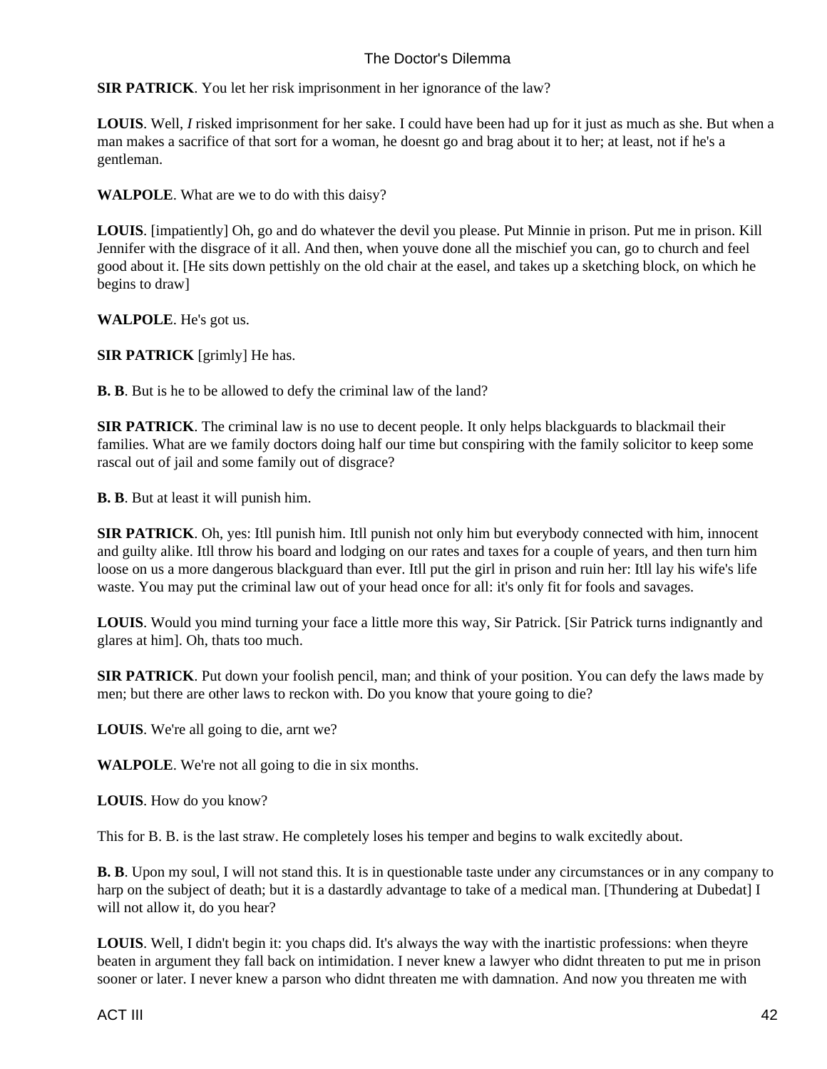**SIR PATRICK**. You let her risk imprisonment in her ignorance of the law?

**LOUIS**. Well, *I* risked imprisonment for her sake. I could have been had up for it just as much as she. But when a man makes a sacrifice of that sort for a woman, he doesnt go and brag about it to her; at least, not if he's a gentleman.

**WALPOLE**. What are we to do with this daisy?

**LOUIS**. [impatiently] Oh, go and do whatever the devil you please. Put Minnie in prison. Put me in prison. Kill Jennifer with the disgrace of it all. And then, when youve done all the mischief you can, go to church and feel good about it. [He sits down pettishly on the old chair at the easel, and takes up a sketching block, on which he begins to draw]

**WALPOLE**. He's got us.

**SIR PATRICK** [grimly] He has.

**B. B**. But is he to be allowed to defy the criminal law of the land?

**SIR PATRICK**. The criminal law is no use to decent people. It only helps blackguards to blackmail their families. What are we family doctors doing half our time but conspiring with the family solicitor to keep some rascal out of jail and some family out of disgrace?

**B. B**. But at least it will punish him.

**SIR PATRICK**. Oh, yes: Itll punish him. Itll punish not only him but everybody connected with him, innocent and guilty alike. Itll throw his board and lodging on our rates and taxes for a couple of years, and then turn him loose on us a more dangerous blackguard than ever. Itll put the girl in prison and ruin her: Itll lay his wife's life waste. You may put the criminal law out of your head once for all: it's only fit for fools and savages.

**LOUIS**. Would you mind turning your face a little more this way, Sir Patrick. [Sir Patrick turns indignantly and glares at him]. Oh, thats too much.

**SIR PATRICK**. Put down your foolish pencil, man; and think of your position. You can defy the laws made by men; but there are other laws to reckon with. Do you know that youre going to die?

**LOUIS**. We're all going to die, arnt we?

**WALPOLE**. We're not all going to die in six months.

**LOUIS**. How do you know?

This for B. B. is the last straw. He completely loses his temper and begins to walk excitedly about.

**B. B**. Upon my soul, I will not stand this. It is in questionable taste under any circumstances or in any company to harp on the subject of death; but it is a dastardly advantage to take of a medical man. [Thundering at Dubedat] I will not allow it, do you hear?

**LOUIS**. Well, I didn't begin it: you chaps did. It's always the way with the inartistic professions: when theyre beaten in argument they fall back on intimidation. I never knew a lawyer who didnt threaten to put me in prison sooner or later. I never knew a parson who didnt threaten me with damnation. And now you threaten me with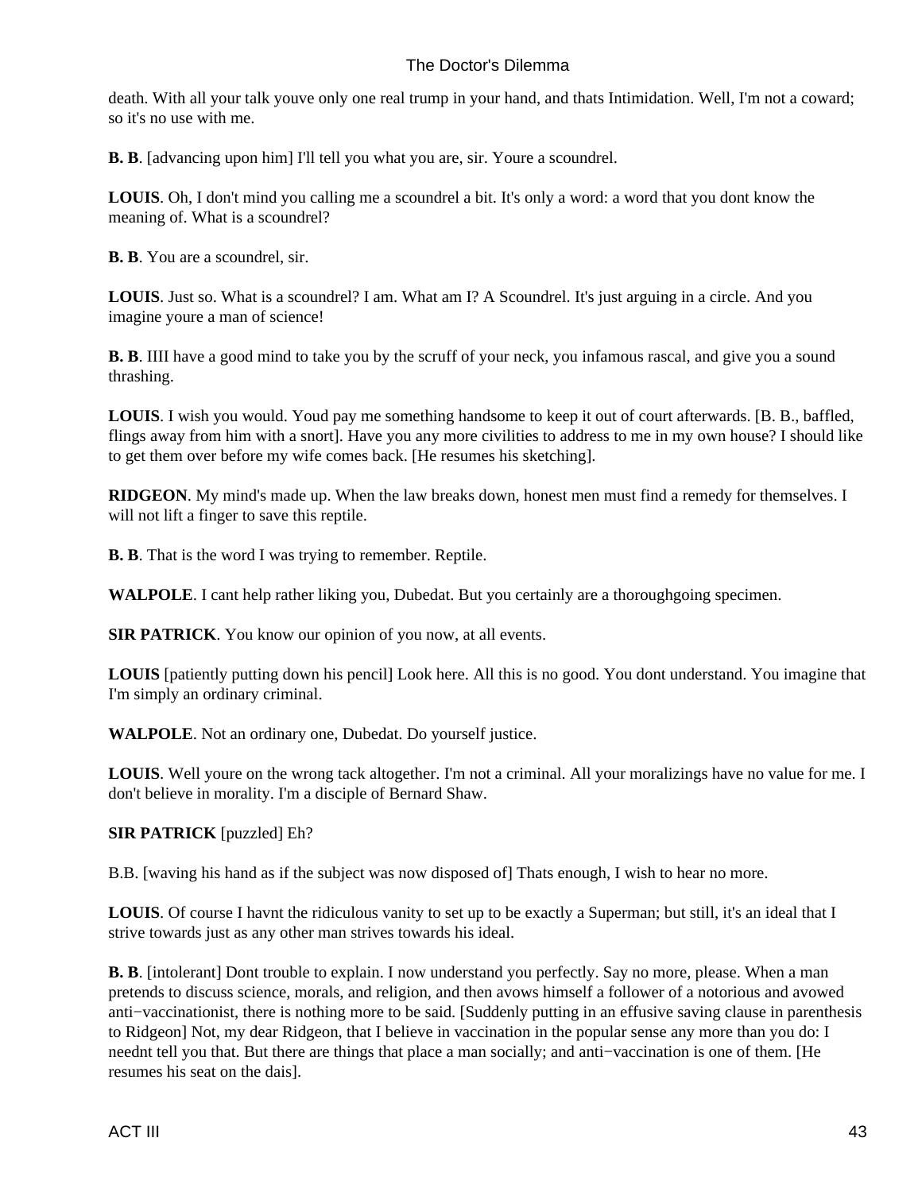death. With all your talk youve only one real trump in your hand, and thats Intimidation. Well, I'm not a coward; so it's no use with me.

**B. B**. [advancing upon him] I'll tell you what you are, sir. Youre a scoundrel.

**LOUIS**. Oh, I don't mind you calling me a scoundrel a bit. It's only a word: a word that you dont know the meaning of. What is a scoundrel?

**B. B**. You are a scoundrel, sir.

**LOUIS**. Just so. What is a scoundrel? I am. What am I? A Scoundrel. It's just arguing in a circle. And you imagine youre a man of science!

**B. B**. IIII have a good mind to take you by the scruff of your neck, you infamous rascal, and give you a sound thrashing.

**LOUIS**. I wish you would. Youd pay me something handsome to keep it out of court afterwards. [B. B., baffled, flings away from him with a snort]. Have you any more civilities to address to me in my own house? I should like to get them over before my wife comes back. [He resumes his sketching].

**RIDGEON**. My mind's made up. When the law breaks down, honest men must find a remedy for themselves. I will not lift a finger to save this reptile.

**B. B**. That is the word I was trying to remember. Reptile.

**WALPOLE**. I cant help rather liking you, Dubedat. But you certainly are a thoroughgoing specimen.

**SIR PATRICK**. You know our opinion of you now, at all events.

**LOUIS** [patiently putting down his pencil] Look here. All this is no good. You dont understand. You imagine that I'm simply an ordinary criminal.

**WALPOLE**. Not an ordinary one, Dubedat. Do yourself justice.

**LOUIS**. Well youre on the wrong tack altogether. I'm not a criminal. All your moralizings have no value for me. I don't believe in morality. I'm a disciple of Bernard Shaw.

**SIR PATRICK** [puzzled] Eh?

B.B. [waving his hand as if the subject was now disposed of] Thats enough, I wish to hear no more.

**LOUIS**. Of course I havnt the ridiculous vanity to set up to be exactly a Superman; but still, it's an ideal that I strive towards just as any other man strives towards his ideal.

**B. B**. [intolerant] Dont trouble to explain. I now understand you perfectly. Say no more, please. When a man pretends to discuss science, morals, and religion, and then avows himself a follower of a notorious and avowed anti−vaccinationist, there is nothing more to be said. [Suddenly putting in an effusive saving clause in parenthesis to Ridgeon] Not, my dear Ridgeon, that I believe in vaccination in the popular sense any more than you do: I neednt tell you that. But there are things that place a man socially; and anti−vaccination is one of them. [He resumes his seat on the dais].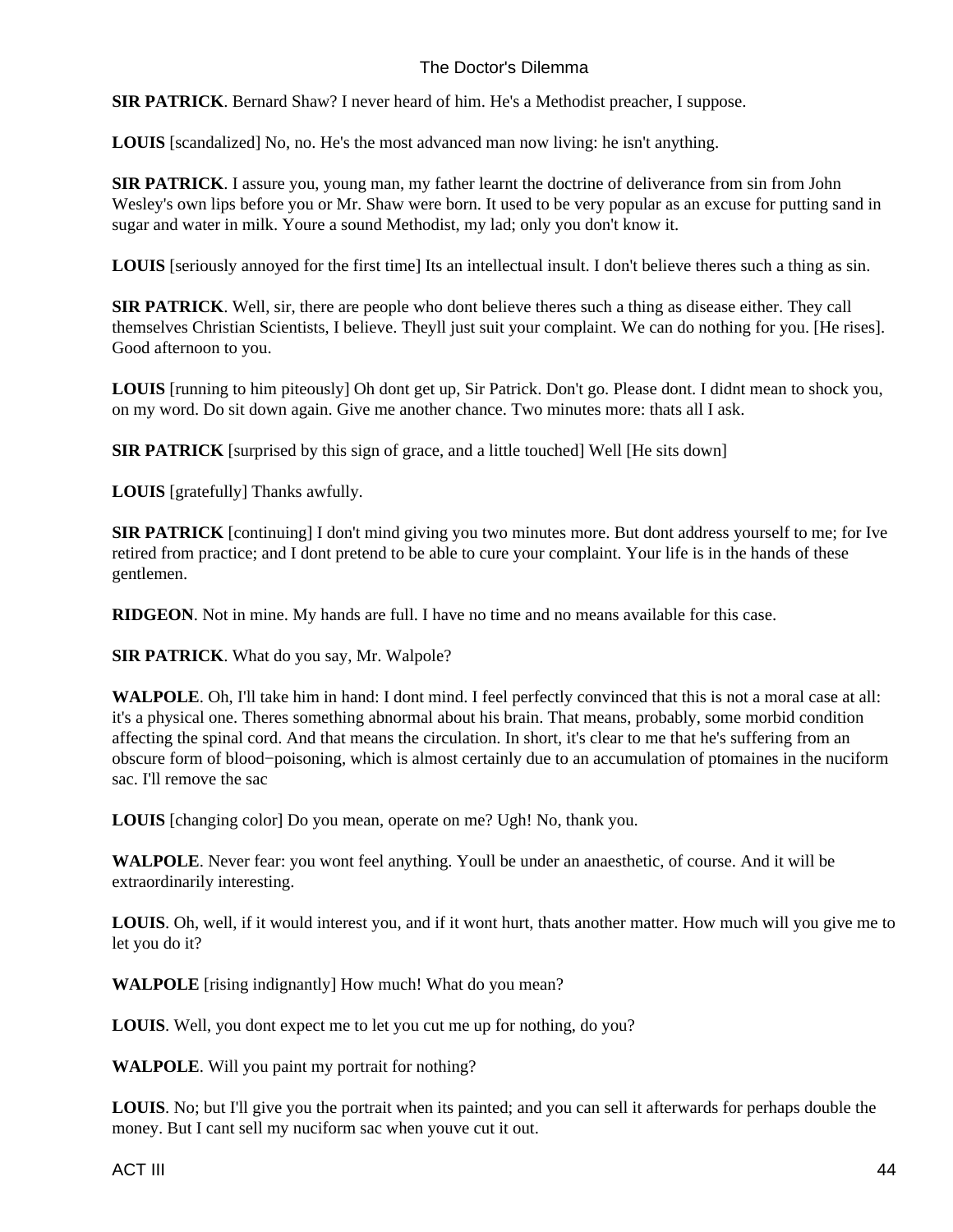**SIR PATRICK**. Bernard Shaw? I never heard of him. He's a Methodist preacher, I suppose.

**LOUIS** [scandalized] No, no. He's the most advanced man now living: he isn't anything.

**SIR PATRICK**. I assure you, young man, my father learnt the doctrine of deliverance from sin from John Wesley's own lips before you or Mr. Shaw were born. It used to be very popular as an excuse for putting sand in sugar and water in milk. Youre a sound Methodist, my lad; only you don't know it.

**LOUIS** [seriously annoyed for the first time] Its an intellectual insult. I don't believe theres such a thing as sin.

**SIR PATRICK**. Well, sir, there are people who dont believe theres such a thing as disease either. They call themselves Christian Scientists, I believe. Theyll just suit your complaint. We can do nothing for you. [He rises]. Good afternoon to you.

**LOUIS** [running to him piteously] Oh dont get up, Sir Patrick. Don't go. Please dont. I didnt mean to shock you, on my word. Do sit down again. Give me another chance. Two minutes more: thats all I ask.

**SIR PATRICK** [surprised by this sign of grace, and a little touched] Well [He sits down]

**LOUIS** [gratefully] Thanks awfully.

**SIR PATRICK** [continuing] I don't mind giving you two minutes more. But dont address yourself to me; for Ive retired from practice; and I dont pretend to be able to cure your complaint. Your life is in the hands of these gentlemen.

**RIDGEON**. Not in mine. My hands are full. I have no time and no means available for this case.

**SIR PATRICK**. What do you say, Mr. Walpole?

**WALPOLE**. Oh, I'll take him in hand: I dont mind. I feel perfectly convinced that this is not a moral case at all: it's a physical one. Theres something abnormal about his brain. That means, probably, some morbid condition affecting the spinal cord. And that means the circulation. In short, it's clear to me that he's suffering from an obscure form of blood−poisoning, which is almost certainly due to an accumulation of ptomaines in the nuciform sac. I'll remove the sac

**LOUIS** [changing color] Do you mean, operate on me? Ugh! No, thank you.

**WALPOLE**. Never fear: you wont feel anything. Youll be under an anaesthetic, of course. And it will be extraordinarily interesting.

**LOUIS**. Oh, well, if it would interest you, and if it wont hurt, thats another matter. How much will you give me to let you do it?

**WALPOLE** [rising indignantly] How much! What do you mean?

**LOUIS**. Well, you dont expect me to let you cut me up for nothing, do you?

**WALPOLE**. Will you paint my portrait for nothing?

**LOUIS**. No; but I'll give you the portrait when its painted; and you can sell it afterwards for perhaps double the money. But I cant sell my nuciform sac when youve cut it out.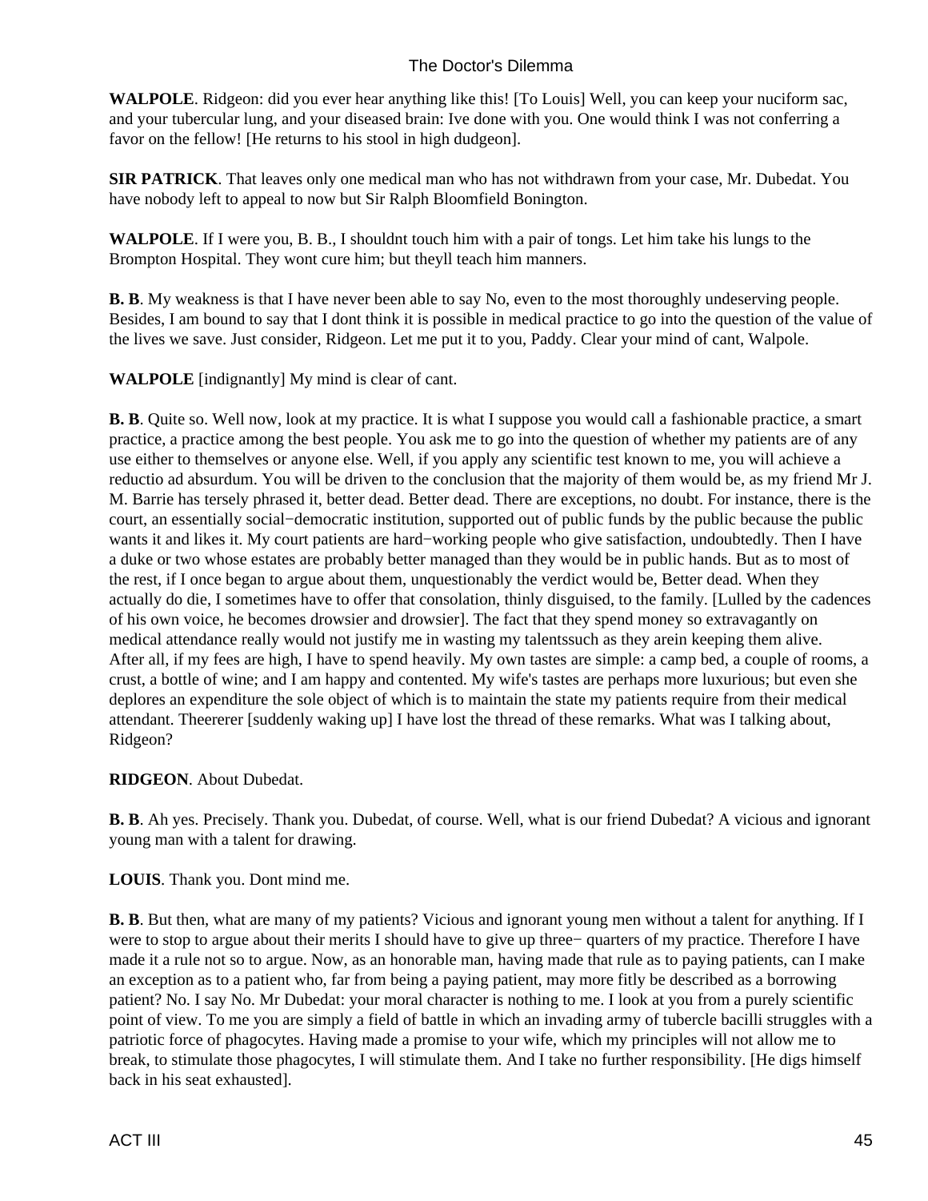**WALPOLE**. Ridgeon: did you ever hear anything like this! [To Louis] Well, you can keep your nuciform sac, and your tubercular lung, and your diseased brain: Ive done with you. One would think I was not conferring a favor on the fellow! [He returns to his stool in high dudgeon].

**SIR PATRICK**. That leaves only one medical man who has not withdrawn from your case, Mr. Dubedat. You have nobody left to appeal to now but Sir Ralph Bloomfield Bonington.

**WALPOLE**. If I were you, B. B., I shouldnt touch him with a pair of tongs. Let him take his lungs to the Brompton Hospital. They wont cure him; but theyll teach him manners.

**B. B**. My weakness is that I have never been able to say No, even to the most thoroughly undeserving people. Besides, I am bound to say that I dont think it is possible in medical practice to go into the question of the value of the lives we save. Just consider, Ridgeon. Let me put it to you, Paddy. Clear your mind of cant, Walpole.

**WALPOLE** [indignantly] My mind is clear of cant.

**B. B**. Quite so. Well now, look at my practice. It is what I suppose you would call a fashionable practice, a smart practice, a practice among the best people. You ask me to go into the question of whether my patients are of any use either to themselves or anyone else. Well, if you apply any scientific test known to me, you will achieve a reductio ad absurdum. You will be driven to the conclusion that the majority of them would be, as my friend Mr J. M. Barrie has tersely phrased it, better dead. Better dead. There are exceptions, no doubt. For instance, there is the court, an essentially social−democratic institution, supported out of public funds by the public because the public wants it and likes it. My court patients are hard−working people who give satisfaction, undoubtedly. Then I have a duke or two whose estates are probably better managed than they would be in public hands. But as to most of the rest, if I once began to argue about them, unquestionably the verdict would be, Better dead. When they actually do die, I sometimes have to offer that consolation, thinly disguised, to the family. [Lulled by the cadences of his own voice, he becomes drowsier and drowsier]. The fact that they spend money so extravagantly on medical attendance really would not justify me in wasting my talentssuch as they arein keeping them alive. After all, if my fees are high, I have to spend heavily. My own tastes are simple: a camp bed, a couple of rooms, a crust, a bottle of wine; and I am happy and contented. My wife's tastes are perhaps more luxurious; but even she deplores an expenditure the sole object of which is to maintain the state my patients require from their medical attendant. Theererer [suddenly waking up] I have lost the thread of these remarks. What was I talking about, Ridgeon?

**RIDGEON**. About Dubedat.

**B. B**. Ah yes. Precisely. Thank you. Dubedat, of course. Well, what is our friend Dubedat? A vicious and ignorant young man with a talent for drawing.

**LOUIS**. Thank you. Dont mind me.

**B. B**. But then, what are many of my patients? Vicious and ignorant young men without a talent for anything. If I were to stop to argue about their merits I should have to give up three− quarters of my practice. Therefore I have made it a rule not so to argue. Now, as an honorable man, having made that rule as to paying patients, can I make an exception as to a patient who, far from being a paying patient, may more fitly be described as a borrowing patient? No. I say No. Mr Dubedat: your moral character is nothing to me. I look at you from a purely scientific point of view. To me you are simply a field of battle in which an invading army of tubercle bacilli struggles with a patriotic force of phagocytes. Having made a promise to your wife, which my principles will not allow me to break, to stimulate those phagocytes, I will stimulate them. And I take no further responsibility. [He digs himself back in his seat exhausted].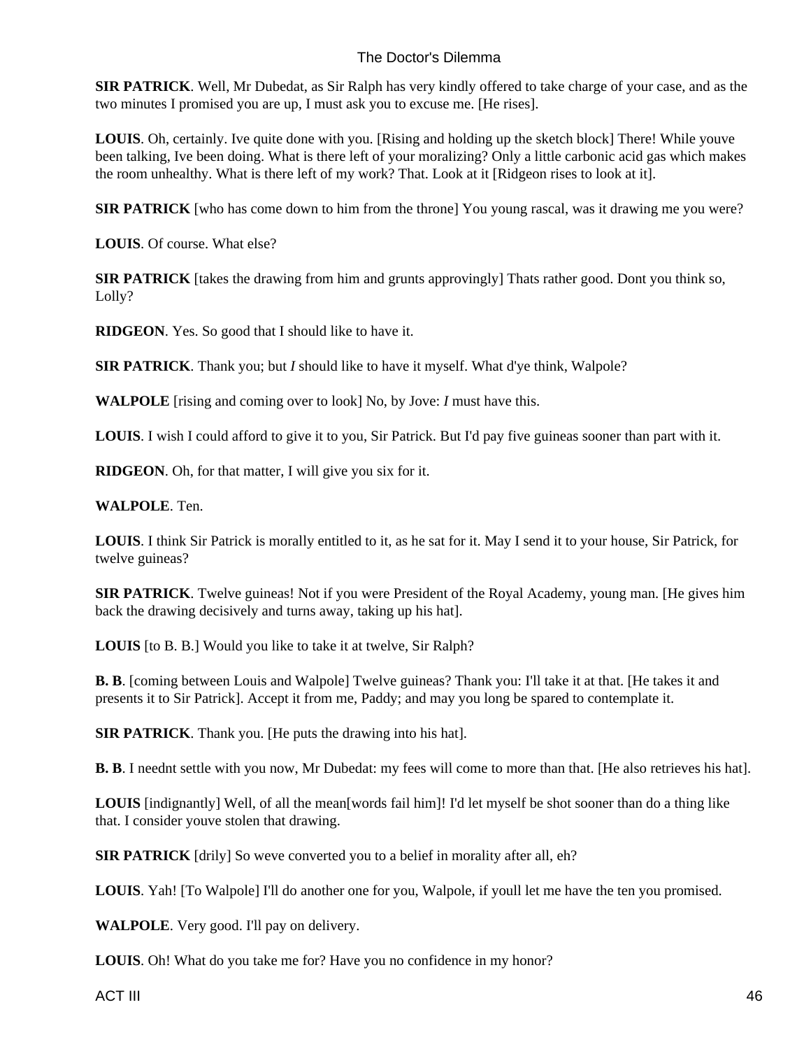**SIR PATRICK**. Well, Mr Dubedat, as Sir Ralph has very kindly offered to take charge of your case, and as the two minutes I promised you are up, I must ask you to excuse me. [He rises].

**LOUIS**. Oh, certainly. Ive quite done with you. [Rising and holding up the sketch block] There! While youve been talking, Ive been doing. What is there left of your moralizing? Only a little carbonic acid gas which makes the room unhealthy. What is there left of my work? That. Look at it [Ridgeon rises to look at it].

**SIR PATRICK** [who has come down to him from the throne] You young rascal, was it drawing me you were?

**LOUIS**. Of course. What else?

**SIR PATRICK** [takes the drawing from him and grunts approvingly] Thats rather good. Dont you think so, Lolly?

**RIDGEON**. Yes. So good that I should like to have it.

**SIR PATRICK**. Thank you; but *I* should like to have it myself. What d'ye think, Walpole?

**WALPOLE** [rising and coming over to look] No, by Jove: *I* must have this.

**LOUIS**. I wish I could afford to give it to you, Sir Patrick. But I'd pay five guineas sooner than part with it.

**RIDGEON**. Oh, for that matter, I will give you six for it.

**WALPOLE**. Ten.

**LOUIS**. I think Sir Patrick is morally entitled to it, as he sat for it. May I send it to your house, Sir Patrick, for twelve guineas?

**SIR PATRICK**. Twelve guineas! Not if you were President of the Royal Academy, young man. [He gives him back the drawing decisively and turns away, taking up his hat].

**LOUIS** [to B. B.] Would you like to take it at twelve, Sir Ralph?

**B. B**. [coming between Louis and Walpole] Twelve guineas? Thank you: I'll take it at that. [He takes it and presents it to Sir Patrick]. Accept it from me, Paddy; and may you long be spared to contemplate it.

**SIR PATRICK**. Thank you. [He puts the drawing into his hat].

**B. B**. I neednt settle with you now, Mr Dubedat: my fees will come to more than that. [He also retrieves his hat].

**LOUIS** [indignantly] Well, of all the mean[words fail him]! I'd let myself be shot sooner than do a thing like that. I consider youve stolen that drawing.

**SIR PATRICK** [drily] So weve converted you to a belief in morality after all, eh?

**LOUIS**. Yah! [To Walpole] I'll do another one for you, Walpole, if youll let me have the ten you promised.

**WALPOLE**. Very good. I'll pay on delivery.

**LOUIS**. Oh! What do you take me for? Have you no confidence in my honor?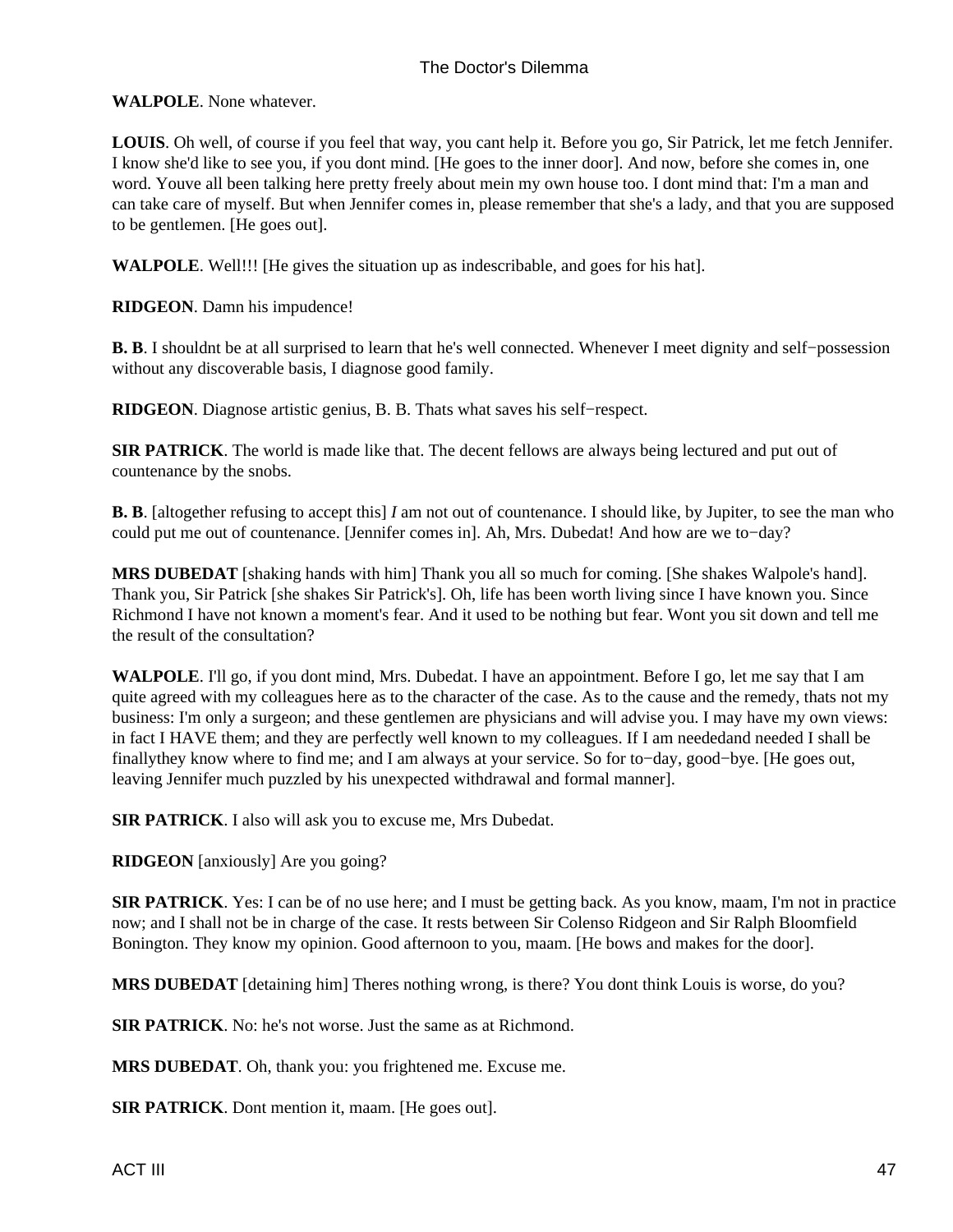**WALPOLE**. None whatever.

**LOUIS**. Oh well, of course if you feel that way, you cant help it. Before you go, Sir Patrick, let me fetch Jennifer. I know she'd like to see you, if you dont mind. [He goes to the inner door]. And now, before she comes in, one word. Youve all been talking here pretty freely about mein my own house too. I dont mind that: I'm a man and can take care of myself. But when Jennifer comes in, please remember that she's a lady, and that you are supposed to be gentlemen. [He goes out].

**WALPOLE**. Well!!! [He gives the situation up as indescribable, and goes for his hat].

**RIDGEON**. Damn his impudence!

**B. B**. I shouldnt be at all surprised to learn that he's well connected. Whenever I meet dignity and self−possession without any discoverable basis, I diagnose good family.

**RIDGEON**. Diagnose artistic genius, B. B. Thats what saves his self−respect.

**SIR PATRICK**. The world is made like that. The decent fellows are always being lectured and put out of countenance by the snobs.

**B. B**. [altogether refusing to accept this] *I* am not out of countenance. I should like, by Jupiter, to see the man who could put me out of countenance. [Jennifer comes in]. Ah, Mrs. Dubedat! And how are we to−day?

**MRS DUBEDAT** [shaking hands with him] Thank you all so much for coming. [She shakes Walpole's hand]. Thank you, Sir Patrick [she shakes Sir Patrick's]. Oh, life has been worth living since I have known you. Since Richmond I have not known a moment's fear. And it used to be nothing but fear. Wont you sit down and tell me the result of the consultation?

**WALPOLE**. I'll go, if you dont mind, Mrs. Dubedat. I have an appointment. Before I go, let me say that I am quite agreed with my colleagues here as to the character of the case. As to the cause and the remedy, thats not my business: I'm only a surgeon; and these gentlemen are physicians and will advise you. I may have my own views: in fact I HAVE them; and they are perfectly well known to my colleagues. If I am neededand needed I shall be finallythey know where to find me; and I am always at your service. So for to−day, good−bye. [He goes out, leaving Jennifer much puzzled by his unexpected withdrawal and formal manner].

**SIR PATRICK**. I also will ask you to excuse me, Mrs Dubedat.

**RIDGEON** [anxiously] Are you going?

**SIR PATRICK**. Yes: I can be of no use here; and I must be getting back. As you know, maam, I'm not in practice now; and I shall not be in charge of the case. It rests between Sir Colenso Ridgeon and Sir Ralph Bloomfield Bonington. They know my opinion. Good afternoon to you, maam. [He bows and makes for the door].

**MRS DUBEDAT** [detaining him] Theres nothing wrong, is there? You dont think Louis is worse, do you?

**SIR PATRICK**. No: he's not worse. Just the same as at Richmond.

**MRS DUBEDAT**. Oh, thank you: you frightened me. Excuse me.

**SIR PATRICK**. Dont mention it, maam. [He goes out].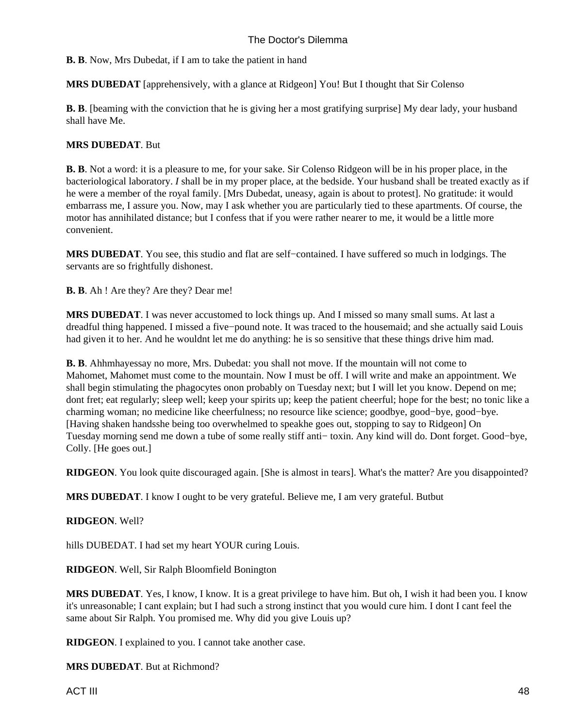**B. B**. Now, Mrs Dubedat, if I am to take the patient in hand

**MRS DUBEDAT** [apprehensively, with a glance at Ridgeon] You! But I thought that Sir Colenso

**B. B**. [beaming with the conviction that he is giving her a most gratifying surprise] My dear lady, your husband shall have Me.

**MRS DUBEDAT**. But

**B. B**. Not a word: it is a pleasure to me, for your sake. Sir Colenso Ridgeon will be in his proper place, in the bacteriological laboratory. *I* shall be in my proper place, at the bedside. Your husband shall be treated exactly as if he were a member of the royal family. [Mrs Dubedat, uneasy, again is about to protest]. No gratitude: it would embarrass me, I assure you. Now, may I ask whether you are particularly tied to these apartments. Of course, the motor has annihilated distance; but I confess that if you were rather nearer to me, it would be a little more convenient.

**MRS DUBEDAT**. You see, this studio and flat are self−contained. I have suffered so much in lodgings. The servants are so frightfully dishonest.

**B. B**. Ah ! Are they? Are they? Dear me!

**MRS DUBEDAT**. I was never accustomed to lock things up. And I missed so many small sums. At last a dreadful thing happened. I missed a five−pound note. It was traced to the housemaid; and she actually said Louis had given it to her. And he wouldnt let me do anything: he is so sensitive that these things drive him mad.

**B. B**. Ahhmhayessay no more, Mrs. Dubedat: you shall not move. If the mountain will not come to Mahomet, Mahomet must come to the mountain. Now I must be off. I will write and make an appointment. We shall begin stimulating the phagocytes onon probably on Tuesday next; but I will let you know. Depend on me; dont fret; eat regularly; sleep well; keep your spirits up; keep the patient cheerful; hope for the best; no tonic like a charming woman; no medicine like cheerfulness; no resource like science; goodbye, good−bye, good−bye. [Having shaken handsshe being too overwhelmed to speakhe goes out, stopping to say to Ridgeon] On Tuesday morning send me down a tube of some really stiff anti− toxin. Any kind will do. Dont forget. Good−bye, Colly. [He goes out.]

**RIDGEON**. You look quite discouraged again. [She is almost in tears]. What's the matter? Are you disappointed?

**MRS DUBEDAT**. I know I ought to be very grateful. Believe me, I am very grateful. Butbut

**RIDGEON**. Well?

hills DUBEDAT. I had set my heart YOUR curing Louis.

**RIDGEON**. Well, Sir Ralph Bloomfield Bonington

**MRS DUBEDAT**. Yes, I know, I know. It is a great privilege to have him. But oh, I wish it had been you. I know it's unreasonable; I cant explain; but I had such a strong instinct that you would cure him. I dont I cant feel the same about Sir Ralph. You promised me. Why did you give Louis up?

**RIDGEON**. I explained to you. I cannot take another case.

**MRS DUBEDAT**. But at Richmond?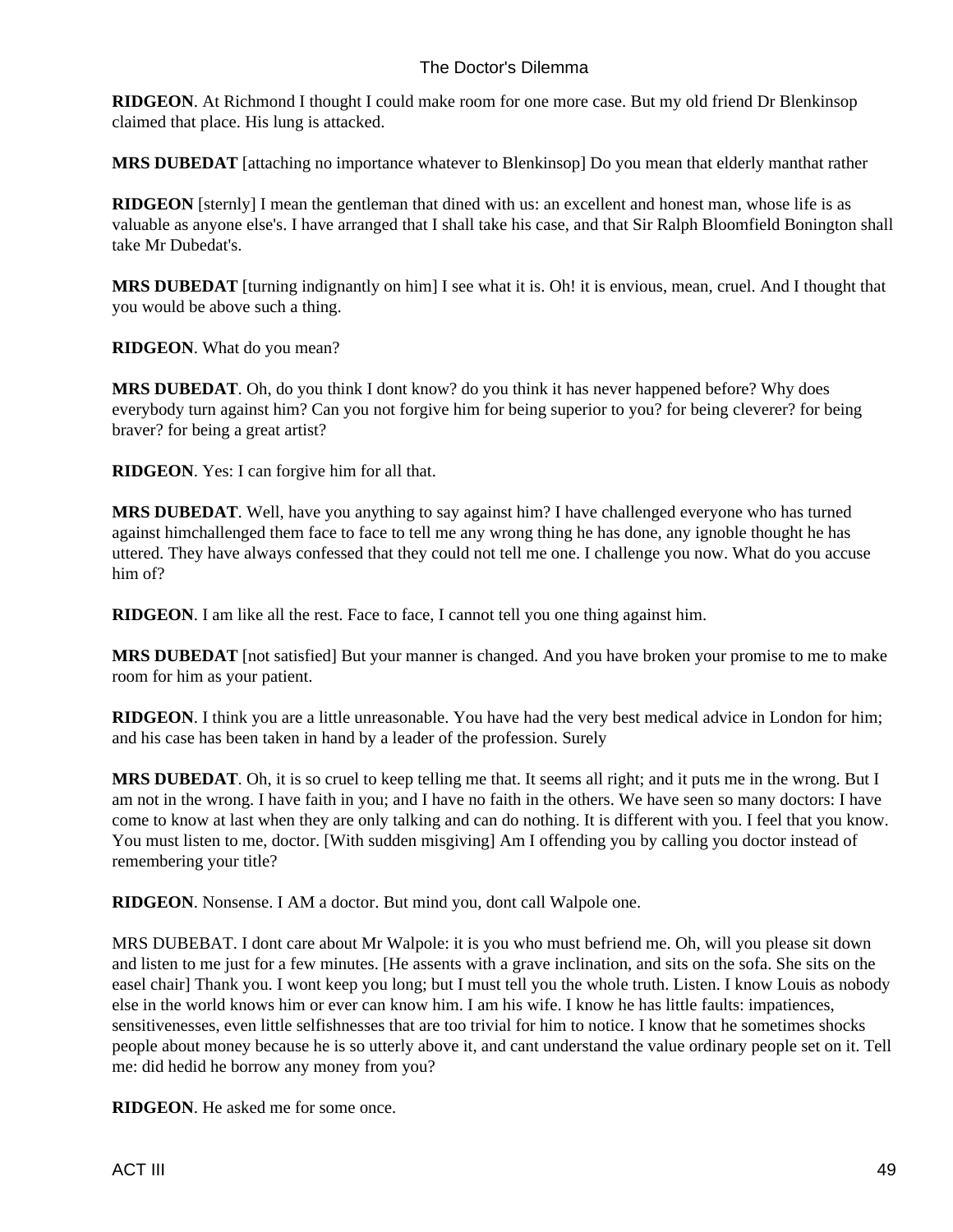**RIDGEON**. At Richmond I thought I could make room for one more case. But my old friend Dr Blenkinsop claimed that place. His lung is attacked.

**MRS DUBEDAT** [attaching no importance whatever to Blenkinsop] Do you mean that elderly manthat rather

**RIDGEON** [sternly] I mean the gentleman that dined with us: an excellent and honest man, whose life is as valuable as anyone else's. I have arranged that I shall take his case, and that Sir Ralph Bloomfield Bonington shall take Mr Dubedat's.

**MRS DUBEDAT** [turning indignantly on him] I see what it is. Oh! it is envious, mean, cruel. And I thought that you would be above such a thing.

**RIDGEON**. What do you mean?

**MRS DUBEDAT**. Oh, do you think I dont know? do you think it has never happened before? Why does everybody turn against him? Can you not forgive him for being superior to you? for being cleverer? for being braver? for being a great artist?

**RIDGEON**. Yes: I can forgive him for all that.

**MRS DUBEDAT**. Well, have you anything to say against him? I have challenged everyone who has turned against himchallenged them face to face to tell me any wrong thing he has done, any ignoble thought he has uttered. They have always confessed that they could not tell me one. I challenge you now. What do you accuse him of?

**RIDGEON**. I am like all the rest. Face to face, I cannot tell you one thing against him.

**MRS DUBEDAT** [not satisfied] But your manner is changed. And you have broken your promise to me to make room for him as your patient.

**RIDGEON**. I think you are a little unreasonable. You have had the very best medical advice in London for him; and his case has been taken in hand by a leader of the profession. Surely

**MRS DUBEDAT**. Oh, it is so cruel to keep telling me that. It seems all right; and it puts me in the wrong. But I am not in the wrong. I have faith in you; and I have no faith in the others. We have seen so many doctors: I have come to know at last when they are only talking and can do nothing. It is different with you. I feel that you know. You must listen to me, doctor. [With sudden misgiving] Am I offending you by calling you doctor instead of remembering your title?

**RIDGEON**. Nonsense. I AM a doctor. But mind you, dont call Walpole one.

MRS DUBEBAT. I dont care about Mr Walpole: it is you who must befriend me. Oh, will you please sit down and listen to me just for a few minutes. [He assents with a grave inclination, and sits on the sofa. She sits on the easel chair] Thank you. I wont keep you long; but I must tell you the whole truth. Listen. I know Louis as nobody else in the world knows him or ever can know him. I am his wife. I know he has little faults: impatiences, sensitivenesses, even little selfishnesses that are too trivial for him to notice. I know that he sometimes shocks people about money because he is so utterly above it, and cant understand the value ordinary people set on it. Tell me: did hedid he borrow any money from you?

**RIDGEON**. He asked me for some once.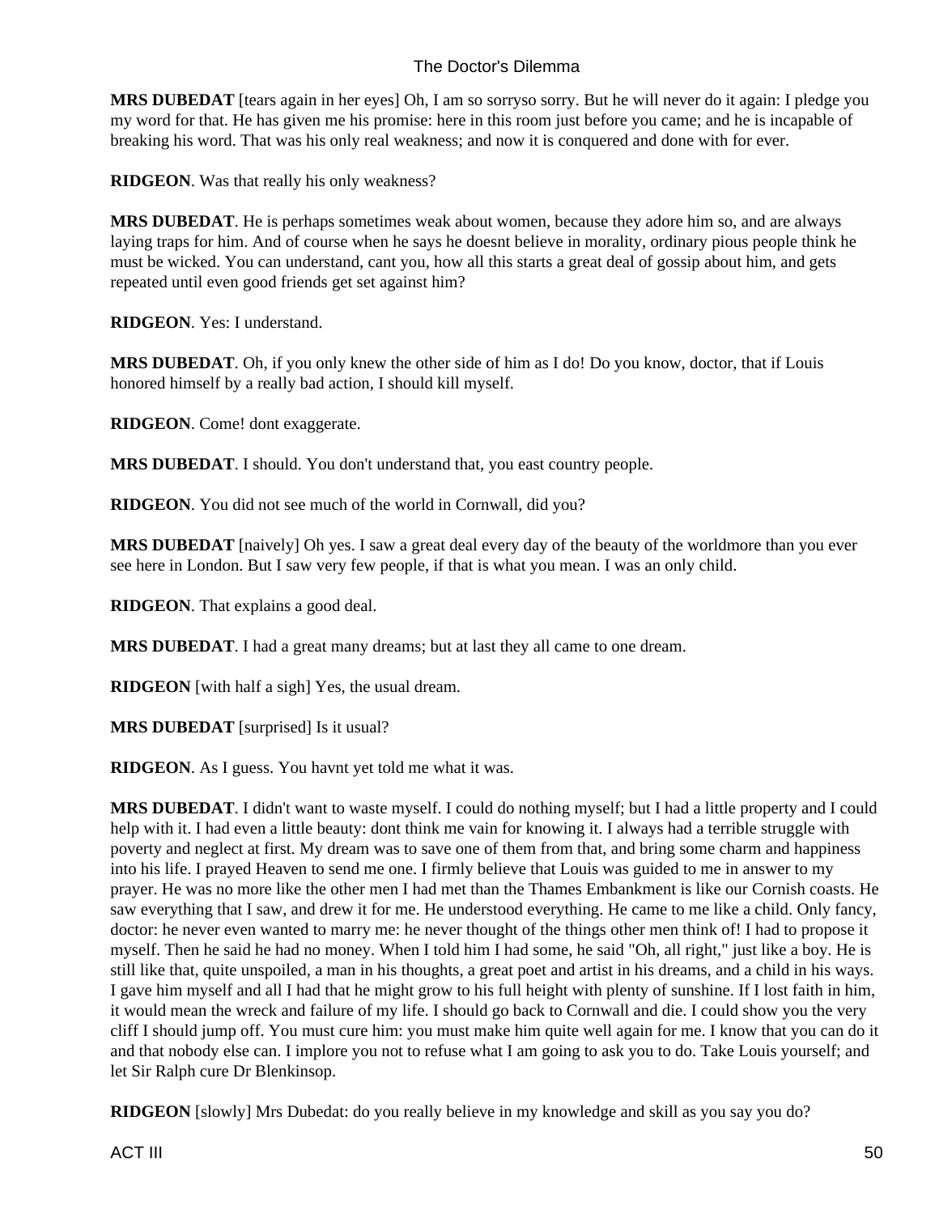**MRS DUBEDAT** [tears again in her eyes] Oh, I am so sorryso sorry. But he will never do it again: I pledge you my word for that. He has given me his promise: here in this room just before you came; and he is incapable of breaking his word. That was his only real weakness; and now it is conquered and done with for ever.

**RIDGEON**. Was that really his only weakness?

**MRS DUBEDAT**. He is perhaps sometimes weak about women, because they adore him so, and are always laying traps for him. And of course when he says he doesnt believe in morality, ordinary pious people think he must be wicked. You can understand, cant you, how all this starts a great deal of gossip about him, and gets repeated until even good friends get set against him?

**RIDGEON**. Yes: I understand.

**MRS DUBEDAT**. Oh, if you only knew the other side of him as I do! Do you know, doctor, that if Louis honored himself by a really bad action, I should kill myself.

**RIDGEON**. Come! dont exaggerate.

**MRS DUBEDAT**. I should. You don't understand that, you east country people.

**RIDGEON**. You did not see much of the world in Cornwall, did you?

**MRS DUBEDAT** [naively] Oh yes. I saw a great deal every day of the beauty of the worldmore than you ever see here in London. But I saw very few people, if that is what you mean. I was an only child.

**RIDGEON**. That explains a good deal.

**MRS DUBEDAT**. I had a great many dreams; but at last they all came to one dream.

**RIDGEON** [with half a sigh] Yes, the usual dream.

**MRS DUBEDAT** [surprised] Is it usual?

**RIDGEON**. As I guess. You havnt yet told me what it was.

**MRS DUBEDAT**. I didn't want to waste myself. I could do nothing myself; but I had a little property and I could help with it. I had even a little beauty: dont think me vain for knowing it. I always had a terrible struggle with poverty and neglect at first. My dream was to save one of them from that, and bring some charm and happiness into his life. I prayed Heaven to send me one. I firmly believe that Louis was guided to me in answer to my prayer. He was no more like the other men I had met than the Thames Embankment is like our Cornish coasts. He saw everything that I saw, and drew it for me. He understood everything. He came to me like a child. Only fancy, doctor: he never even wanted to marry me: he never thought of the things other men think of! I had to propose it myself. Then he said he had no money. When I told him I had some, he said "Oh, all right," just like a boy. He is still like that, quite unspoiled, a man in his thoughts, a great poet and artist in his dreams, and a child in his ways. I gave him myself and all I had that he might grow to his full height with plenty of sunshine. If I lost faith in him, it would mean the wreck and failure of my life. I should go back to Cornwall and die. I could show you the very cliff I should jump off. You must cure him: you must make him quite well again for me. I know that you can do it and that nobody else can. I implore you not to refuse what I am going to ask you to do. Take Louis yourself; and let Sir Ralph cure Dr Blenkinsop.

**RIDGEON** [slowly] Mrs Dubedat: do you really believe in my knowledge and skill as you say you do?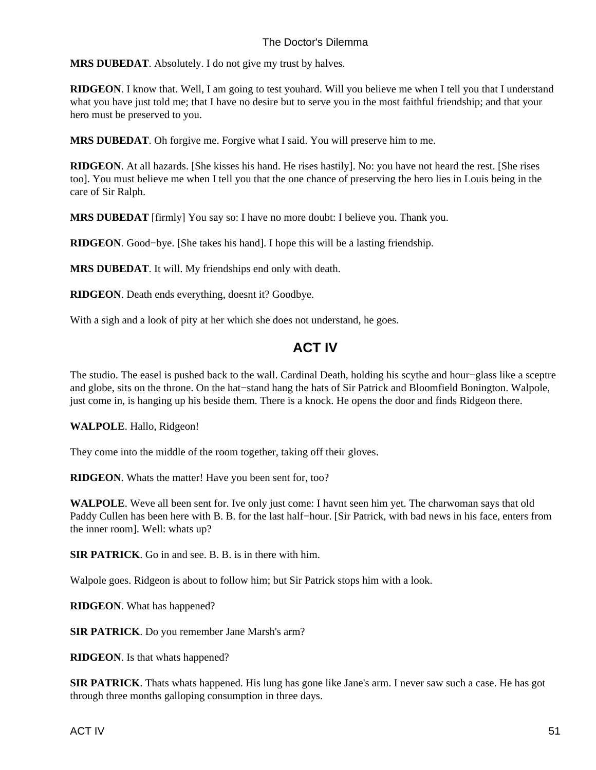**MRS DUBEDAT**. Absolutely. I do not give my trust by halves.

**RIDGEON**. I know that. Well, I am going to test youhard. Will you believe me when I tell you that I understand what you have just told me; that I have no desire but to serve you in the most faithful friendship; and that your hero must be preserved to you.

**MRS DUBEDAT**. Oh forgive me. Forgive what I said. You will preserve him to me.

**RIDGEON**. At all hazards. [She kisses his hand. He rises hastily]. No: you have not heard the rest. [She rises too]. You must believe me when I tell you that the one chance of preserving the hero lies in Louis being in the care of Sir Ralph.

**MRS DUBEDAT** [firmly] You say so: I have no more doubt: I believe you. Thank you.

**RIDGEON**. Good−bye. [She takes his hand]. I hope this will be a lasting friendship.

**MRS DUBEDAT**. It will. My friendships end only with death.

**RIDGEON**. Death ends everything, doesnt it? Goodbye.

With a sigh and a look of pity at her which she does not understand, he goes.

## ACT IV

The studio. The easel is pushed back to the wall. Cardinal Death, holding his scythe and hour−glass like a sceptre and globe, sits on the throne. On the hat−stand hang the hats of Sir Patrick and Bloomfield Bonington. Walpole, just come in, is hanging up his beside them. There is a knock. He opens the door and finds Ridgeon there.

**WALPOLE**. Hallo, Ridgeon!

They come into the middle of the room together, taking off their gloves.

**RIDGEON**. Whats the matter! Have you been sent for, too?

**WALPOLE**. Weve all been sent for. Ive only just come: I havnt seen him yet. The charwoman says that old Paddy Cullen has been here with B. B. for the last half−hour. [Sir Patrick, with bad news in his face, enters from the inner room]. Well: whats up?

**SIR PATRICK**. Go in and see. B. B. is in there with him.

Walpole goes. Ridgeon is about to follow him; but Sir Patrick stops him with a look.

**RIDGEON**. What has happened?

**SIR PATRICK**. Do you remember Jane Marsh's arm?

**RIDGEON**. Is that whats happened?

**SIR PATRICK**. Thats whats happened. His lung has gone like Jane's arm. I never saw such a case. He has got through three months galloping consumption in three days.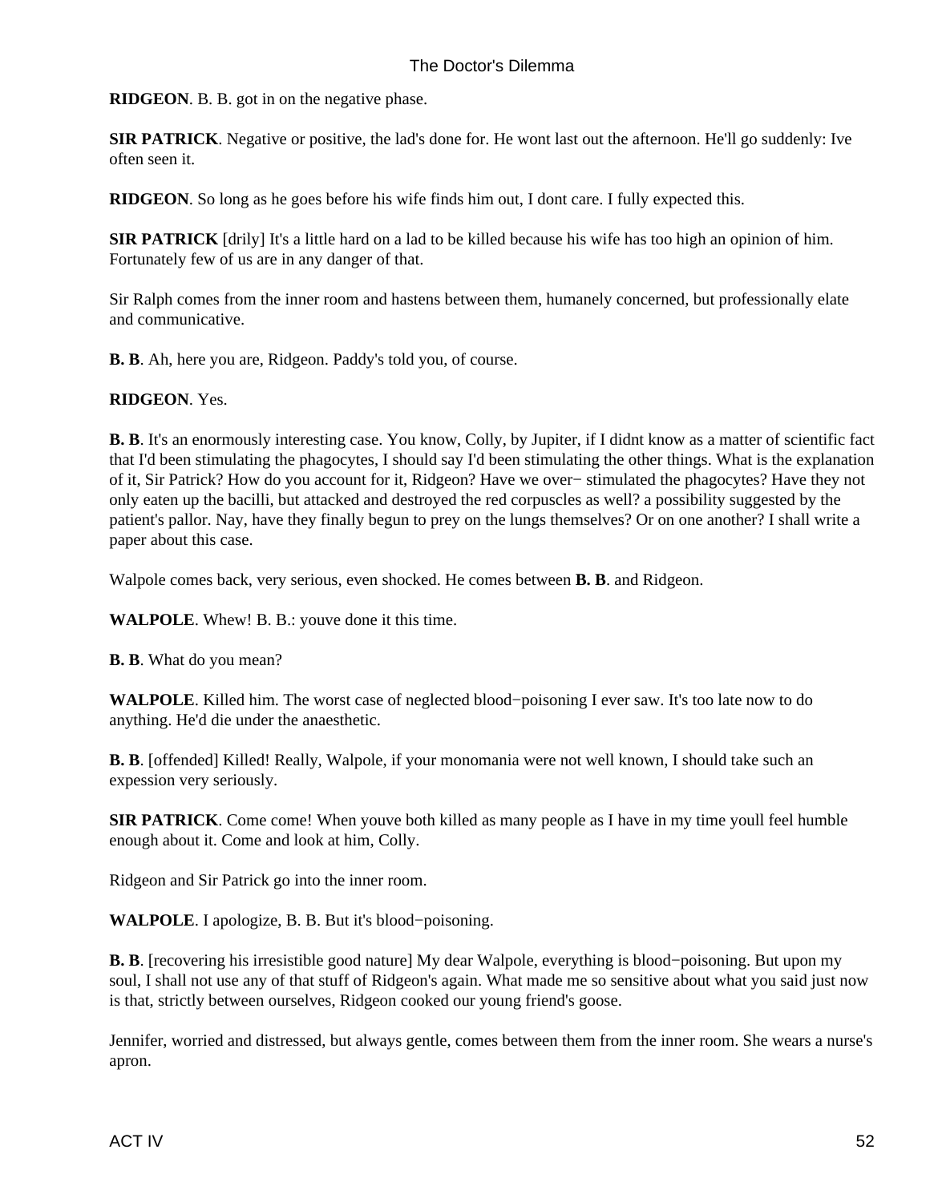**RIDGEON**. B. B. got in on the negative phase.

**SIR PATRICK**. Negative or positive, the lad's done for. He wont last out the afternoon. He'll go suddenly: Ive often seen it.

**RIDGEON**. So long as he goes before his wife finds him out, I dont care. I fully expected this.

**SIR PATRICK** [drily] It's a little hard on a lad to be killed because his wife has too high an opinion of him. Fortunately few of us are in any danger of that.

Sir Ralph comes from the inner room and hastens between them, humanely concerned, but professionally elate and communicative.

**B. B**. Ah, here you are, Ridgeon. Paddy's told you, of course.

**RIDGEON**. Yes.

**B. B**. It's an enormously interesting case. You know, Colly, by Jupiter, if I didnt know as a matter of scientific fact that I'd been stimulating the phagocytes, I should say I'd been stimulating the other things. What is the explanation of it, Sir Patrick? How do you account for it, Ridgeon? Have we over− stimulated the phagocytes? Have they not only eaten up the bacilli, but attacked and destroyed the red corpuscles as well? a possibility suggested by the patient's pallor. Nay, have they finally begun to prey on the lungs themselves? Or on one another? I shall write a paper about this case.

Walpole comes back, very serious, even shocked. He comes between **B. B**. and Ridgeon.

**WALPOLE**. Whew! B. B.: youve done it this time.

**B. B**. What do you mean?

**WALPOLE**. Killed him. The worst case of neglected blood−poisoning I ever saw. It's too late now to do anything. He'd die under the anaesthetic.

**B. B**. [offended] Killed! Really, Walpole, if your monomania were not well known, I should take such an expession very seriously.

**SIR PATRICK**. Come come! When youve both killed as many people as I have in my time youll feel humble enough about it. Come and look at him, Colly.

Ridgeon and Sir Patrick go into the inner room.

**WALPOLE**. I apologize, B. B. But it's blood−poisoning.

**B. B**. [recovering his irresistible good nature] My dear Walpole, everything is blood−poisoning. But upon my soul, I shall not use any of that stuff of Ridgeon's again. What made me so sensitive about what you said just now is that, strictly between ourselves, Ridgeon cooked our young friend's goose.

Jennifer, worried and distressed, but always gentle, comes between them from the inner room. She wears a nurse's apron.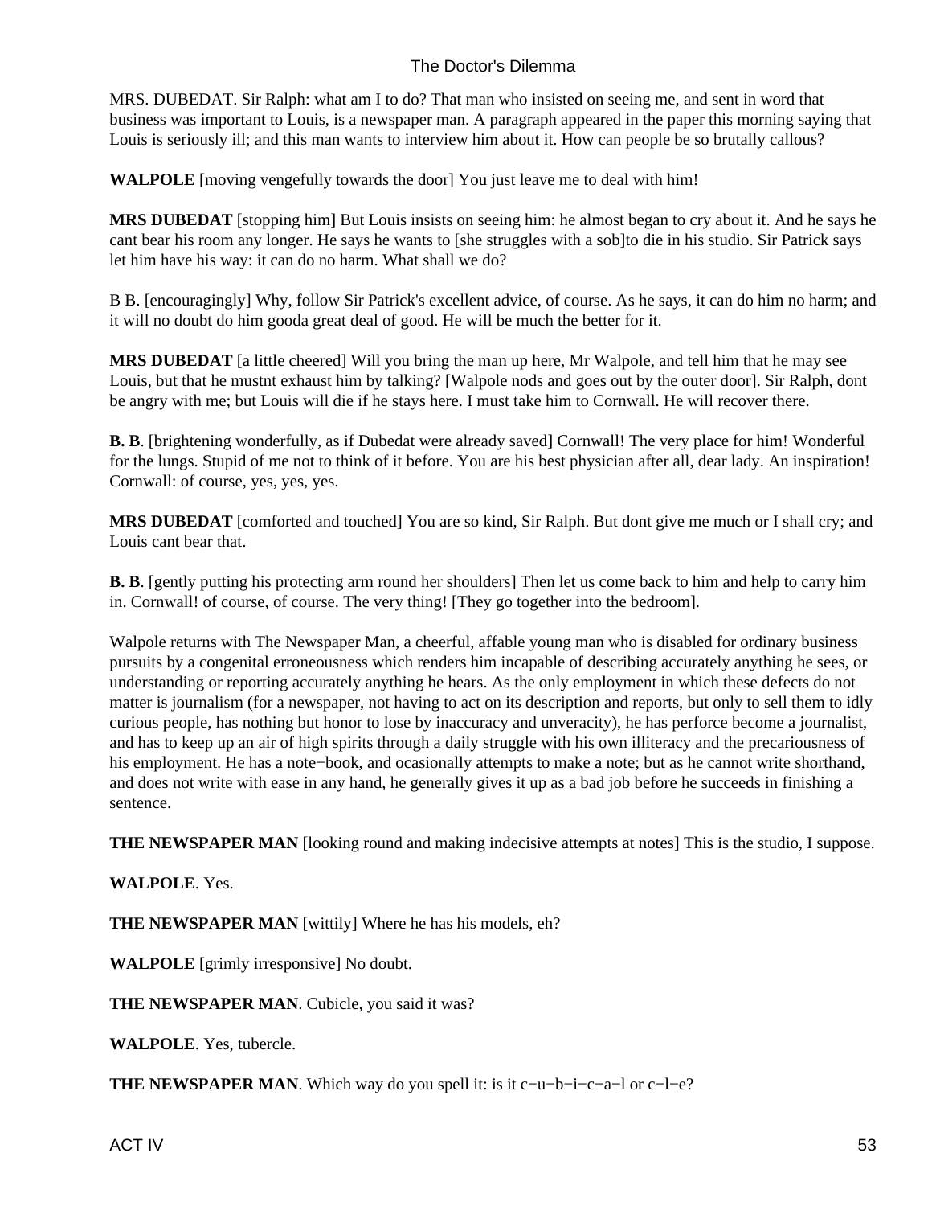MRS. DUBEDAT. Sir Ralph: what am I to do? That man who insisted on seeing me, and sent in word that business was important to Louis, is a newspaper man. A paragraph appeared in the paper this morning saying that Louis is seriously ill; and this man wants to interview him about it. How can people be so brutally callous?

**WALPOLE** [moving vengefully towards the door] You just leave me to deal with him!

**MRS DUBEDAT** [stopping him] But Louis insists on seeing him: he almost began to cry about it. And he says he cant bear his room any longer. He says he wants to [she struggles with a sob]to die in his studio. Sir Patrick says let him have his way: it can do no harm. What shall we do?

B B. [encouragingly] Why, follow Sir Patrick's excellent advice, of course. As he says, it can do him no harm; and it will no doubt do him gooda great deal of good. He will be much the better for it.

**MRS DUBEDAT** [a little cheered] Will you bring the man up here, Mr Walpole, and tell him that he may see Louis, but that he mustnt exhaust him by talking? [Walpole nods and goes out by the outer door]. Sir Ralph, dont be angry with me; but Louis will die if he stays here. I must take him to Cornwall. He will recover there.

**B. B**. [brightening wonderfully, as if Dubedat were already saved] Cornwall! The very place for him! Wonderful for the lungs. Stupid of me not to think of it before. You are his best physician after all, dear lady. An inspiration! Cornwall: of course, yes, yes, yes.

**MRS DUBEDAT** [comforted and touched] You are so kind, Sir Ralph. But dont give me much or I shall cry; and Louis cant bear that.

**B. B**. [gently putting his protecting arm round her shoulders] Then let us come back to him and help to carry him in. Cornwall! of course, of course. The very thing! [They go together into the bedroom].

Walpole returns with The Newspaper Man, a cheerful, affable young man who is disabled for ordinary business pursuits by a congenital erroneousness which renders him incapable of describing accurately anything he sees, or understanding or reporting accurately anything he hears. As the only employment in which these defects do not matter is journalism (for a newspaper, not having to act on its description and reports, but only to sell them to idly curious people, has nothing but honor to lose by inaccuracy and unveracity), he has perforce become a journalist, and has to keep up an air of high spirits through a daily struggle with his own illiteracy and the precariousness of his employment. He has a note−book, and ocasionally attempts to make a note; but as he cannot write shorthand, and does not write with ease in any hand, he generally gives it up as a bad job before he succeeds in finishing a sentence.

**THE NEWSPAPER MAN** [looking round and making indecisive attempts at notes] This is the studio, I suppose.

**WALPOLE**. Yes.

**THE NEWSPAPER MAN** [wittily] Where he has his models, eh?

**WALPOLE** [grimly irresponsive] No doubt.

**THE NEWSPAPER MAN**. Cubicle, you said it was?

**WALPOLE**. Yes, tubercle.

**THE NEWSPAPER MAN**. Which way do you spell it: is it c−u−b−i−c−a−l or c−l−e?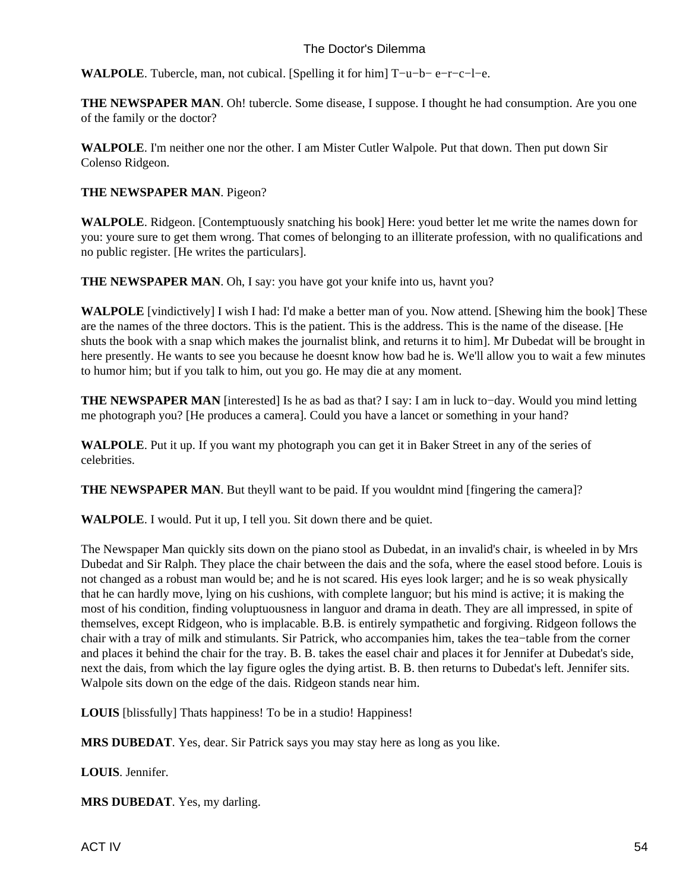**WALPOLE**. Tubercle, man, not cubical. [Spelling it for him] T−u−b− e−r−c−l−e.

**THE NEWSPAPER MAN**. Oh! tubercle. Some disease, I suppose. I thought he had consumption. Are you one of the family or the doctor?

**WALPOLE**. I'm neither one nor the other. I am Mister Cutler Walpole. Put that down. Then put down Sir Colenso Ridgeon.

**THE NEWSPAPER MAN**. Pigeon?

**WALPOLE**. Ridgeon. [Contemptuously snatching his book] Here: youd better let me write the names down for you: youre sure to get them wrong. That comes of belonging to an illiterate profession, with no qualifications and no public register. [He writes the particulars].

**THE NEWSPAPER MAN**. Oh, I say: you have got your knife into us, havnt you?

**WALPOLE** [vindictively] I wish I had: I'd make a better man of you. Now attend. [Shewing him the book] These are the names of the three doctors. This is the patient. This is the address. This is the name of the disease. [He shuts the book with a snap which makes the journalist blink, and returns it to him]. Mr Dubedat will be brought in here presently. He wants to see you because he doesnt know how bad he is. We'll allow you to wait a few minutes to humor him; but if you talk to him, out you go. He may die at any moment.

**THE NEWSPAPER MAN** [interested] Is he as bad as that? I say: I am in luck to−day. Would you mind letting me photograph you? [He produces a camera]. Could you have a lancet or something in your hand?

**WALPOLE**. Put it up. If you want my photograph you can get it in Baker Street in any of the series of celebrities.

**THE NEWSPAPER MAN**. But theyll want to be paid. If you wouldnt mind [fingering the camera]?

**WALPOLE**. I would. Put it up, I tell you. Sit down there and be quiet.

The Newspaper Man quickly sits down on the piano stool as Dubedat, in an invalid's chair, is wheeled in by Mrs Dubedat and Sir Ralph. They place the chair between the dais and the sofa, where the easel stood before. Louis is not changed as a robust man would be; and he is not scared. His eyes look larger; and he is so weak physically that he can hardly move, lying on his cushions, with complete languor; but his mind is active; it is making the most of his condition, finding voluptuousness in languor and drama in death. They are all impressed, in spite of themselves, except Ridgeon, who is implacable. B.B. is entirely sympathetic and forgiving. Ridgeon follows the chair with a tray of milk and stimulants. Sir Patrick, who accompanies him, takes the tea−table from the corner and places it behind the chair for the tray. B. B. takes the easel chair and places it for Jennifer at Dubedat's side, next the dais, from which the lay figure ogles the dying artist. B. B. then returns to Dubedat's left. Jennifer sits. Walpole sits down on the edge of the dais. Ridgeon stands near him.

**LOUIS** [blissfully] Thats happiness! To be in a studio! Happiness!

**MRS DUBEDAT**. Yes, dear. Sir Patrick says you may stay here as long as you like.

**LOUIS**. Jennifer.

**MRS DUBEDAT**. Yes, my darling.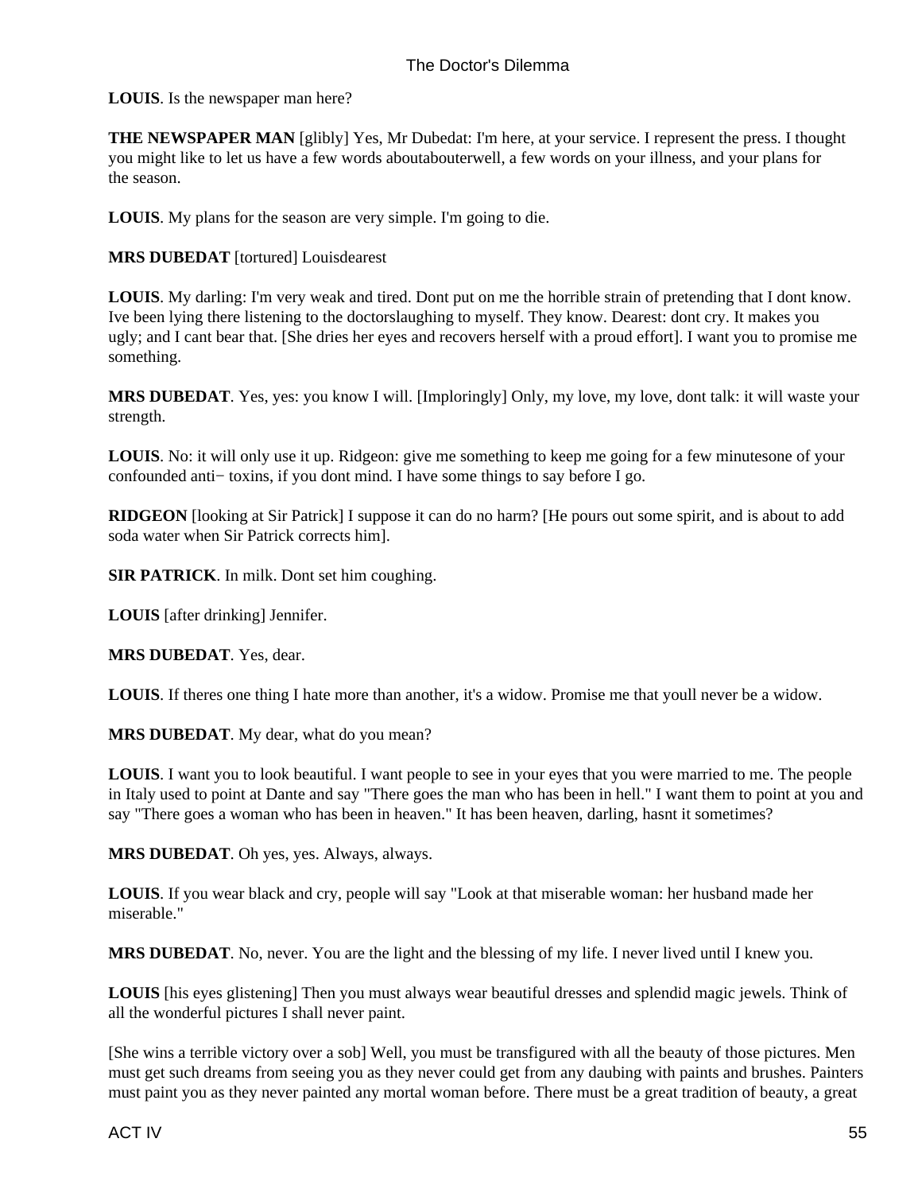**LOUIS**. Is the newspaper man here?

**THE NEWSPAPER MAN** [glibly] Yes, Mr Dubedat: I'm here, at your service. I represent the press. I thought you might like to let us have a few words aboutabouterwell, a few words on your illness, and your plans for the season.

**LOUIS**. My plans for the season are very simple. I'm going to die.

**MRS DUBEDAT** [tortured] Louisdearest

**LOUIS**. My darling: I'm very weak and tired. Dont put on me the horrible strain of pretending that I dont know. Ive been lying there listening to the doctorslaughing to myself. They know. Dearest: dont cry. It makes you ugly; and I cant bear that. [She dries her eyes and recovers herself with a proud effort]. I want you to promise me something.

**MRS DUBEDAT**. Yes, yes: you know I will. [Imploringly] Only, my love, my love, dont talk: it will waste your strength.

**LOUIS**. No: it will only use it up. Ridgeon: give me something to keep me going for a few minutesone of your confounded anti− toxins, if you dont mind. I have some things to say before I go.

**RIDGEON** [looking at Sir Patrick] I suppose it can do no harm? [He pours out some spirit, and is about to add soda water when Sir Patrick corrects him].

**SIR PATRICK**. In milk. Dont set him coughing.

**LOUIS** [after drinking] Jennifer.

**MRS DUBEDAT**. Yes, dear.

**LOUIS**. If theres one thing I hate more than another, it's a widow. Promise me that youll never be a widow.

**MRS DUBEDAT**. My dear, what do you mean?

**LOUIS**. I want you to look beautiful. I want people to see in your eyes that you were married to me. The people in Italy used to point at Dante and say "There goes the man who has been in hell." I want them to point at you and say "There goes a woman who has been in heaven." It has been heaven, darling, hasnt it sometimes?

**MRS DUBEDAT**. Oh yes, yes. Always, always.

**LOUIS**. If you wear black and cry, people will say "Look at that miserable woman: her husband made her miserable."

**MRS DUBEDAT**. No, never. You are the light and the blessing of my life. I never lived until I knew you.

**LOUIS** [his eyes glistening] Then you must always wear beautiful dresses and splendid magic jewels. Think of all the wonderful pictures I shall never paint.

[She wins a terrible victory over a sob] Well, you must be transfigured with all the beauty of those pictures. Men must get such dreams from seeing you as they never could get from any daubing with paints and brushes. Painters must paint you as they never painted any mortal woman before. There must be a great tradition of beauty, a great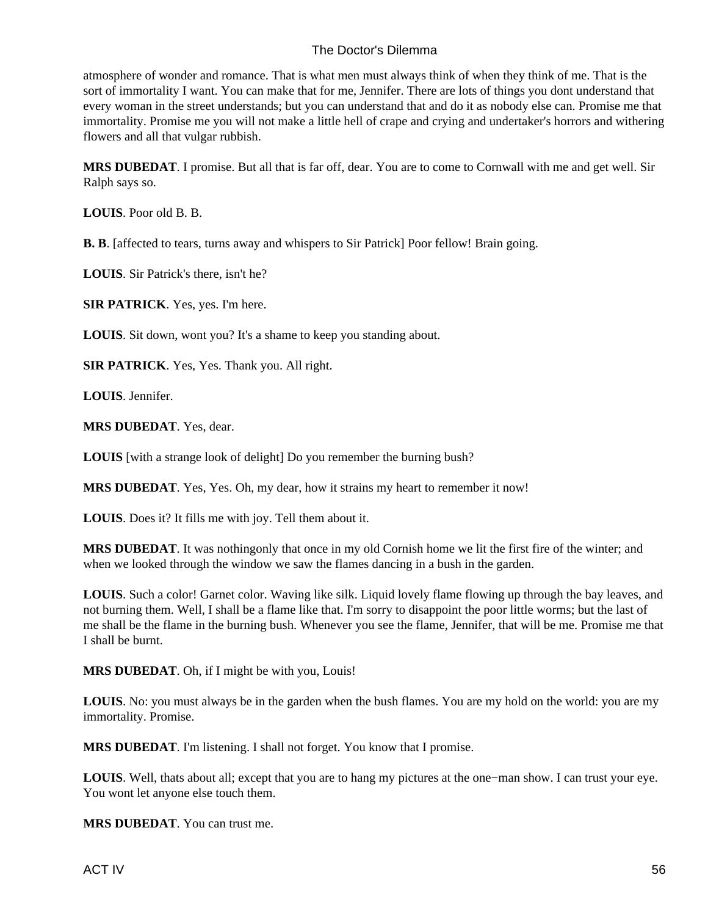atmosphere of wonder and romance. That is what men must always think of when they think of me. That is the sort of immortality I want. You can make that for me, Jennifer. There are lots of things you dont understand that every woman in the street understands; but you can understand that and do it as nobody else can. Promise me that immortality. Promise me you will not make a little hell of crape and crying and undertaker's horrors and withering flowers and all that vulgar rubbish.

**MRS DUBEDAT**. I promise. But all that is far off, dear. You are to come to Cornwall with me and get well. Sir Ralph says so.

**LOUIS**. Poor old B. B.

**B. B**. [affected to tears, turns away and whispers to Sir Patrick] Poor fellow! Brain going.

**LOUIS**. Sir Patrick's there, isn't he?

**SIR PATRICK**. Yes, yes. I'm here.

**LOUIS**. Sit down, wont you? It's a shame to keep you standing about.

**SIR PATRICK**. Yes, Yes. Thank you. All right.

**LOUIS**. Jennifer.

**MRS DUBEDAT**. Yes, dear.

**LOUIS** [with a strange look of delight] Do you remember the burning bush?

**MRS DUBEDAT**. Yes, Yes. Oh, my dear, how it strains my heart to remember it now!

**LOUIS**. Does it? It fills me with joy. Tell them about it.

**MRS DUBEDAT**. It was nothingonly that once in my old Cornish home we lit the first fire of the winter; and when we looked through the window we saw the flames dancing in a bush in the garden.

**LOUIS**. Such a color! Garnet color. Waving like silk. Liquid lovely flame flowing up through the bay leaves, and not burning them. Well, I shall be a flame like that. I'm sorry to disappoint the poor little worms; but the last of me shall be the flame in the burning bush. Whenever you see the flame, Jennifer, that will be me. Promise me that I shall be burnt.

**MRS DUBEDAT**. Oh, if I might be with you, Louis!

**LOUIS**. No: you must always be in the garden when the bush flames. You are my hold on the world: you are my immortality. Promise.

**MRS DUBEDAT**. I'm listening. I shall not forget. You know that I promise.

**LOUIS**. Well, thats about all; except that you are to hang my pictures at the one−man show. I can trust your eye. You wont let anyone else touch them.

**MRS DUBEDAT**. You can trust me.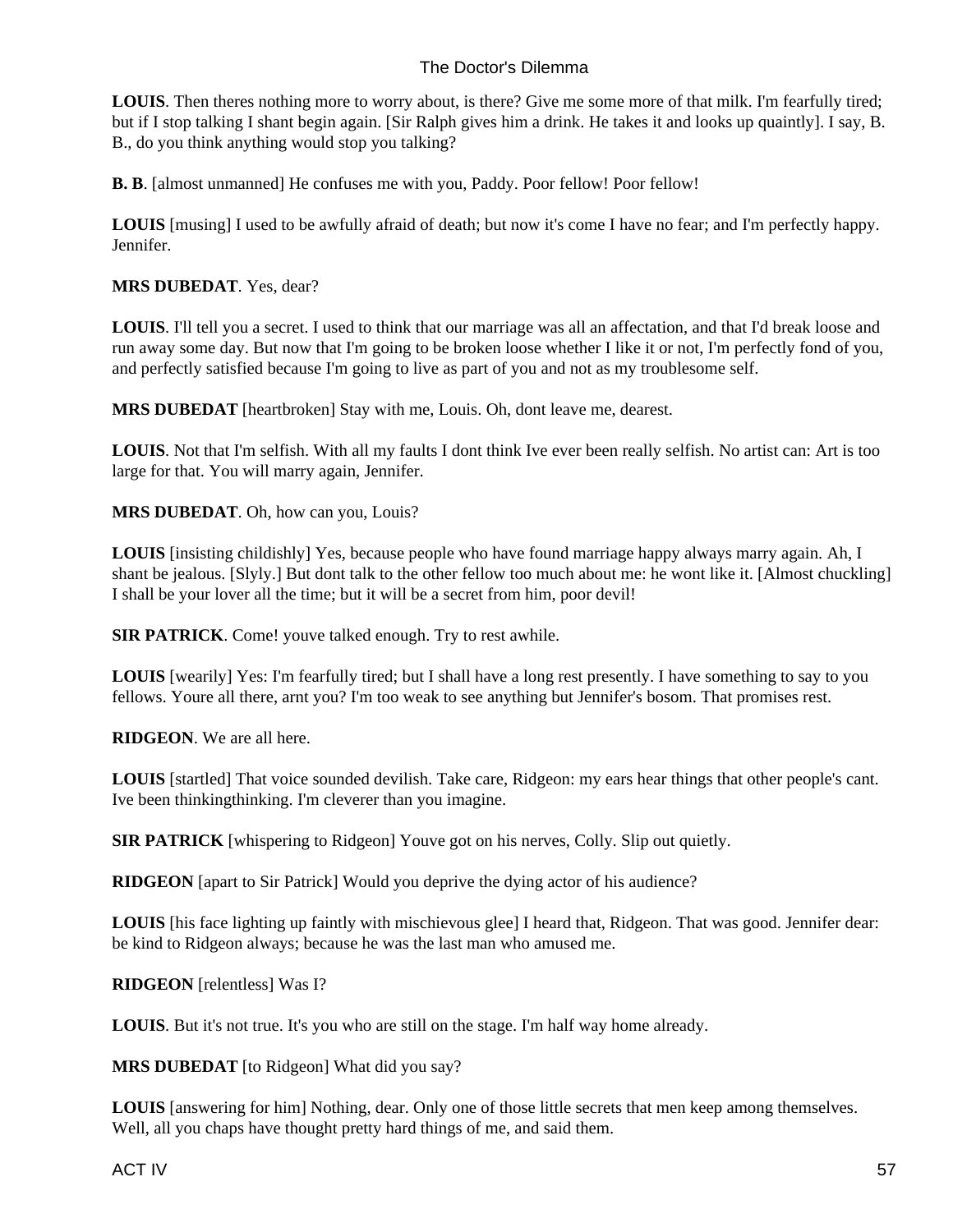**LOUIS**. Then theres nothing more to worry about, is there? Give me some more of that milk. I'm fearfully tired; but if I stop talking I shant begin again. [Sir Ralph gives him a drink. He takes it and looks up quaintly]. I say, B. B., do you think anything would stop you talking?

**B. B**. [almost unmanned] He confuses me with you, Paddy. Poor fellow! Poor fellow!

**LOUIS** [musing] I used to be awfully afraid of death; but now it's come I have no fear; and I'm perfectly happy. Jennifer.

**MRS DUBEDAT**. Yes, dear?

**LOUIS**. I'll tell you a secret. I used to think that our marriage was all an affectation, and that I'd break loose and run away some day. But now that I'm going to be broken loose whether I like it or not, I'm perfectly fond of you, and perfectly satisfied because I'm going to live as part of you and not as my troublesome self.

**MRS DUBEDAT** [heartbroken] Stay with me, Louis. Oh, dont leave me, dearest.

**LOUIS**. Not that I'm selfish. With all my faults I dont think Ive ever been really selfish. No artist can: Art is too large for that. You will marry again, Jennifer.

**MRS DUBEDAT**. Oh, how can you, Louis?

**LOUIS** [insisting childishly] Yes, because people who have found marriage happy always marry again. Ah, I shant be jealous. [Slyly.] But dont talk to the other fellow too much about me: he wont like it. [Almost chuckling] I shall be your lover all the time; but it will be a secret from him, poor devil!

**SIR PATRICK**. Come! youve talked enough. Try to rest awhile.

**LOUIS** [wearily] Yes: I'm fearfully tired; but I shall have a long rest presently. I have something to say to you fellows. Youre all there, arnt you? I'm too weak to see anything but Jennifer's bosom. That promises rest.

**RIDGEON**. We are all here.

**LOUIS** [startled] That voice sounded devilish. Take care, Ridgeon: my ears hear things that other people's cant. Ive been thinkingthinking. I'm cleverer than you imagine.

**SIR PATRICK** [whispering to Ridgeon] Youve got on his nerves, Colly. Slip out quietly.

**RIDGEON** [apart to Sir Patrick] Would you deprive the dying actor of his audience?

**LOUIS** [his face lighting up faintly with mischievous glee] I heard that, Ridgeon. That was good. Jennifer dear: be kind to Ridgeon always; because he was the last man who amused me.

**RIDGEON** [relentless] Was I?

**LOUIS**. But it's not true. It's you who are still on the stage. I'm half way home already.

**MRS DUBEDAT** [to Ridgeon] What did you say?

**LOUIS** [answering for him] Nothing, dear. Only one of those little secrets that men keep among themselves. Well, all you chaps have thought pretty hard things of me, and said them.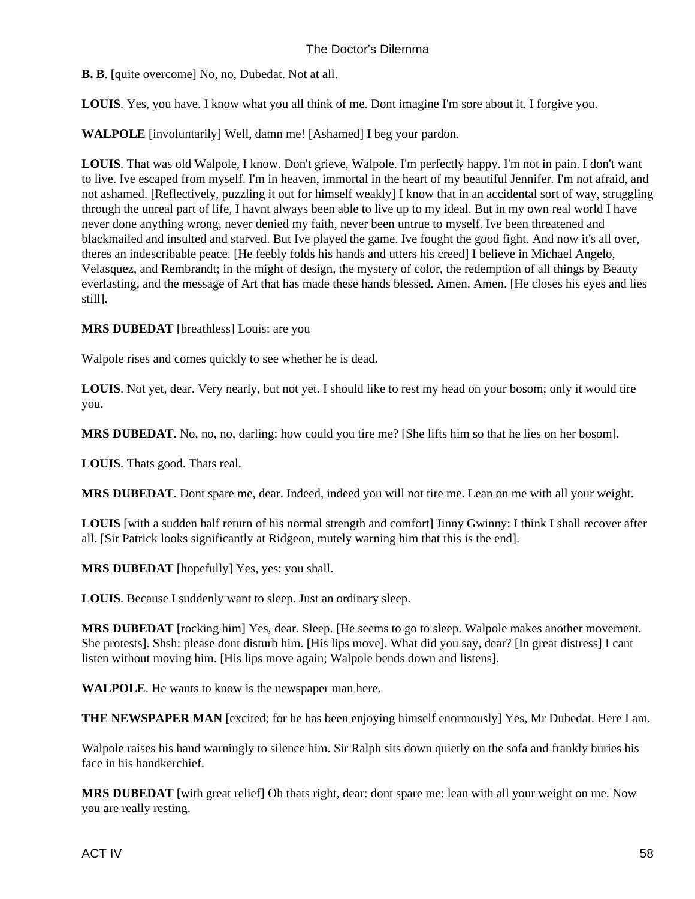**B. B**. [quite overcome] No, no, Dubedat. Not at all.

**LOUIS**. Yes, you have. I know what you all think of me. Dont imagine I'm sore about it. I forgive you.

**WALPOLE** [involuntarily] Well, damn me! [Ashamed] I beg your pardon.

**LOUIS**. That was old Walpole, I know. Don't grieve, Walpole. I'm perfectly happy. I'm not in pain. I don't want to live. Ive escaped from myself. I'm in heaven, immortal in the heart of my beautiful Jennifer. I'm not afraid, and not ashamed. [Reflectively, puzzling it out for himself weakly] I know that in an accidental sort of way, struggling through the unreal part of life, I havnt always been able to live up to my ideal. But in my own real world I have never done anything wrong, never denied my faith, never been untrue to myself. Ive been threatened and blackmailed and insulted and starved. But Ive played the game. Ive fought the good fight. And now it's all over, theres an indescribable peace. [He feebly folds his hands and utters his creed] I believe in Michael Angelo, Velasquez, and Rembrandt; in the might of design, the mystery of color, the redemption of all things by Beauty everlasting, and the message of Art that has made these hands blessed. Amen. Amen. [He closes his eyes and lies still].

**MRS DUBEDAT** [breathless] Louis: are you

Walpole rises and comes quickly to see whether he is dead.

**LOUIS**. Not yet, dear. Very nearly, but not yet. I should like to rest my head on your bosom; only it would tire you.

**MRS DUBEDAT**. No, no, no, darling: how could you tire me? [She lifts him so that he lies on her bosom].

**LOUIS**. Thats good. Thats real.

**MRS DUBEDAT**. Dont spare me, dear. Indeed, indeed you will not tire me. Lean on me with all your weight.

**LOUIS** [with a sudden half return of his normal strength and comfort] Jinny Gwinny: I think I shall recover after all. [Sir Patrick looks significantly at Ridgeon, mutely warning him that this is the end].

**MRS DUBEDAT** [hopefully] Yes, yes: you shall.

**LOUIS**. Because I suddenly want to sleep. Just an ordinary sleep.

**MRS DUBEDAT** [rocking him] Yes, dear. Sleep. [He seems to go to sleep. Walpole makes another movement. She protests]. Shsh: please dont disturb him. [His lips move]. What did you say, dear? [In great distress] I cant listen without moving him. [His lips move again; Walpole bends down and listens].

**WALPOLE**. He wants to know is the newspaper man here.

**THE NEWSPAPER MAN** [excited; for he has been enjoying himself enormously] Yes, Mr Dubedat. Here I am.

Walpole raises his hand warningly to silence him. Sir Ralph sits down quietly on the sofa and frankly buries his face in his handkerchief.

**MRS DUBEDAT** [with great relief] Oh thats right, dear: dont spare me: lean with all your weight on me. Now you are really resting.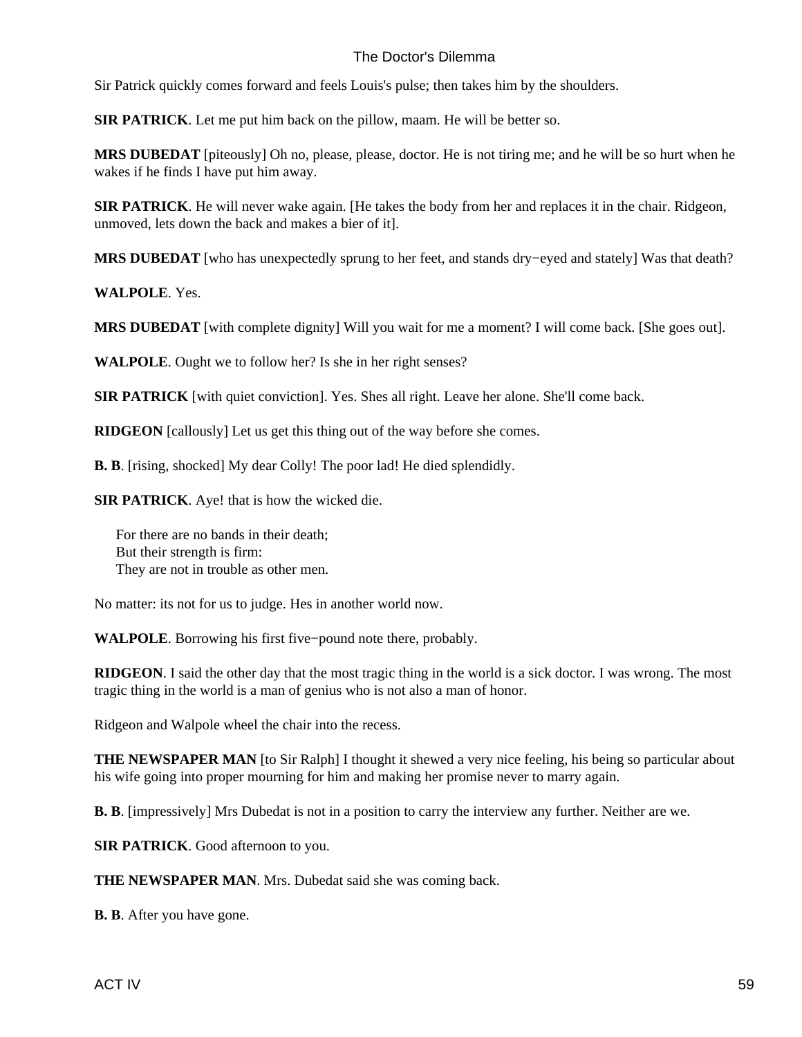Sir Patrick quickly comes forward and feels Louis's pulse; then takes him by the shoulders.

**SIR PATRICK**. Let me put him back on the pillow, maam. He will be better so.

**MRS DUBEDAT** [piteously] Oh no, please, please, doctor. He is not tiring me; and he will be so hurt when he wakes if he finds I have put him away.

**SIR PATRICK**. He will never wake again. [He takes the body from her and replaces it in the chair. Ridgeon, unmoved, lets down the back and makes a bier of it].

**MRS DUBEDAT** [who has unexpectedly sprung to her feet, and stands dry−eyed and stately] Was that death?

**WALPOLE**. Yes.

**MRS DUBEDAT** [with complete dignity] Will you wait for me a moment? I will come back. [She goes out].

**WALPOLE**. Ought we to follow her? Is she in her right senses?

**SIR PATRICK** [with quiet conviction]. Yes. Shes all right. Leave her alone. She'll come back.

**RIDGEON** [callously] Let us get this thing out of the way before she comes.

**B. B**. [rising, shocked] My dear Colly! The poor lad! He died splendidly.

**SIR PATRICK**. Aye! that is how the wicked die.

> For there are no bands in their death;
> But their strength is firm:
> They are not in trouble as other men.

No matter: its not for us to judge. Hes in another world now.

**WALPOLE**. Borrowing his first five−pound note there, probably.

**RIDGEON**. I said the other day that the most tragic thing in the world is a sick doctor. I was wrong. The most tragic thing in the world is a man of genius who is not also a man of honor.

Ridgeon and Walpole wheel the chair into the recess.

**THE NEWSPAPER MAN** [to Sir Ralph] I thought it shewed a very nice feeling, his being so particular about his wife going into proper mourning for him and making her promise never to marry again.

**B. B**. [impressively] Mrs Dubedat is not in a position to carry the interview any further. Neither are we.

**SIR PATRICK**. Good afternoon to you.

**THE NEWSPAPER MAN**. Mrs. Dubedat said she was coming back.

**B. B**. After you have gone.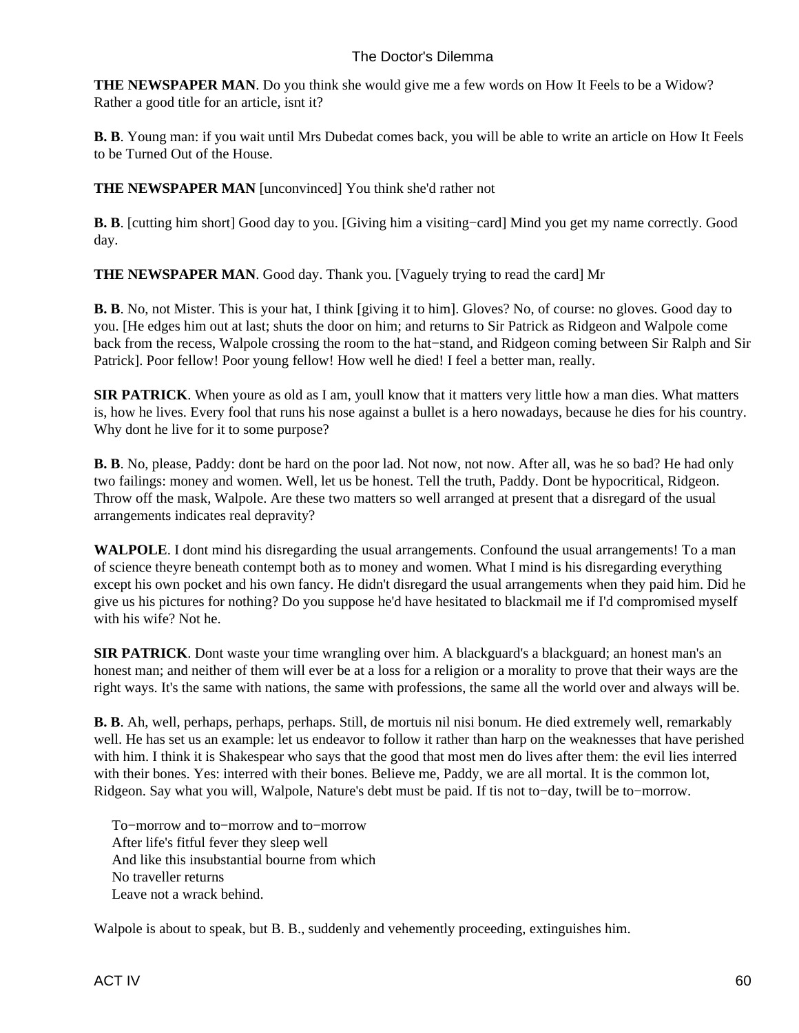**THE NEWSPAPER MAN**. Do you think she would give me a few words on How It Feels to be a Widow? Rather a good title for an article, isnt it?

**B. B**. Young man: if you wait until Mrs Dubedat comes back, you will be able to write an article on How It Feels to be Turned Out of the House.

**THE NEWSPAPER MAN** [unconvinced] You think she'd rather not

**B. B**. [cutting him short] Good day to you. [Giving him a visiting−card] Mind you get my name correctly. Good day.

**THE NEWSPAPER MAN**. Good day. Thank you. [Vaguely trying to read the card] Mr

**B. B**. No, not Mister. This is your hat, I think [giving it to him]. Gloves? No, of course: no gloves. Good day to you. [He edges him out at last; shuts the door on him; and returns to Sir Patrick as Ridgeon and Walpole come back from the recess, Walpole crossing the room to the hat−stand, and Ridgeon coming between Sir Ralph and Sir Patrick]. Poor fellow! Poor young fellow! How well he died! I feel a better man, really.

**SIR PATRICK**. When youre as old as I am, youll know that it matters very little how a man dies. What matters is, how he lives. Every fool that runs his nose against a bullet is a hero nowadays, because he dies for his country. Why dont he live for it to some purpose?

**B. B**. No, please, Paddy: dont be hard on the poor lad. Not now, not now. After all, was he so bad? He had only two failings: money and women. Well, let us be honest. Tell the truth, Paddy. Dont be hypocritical, Ridgeon. Throw off the mask, Walpole. Are these two matters so well arranged at present that a disregard of the usual arrangements indicates real depravity?

**WALPOLE**. I dont mind his disregarding the usual arrangements. Confound the usual arrangements! To a man of science theyre beneath contempt both as to money and women. What I mind is his disregarding everything except his own pocket and his own fancy. He didn't disregard the usual arrangements when they paid him. Did he give us his pictures for nothing? Do you suppose he'd have hesitated to blackmail me if I'd compromised myself with his wife? Not he.

**SIR PATRICK**. Dont waste your time wrangling over him. A blackguard's a blackguard; an honest man's an honest man; and neither of them will ever be at a loss for a religion or a morality to prove that their ways are the right ways. It's the same with nations, the same with professions, the same all the world over and always will be.

**B. B**. Ah, well, perhaps, perhaps, perhaps. Still, de mortuis nil nisi bonum. He died extremely well, remarkably well. He has set us an example: let us endeavor to follow it rather than harp on the weaknesses that have perished with him. I think it is Shakespear who says that the good that most men do lives after them: the evil lies interred with their bones. Yes: interred with their bones. Believe me, Paddy, we are all mortal. It is the common lot, Ridgeon. Say what you will, Walpole, Nature's debt must be paid. If tis not to−day, twill be to−morrow.

To−morrow and to−morrow and to−morrow
After life's fitful fever they sleep well
And like this insubstantial bourne from which
No traveller returns
Leave not a wrack behind.

Walpole is about to speak, but B. B., suddenly and vehemently proceeding, extinguishes him.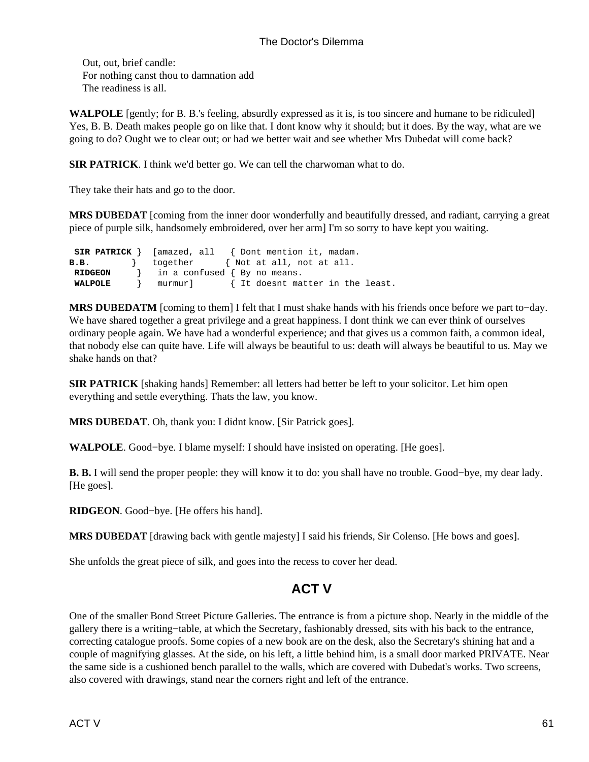Out, out, brief candle:
For nothing canst thou to damnation add
The readiness is all.

**WALPOLE** [gently; for B. B.'s feeling, absurdly expressed as it is, is too sincere and humane to be ridiculed] Yes, B. B. Death makes people go on like that. I dont know why it should; but it does. By the way, what are we going to do? Ought we to clear out; or had we better wait and see whether Mrs Dubedat will come back?

**SIR PATRICK**. I think we'd better go. We can tell the charwoman what to do.

They take their hats and go to the door.

**MRS DUBEDAT** [coming from the inner door wonderfully and beautifully dressed, and radiant, carrying a great piece of purple silk, handsomely embroidered, over her arm] I'm so sorry to have kept you waiting.

```
 SIR PATRICK }  [amazed, all   { Dont mention it, madam.
B.B.        }   together      { Not at all, not at all.
 RIDGEON     }   in a confused { By no means.
 WALPOLE     }   murmur]       { It doesnt matter in the least.
```

**MRS DUBEDATM** [coming to them] I felt that I must shake hands with his friends once before we part to−day. We have shared together a great privilege and a great happiness. I dont think we can ever think of ourselves ordinary people again. We have had a wonderful experience; and that gives us a common faith, a common ideal, that nobody else can quite have. Life will always be beautiful to us: death will always be beautiful to us. May we shake hands on that?

**SIR PATRICK** [shaking hands] Remember: all letters had better be left to your solicitor. Let him open everything and settle everything. Thats the law, you know.

**MRS DUBEDAT**. Oh, thank you: I didnt know. [Sir Patrick goes].

**WALPOLE**. Good−bye. I blame myself: I should have insisted on operating. [He goes].

**B. B.** I will send the proper people: they will know it to do: you shall have no trouble. Good−bye, my dear lady. [He goes].

**RIDGEON**. Good−bye. [He offers his hand].

**MRS DUBEDAT** [drawing back with gentle majesty] I said his friends, Sir Colenso. [He bows and goes].

She unfolds the great piece of silk, and goes into the recess to cover her dead.

## ACT V

One of the smaller Bond Street Picture Galleries. The entrance is from a picture shop. Nearly in the middle of the gallery there is a writing−table, at which the Secretary, fashionably dressed, sits with his back to the entrance, correcting catalogue proofs. Some copies of a new book are on the desk, also the Secretary's shining hat and a couple of magnifying glasses. At the side, on his left, a little behind him, is a small door marked PRIVATE. Near the same side is a cushioned bench parallel to the walls, which are covered with Dubedat's works. Two screens, also covered with drawings, stand near the corners right and left of the entrance.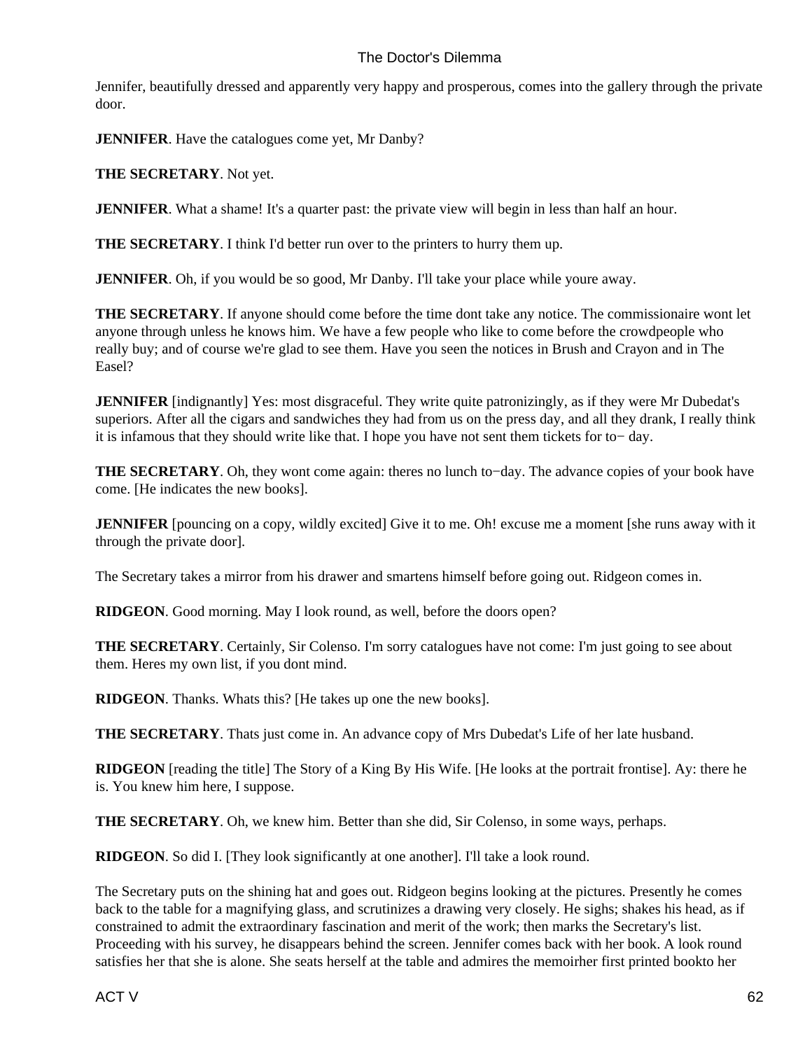Jennifer, beautifully dressed and apparently very happy and prosperous, comes into the gallery through the private door.

**JENNIFER**. Have the catalogues come yet, Mr Danby?

**THE SECRETARY**. Not yet.

**JENNIFER**. What a shame! It's a quarter past: the private view will begin in less than half an hour.

**THE SECRETARY**. I think I'd better run over to the printers to hurry them up.

**JENNIFER**. Oh, if you would be so good, Mr Danby. I'll take your place while youre away.

**THE SECRETARY**. If anyone should come before the time dont take any notice. The commissionaire wont let anyone through unless he knows him. We have a few people who like to come before the crowdpeople who really buy; and of course we're glad to see them. Have you seen the notices in Brush and Crayon and in The Easel?

**JENNIFER** [indignantly] Yes: most disgraceful. They write quite patronizingly, as if they were Mr Dubedat's superiors. After all the cigars and sandwiches they had from us on the press day, and all they drank, I really think it is infamous that they should write like that. I hope you have not sent them tickets for to− day.

**THE SECRETARY**. Oh, they wont come again: theres no lunch to−day. The advance copies of your book have come. [He indicates the new books].

**JENNIFER** [pouncing on a copy, wildly excited] Give it to me. Oh! excuse me a moment [she runs away with it through the private door].

The Secretary takes a mirror from his drawer and smartens himself before going out. Ridgeon comes in.

**RIDGEON**. Good morning. May I look round, as well, before the doors open?

**THE SECRETARY**. Certainly, Sir Colenso. I'm sorry catalogues have not come: I'm just going to see about them. Heres my own list, if you dont mind.

**RIDGEON**. Thanks. Whats this? [He takes up one the new books].

**THE SECRETARY**. Thats just come in. An advance copy of Mrs Dubedat's Life of her late husband.

**RIDGEON** [reading the title] The Story of a King By His Wife. [He looks at the portrait frontise]. Ay: there he is. You knew him here, I suppose.

**THE SECRETARY**. Oh, we knew him. Better than she did, Sir Colenso, in some ways, perhaps.

**RIDGEON**. So did I. [They look significantly at one another]. I'll take a look round.

The Secretary puts on the shining hat and goes out. Ridgeon begins looking at the pictures. Presently he comes back to the table for a magnifying glass, and scrutinizes a drawing very closely. He sighs; shakes his head, as if constrained to admit the extraordinary fascination and merit of the work; then marks the Secretary's list. Proceeding with his survey, he disappears behind the screen. Jennifer comes back with her book. A look round satisfies her that she is alone. She seats herself at the table and admires the memoirher first printed bookto her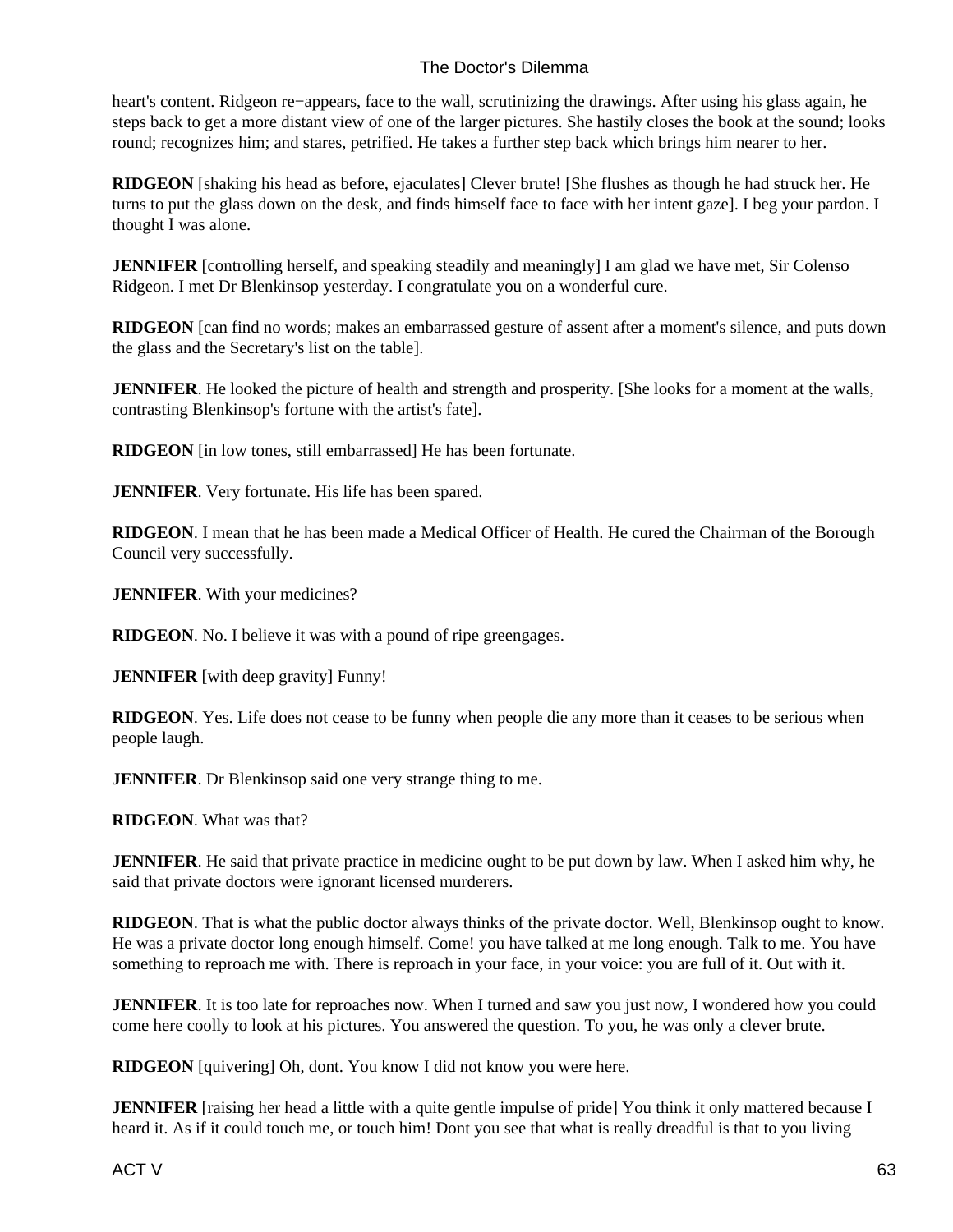heart's content. Ridgeon re−appears, face to the wall, scrutinizing the drawings. After using his glass again, he steps back to get a more distant view of one of the larger pictures. She hastily closes the book at the sound; looks round; recognizes him; and stares, petrified. He takes a further step back which brings him nearer to her.

**RIDGEON** [shaking his head as before, ejaculates] Clever brute! [She flushes as though he had struck her. He turns to put the glass down on the desk, and finds himself face to face with her intent gaze]. I beg your pardon. I thought I was alone.

**JENNIFER** [controlling herself, and speaking steadily and meaningly] I am glad we have met, Sir Colenso Ridgeon. I met Dr Blenkinsop yesterday. I congratulate you on a wonderful cure.

**RIDGEON** [can find no words; makes an embarrassed gesture of assent after a moment's silence, and puts down the glass and the Secretary's list on the table].

**JENNIFER**. He looked the picture of health and strength and prosperity. [She looks for a moment at the walls, contrasting Blenkinsop's fortune with the artist's fate].

**RIDGEON** [in low tones, still embarrassed] He has been fortunate.

**JENNIFER**. Very fortunate. His life has been spared.

**RIDGEON**. I mean that he has been made a Medical Officer of Health. He cured the Chairman of the Borough Council very successfully.

**JENNIFER**. With your medicines?

**RIDGEON**. No. I believe it was with a pound of ripe greengages.

**JENNIFER** [with deep gravity] Funny!

**RIDGEON**. Yes. Life does not cease to be funny when people die any more than it ceases to be serious when people laugh.

**JENNIFER**. Dr Blenkinsop said one very strange thing to me.

**RIDGEON**. What was that?

**JENNIFER**. He said that private practice in medicine ought to be put down by law. When I asked him why, he said that private doctors were ignorant licensed murderers.

**RIDGEON**. That is what the public doctor always thinks of the private doctor. Well, Blenkinsop ought to know. He was a private doctor long enough himself. Come! you have talked at me long enough. Talk to me. You have something to reproach me with. There is reproach in your face, in your voice: you are full of it. Out with it.

**JENNIFER**. It is too late for reproaches now. When I turned and saw you just now, I wondered how you could come here coolly to look at his pictures. You answered the question. To you, he was only a clever brute.

**RIDGEON** [quivering] Oh, dont. You know I did not know you were here.

**JENNIFER** [raising her head a little with a quite gentle impulse of pride] You think it only mattered because I heard it. As if it could touch me, or touch him! Dont you see that what is really dreadful is that to you living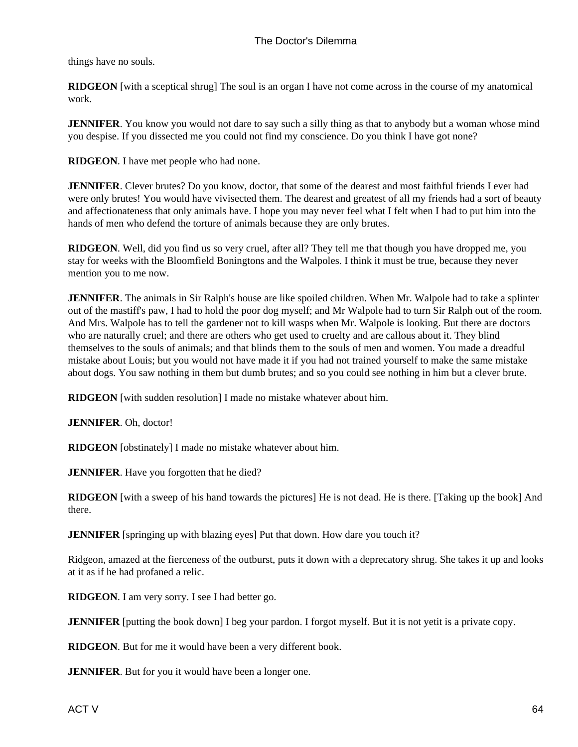things have no souls.

**RIDGEON** [with a sceptical shrug] The soul is an organ I have not come across in the course of my anatomical work.

**JENNIFER**. You know you would not dare to say such a silly thing as that to anybody but a woman whose mind you despise. If you dissected me you could not find my conscience. Do you think I have got none?

**RIDGEON**. I have met people who had none.

**JENNIFER**. Clever brutes? Do you know, doctor, that some of the dearest and most faithful friends I ever had were only brutes! You would have vivisected them. The dearest and greatest of all my friends had a sort of beauty and affectionateness that only animals have. I hope you may never feel what I felt when I had to put him into the hands of men who defend the torture of animals because they are only brutes.

**RIDGEON**. Well, did you find us so very cruel, after all? They tell me that though you have dropped me, you stay for weeks with the Bloomfield Boningtons and the Walpoles. I think it must be true, because they never mention you to me now.

**JENNIFER**. The animals in Sir Ralph's house are like spoiled children. When Mr. Walpole had to take a splinter out of the mastiff's paw, I had to hold the poor dog myself; and Mr Walpole had to turn Sir Ralph out of the room. And Mrs. Walpole has to tell the gardener not to kill wasps when Mr. Walpole is looking. But there are doctors who are naturally cruel; and there are others who get used to cruelty and are callous about it. They blind themselves to the souls of animals; and that blinds them to the souls of men and women. You made a dreadful mistake about Louis; but you would not have made it if you had not trained yourself to make the same mistake about dogs. You saw nothing in them but dumb brutes; and so you could see nothing in him but a clever brute.

**RIDGEON** [with sudden resolution] I made no mistake whatever about him.

**JENNIFER**. Oh, doctor!

**RIDGEON** [obstinately] I made no mistake whatever about him.

**JENNIFER**. Have you forgotten that he died?

**RIDGEON** [with a sweep of his hand towards the pictures] He is not dead. He is there. [Taking up the book] And there.

**JENNIFER** [springing up with blazing eyes] Put that down. How dare you touch it?

Ridgeon, amazed at the fierceness of the outburst, puts it down with a deprecatory shrug. She takes it up and looks at it as if he had profaned a relic.

**RIDGEON**. I am very sorry. I see I had better go.

**JENNIFER** [putting the book down] I beg your pardon. I forgot myself. But it is not yetit is a private copy.

**RIDGEON**. But for me it would have been a very different book.

**JENNIFER**. But for you it would have been a longer one.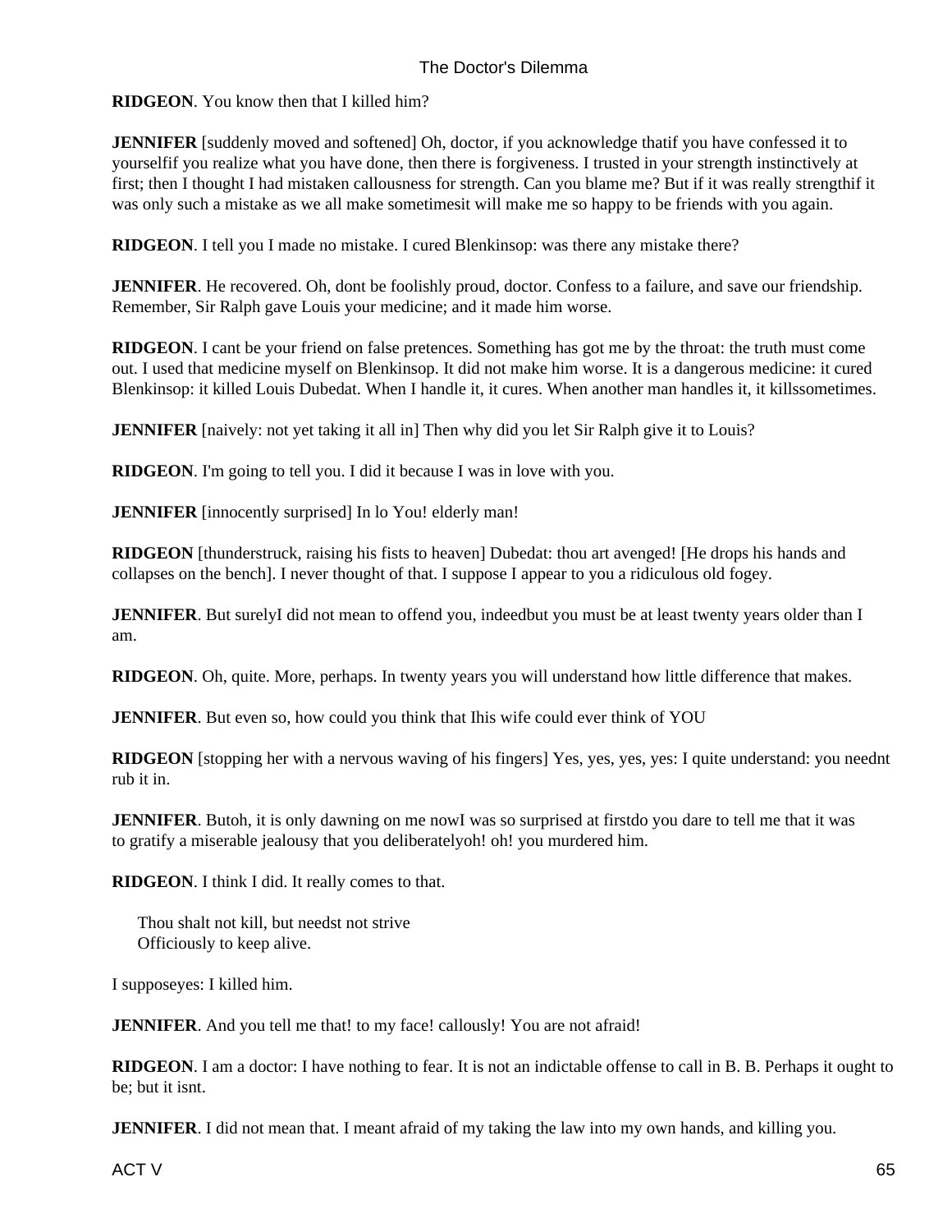**RIDGEON**. You know then that I killed him?

**JENNIFER** [suddenly moved and softened] Oh, doctor, if you acknowledge thatif you have confessed it to yourselfif you realize what you have done, then there is forgiveness. I trusted in your strength instinctively at first; then I thought I had mistaken callousness for strength. Can you blame me? But if it was really strengthif it was only such a mistake as we all make sometimesit will make me so happy to be friends with you again.

**RIDGEON**. I tell you I made no mistake. I cured Blenkinsop: was there any mistake there?

**JENNIFER**. He recovered. Oh, dont be foolishly proud, doctor. Confess to a failure, and save our friendship. Remember, Sir Ralph gave Louis your medicine; and it made him worse.

**RIDGEON**. I cant be your friend on false pretences. Something has got me by the throat: the truth must come out. I used that medicine myself on Blenkinsop. It did not make him worse. It is a dangerous medicine: it cured Blenkinsop: it killed Louis Dubedat. When I handle it, it cures. When another man handles it, it killssometimes.

**JENNIFER** [naively: not yet taking it all in] Then why did you let Sir Ralph give it to Louis?

**RIDGEON**. I'm going to tell you. I did it because I was in love with you.

**JENNIFER** [innocently surprised] In lo You! elderly man!

**RIDGEON** [thunderstruck, raising his fists to heaven] Dubedat: thou art avenged! [He drops his hands and collapses on the bench]. I never thought of that. I suppose I appear to you a ridiculous old fogey.

**JENNIFER**. But surelyI did not mean to offend you, indeedbut you must be at least twenty years older than I am.

**RIDGEON**. Oh, quite. More, perhaps. In twenty years you will understand how little difference that makes.

**JENNIFER**. But even so, how could you think that Ihis wife could ever think of YOU

**RIDGEON** [stopping her with a nervous waving of his fingers] Yes, yes, yes, yes: I quite understand: you neednt rub it in.

**JENNIFER**. Butoh, it is only dawning on me nowI was so surprised at firstdo you dare to tell me that it was to gratify a miserable jealousy that you deliberatelyoh! oh! you murdered him.

**RIDGEON**. I think I did. It really comes to that.

> Thou shalt not kill, but needst not strive
> Officiously to keep alive.

I supposeyes: I killed him.

**JENNIFER**. And you tell me that! to my face! callously! You are not afraid!

**RIDGEON**. I am a doctor: I have nothing to fear. It is not an indictable offense to call in B. B. Perhaps it ought to be; but it isnt.

**JENNIFER**. I did not mean that. I meant afraid of my taking the law into my own hands, and killing you.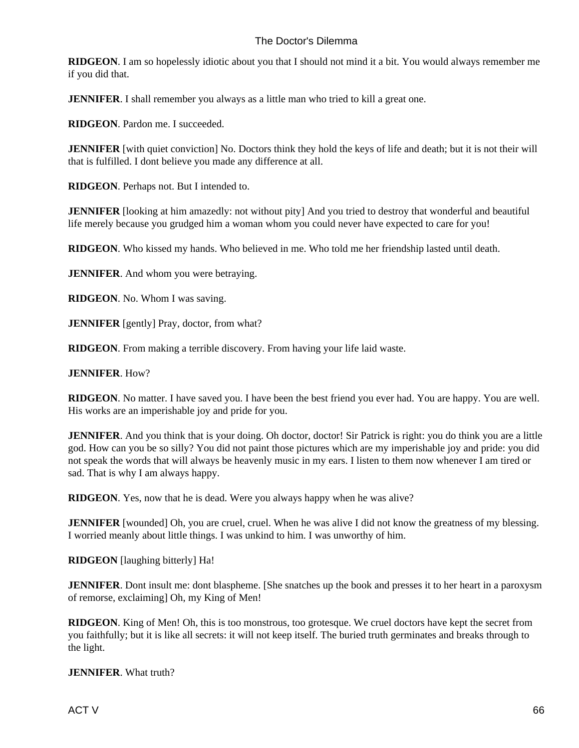**RIDGEON**. I am so hopelessly idiotic about you that I should not mind it a bit. You would always remember me if you did that.

**JENNIFER**. I shall remember you always as a little man who tried to kill a great one.

**RIDGEON**. Pardon me. I succeeded.

**JENNIFER** [with quiet conviction] No. Doctors think they hold the keys of life and death; but it is not their will that is fulfilled. I dont believe you made any difference at all.

**RIDGEON**. Perhaps not. But I intended to.

**JENNIFER** [looking at him amazedly: not without pity] And you tried to destroy that wonderful and beautiful life merely because you grudged him a woman whom you could never have expected to care for you!

**RIDGEON**. Who kissed my hands. Who believed in me. Who told me her friendship lasted until death.

**JENNIFER**. And whom you were betraying.

**RIDGEON**. No. Whom I was saving.

**JENNIFER** [gently] Pray, doctor, from what?

**RIDGEON**. From making a terrible discovery. From having your life laid waste.

**JENNIFER**. How?

**RIDGEON**. No matter. I have saved you. I have been the best friend you ever had. You are happy. You are well. His works are an imperishable joy and pride for you.

**JENNIFER**. And you think that is your doing. Oh doctor, doctor! Sir Patrick is right: you do think you are a little god. How can you be so silly? You did not paint those pictures which are my imperishable joy and pride: you did not speak the words that will always be heavenly music in my ears. I listen to them now whenever I am tired or sad. That is why I am always happy.

**RIDGEON**. Yes, now that he is dead. Were you always happy when he was alive?

**JENNIFER** [wounded] Oh, you are cruel, cruel. When he was alive I did not know the greatness of my blessing. I worried meanly about little things. I was unkind to him. I was unworthy of him.

**RIDGEON** [laughing bitterly] Ha!

**JENNIFER**. Dont insult me: dont blaspheme. [She snatches up the book and presses it to her heart in a paroxysm of remorse, exclaiming] Oh, my King of Men!

**RIDGEON**. King of Men! Oh, this is too monstrous, too grotesque. We cruel doctors have kept the secret from you faithfully; but it is like all secrets: it will not keep itself. The buried truth germinates and breaks through to the light.

**JENNIFER**. What truth?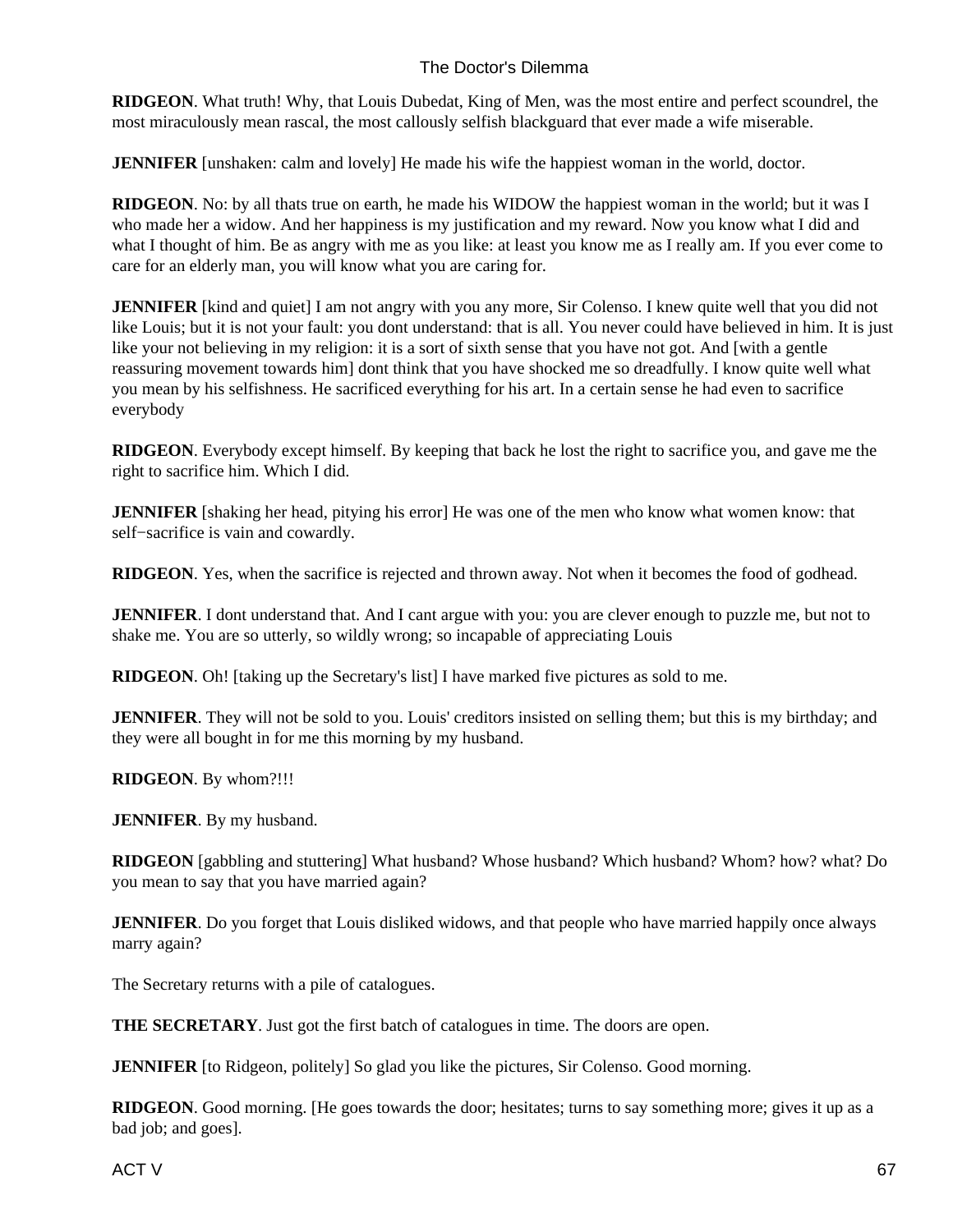**RIDGEON**. What truth! Why, that Louis Dubedat, King of Men, was the most entire and perfect scoundrel, the most miraculously mean rascal, the most callously selfish blackguard that ever made a wife miserable.

**JENNIFER** [unshaken: calm and lovely] He made his wife the happiest woman in the world, doctor.

**RIDGEON**. No: by all thats true on earth, he made his WIDOW the happiest woman in the world; but it was I who made her a widow. And her happiness is my justification and my reward. Now you know what I did and what I thought of him. Be as angry with me as you like: at least you know me as I really am. If you ever come to care for an elderly man, you will know what you are caring for.

**JENNIFER** [kind and quiet] I am not angry with you any more, Sir Colenso. I knew quite well that you did not like Louis; but it is not your fault: you dont understand: that is all. You never could have believed in him. It is just like your not believing in my religion: it is a sort of sixth sense that you have not got. And [with a gentle reassuring movement towards him] dont think that you have shocked me so dreadfully. I know quite well what you mean by his selfishness. He sacrificed everything for his art. In a certain sense he had even to sacrifice everybody

**RIDGEON**. Everybody except himself. By keeping that back he lost the right to sacrifice you, and gave me the right to sacrifice him. Which I did.

**JENNIFER** [shaking her head, pitying his error] He was one of the men who know what women know: that self−sacrifice is vain and cowardly.

**RIDGEON**. Yes, when the sacrifice is rejected and thrown away. Not when it becomes the food of godhead.

**JENNIFER**. I dont understand that. And I cant argue with you: you are clever enough to puzzle me, but not to shake me. You are so utterly, so wildly wrong; so incapable of appreciating Louis

**RIDGEON**. Oh! [taking up the Secretary's list] I have marked five pictures as sold to me.

**JENNIFER**. They will not be sold to you. Louis' creditors insisted on selling them; but this is my birthday; and they were all bought in for me this morning by my husband.

**RIDGEON**. By whom?!!!

**JENNIFER**. By my husband.

**RIDGEON** [gabbling and stuttering] What husband? Whose husband? Which husband? Whom? how? what? Do you mean to say that you have married again?

**JENNIFER**. Do you forget that Louis disliked widows, and that people who have married happily once always marry again?

The Secretary returns with a pile of catalogues.

**THE SECRETARY**. Just got the first batch of catalogues in time. The doors are open.

**JENNIFER** [to Ridgeon, politely] So glad you like the pictures, Sir Colenso. Good morning.

**RIDGEON**. Good morning. [He goes towards the door; hesitates; turns to say something more; gives it up as a bad job; and goes].